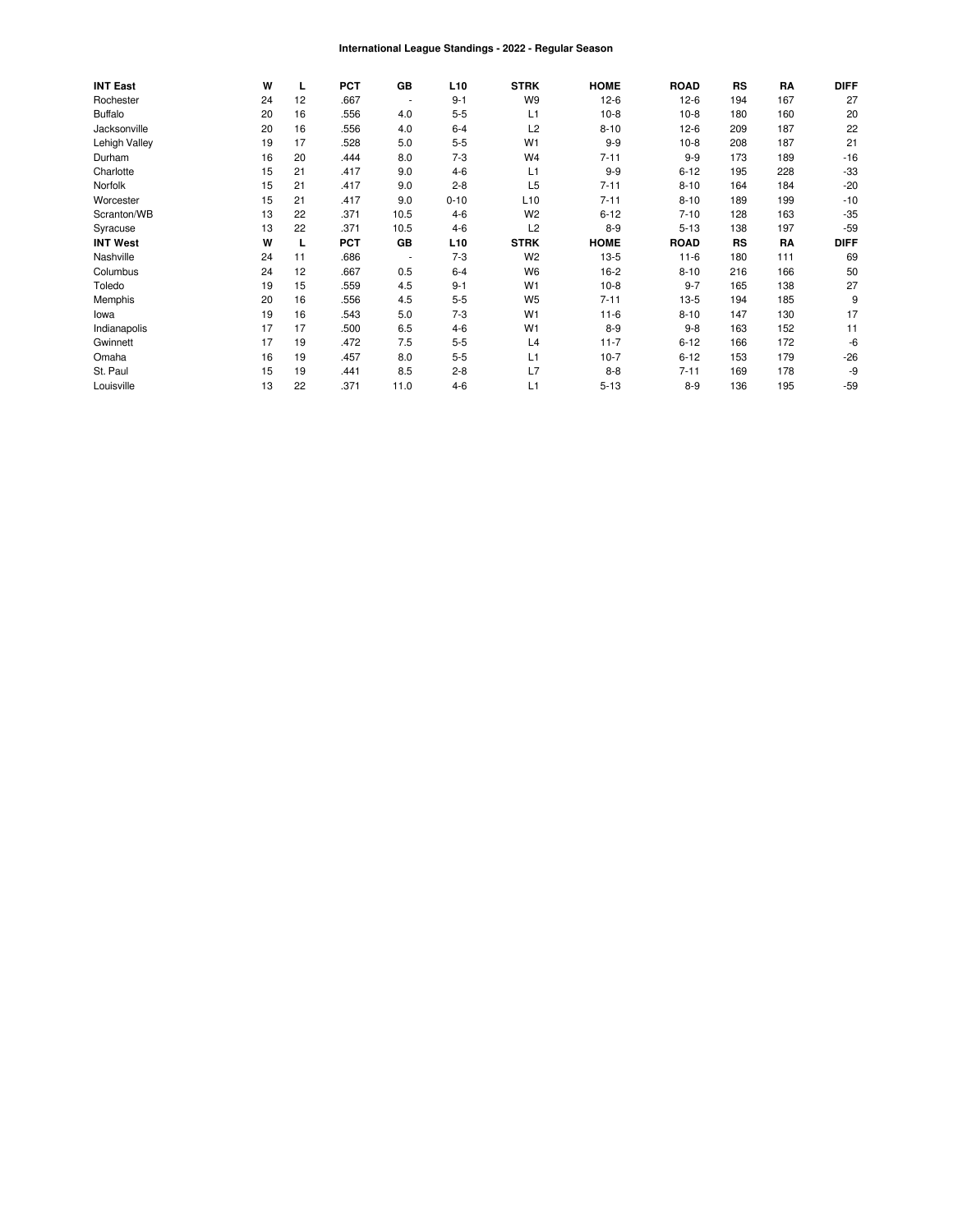# International League Standings - 2022 - Regular Season

| INT East | W | L | PCT | GB | L10 | STRK | HOME | ROAD | RS | RA | DIFF |
|---|---|---|---|---|---|---|---|---|---|---|---|
| Rochester | 24 | 12 | .667 | - | 9-1 | W9 | 12-6 | 12-6 | 194 | 167 | 27 |
| Buffalo | 20 | 16 | .556 | 4.0 | 5-5 | L1 | 10-8 | 10-8 | 180 | 160 | 20 |
| Jacksonville | 20 | 16 | .556 | 4.0 | 6-4 | L2 | 8-10 | 12-6 | 209 | 187 | 22 |
| Lehigh Valley | 19 | 17 | .528 | 5.0 | 5-5 | W1 | 9-9 | 10-8 | 208 | 187 | 21 |
| Durham | 16 | 20 | .444 | 8.0 | 7-3 | W4 | 7-11 | 9-9 | 173 | 189 | -16 |
| Charlotte | 15 | 21 | .417 | 9.0 | 4-6 | L1 | 9-9 | 6-12 | 195 | 228 | -33 |
| Norfolk | 15 | 21 | .417 | 9.0 | 2-8 | L5 | 7-11 | 8-10 | 164 | 184 | -20 |
| Worcester | 15 | 21 | .417 | 9.0 | 0-10 | L10 | 7-11 | 8-10 | 189 | 199 | -10 |
| Scranton/WB | 13 | 22 | .371 | 10.5 | 4-6 | W2 | 6-12 | 7-10 | 128 | 163 | -35 |
| Syracuse | 13 | 22 | .371 | 10.5 | 4-6 | L2 | 8-9 | 5-13 | 138 | 197 | -59 |
| **INT West** | **W** | **L** | **PCT** | **GB** | **L10** | **STRK** | **HOME** | **ROAD** | **RS** | **RA** | **DIFF** |
| Nashville | 24 | 11 | .686 | - | 7-3 | W2 | 13-5 | 11-6 | 180 | 111 | 69 |
| Columbus | 24 | 12 | .667 | 0.5 | 6-4 | W6 | 16-2 | 8-10 | 216 | 166 | 50 |
| Toledo | 19 | 15 | .559 | 4.5 | 9-1 | W1 | 10-8 | 9-7 | 165 | 138 | 27 |
| Memphis | 20 | 16 | .556 | 4.5 | 5-5 | W5 | 7-11 | 13-5 | 194 | 185 | 9 |
| Iowa | 19 | 16 | .543 | 5.0 | 7-3 | W1 | 11-6 | 8-10 | 147 | 130 | 17 |
| Indianapolis | 17 | 17 | .500 | 6.5 | 4-6 | W1 | 8-9 | 9-8 | 163 | 152 | 11 |
| Gwinnett | 17 | 19 | .472 | 7.5 | 5-5 | L4 | 11-7 | 6-12 | 166 | 172 | -6 |
| Omaha | 16 | 19 | .457 | 8.0 | 5-5 | L1 | 10-7 | 6-12 | 153 | 179 | -26 |
| St. Paul | 15 | 19 | .441 | 8.5 | 2-8 | L7 | 8-8 | 7-11 | 169 | 178 | -9 |
| Louisville | 13 | 22 | .371 | 11.0 | 4-6 | L1 | 5-13 | 8-9 | 136 | 195 | -59 |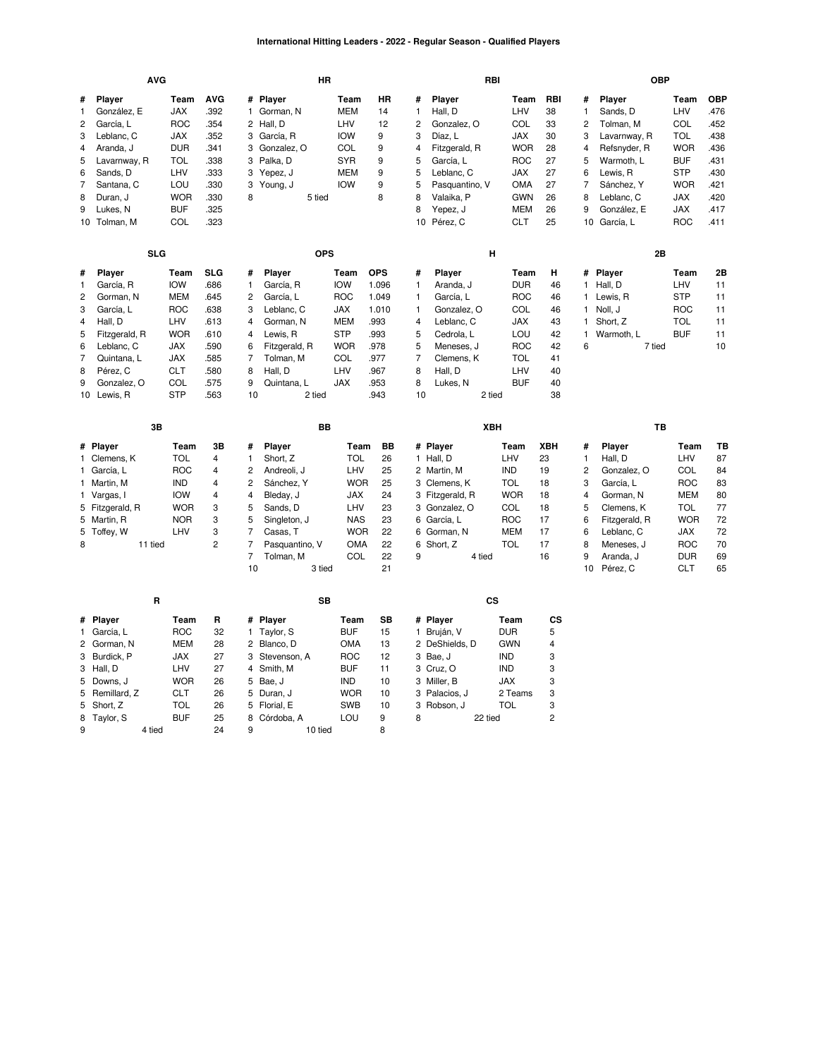# International Hitting Leaders - 2022 - Regular Season - Qualified Players

### AVG

| # | Player | Team | AVG |
|---|---|---|---|
| 1 | González, E | JAX | .392 |
| 2 | García, L | ROC | .354 |
| 3 | Leblanc, C | JAX | .352 |
| 4 | Aranda, J | DUR | .341 |
| 5 | Lavarnway, R | TOL | .338 |
| 6 | Sands, D | LHV | .333 |
| 7 | Santana, C | LOU | .330 |
| 8 | Duran, J | WOR | .330 |
| 9 | Lukes, N | BUF | .325 |
| 10 | Tolman, M | COL | .323 |

### HR

| # | Player | Team | HR |
|---|---|---|---|
| 1 | Gorman, N | MEM | 14 |
| 2 | Hall, D | LHV | 12 |
| 3 | García, R | IOW | 9 |
| 3 | Gonzalez, O | COL | 9 |
| 3 | Palka, D | SYR | 9 |
| 3 | Yepez, J | MEM | 9 |
| 3 | Young, J | IOW | 9 |
| 8 | 5 tied | | 8 |

### RBI

| # | Player | Team | RBI |
|---|---|---|---|
| 1 | Hall, D | LHV | 38 |
| 2 | Gonzalez, O | COL | 33 |
| 3 | Díaz, L | JAX | 30 |
| 4 | Fitzgerald, R | WOR | 28 |
| 5 | García, L | ROC | 27 |
| 5 | Leblanc, C | JAX | 27 |
| 5 | Pasquantino, V | OMA | 27 |
| 8 | Valaika, P | GWN | 26 |
| 8 | Yepez, J | MEM | 26 |
| 10 | Pérez, C | CLT | 25 |

### OBP

| # | Player | Team | OBP |
|---|---|---|---|
| 1 | Sands, D | LHV | .476 |
| 2 | Tolman, M | COL | .452 |
| 3 | Lavarnway, R | TOL | .438 |
| 4 | Refsnyder, R | WOR | .436 |
| 5 | Warmoth, L | BUF | .431 |
| 6 | Lewis, R | STP | .430 |
| 7 | Sánchez, Y | WOR | .421 |
| 8 | Leblanc, C | JAX | .420 |
| 9 | González, E | JAX | .417 |
| 10 | García, L | ROC | .411 |

### SLG

| # | Player | Team | SLG |
|---|---|---|---|
| 1 | García, R | IOW | .686 |
| 2 | Gorman, N | MEM | .645 |
| 3 | García, L | ROC | .638 |
| 4 | Hall, D | LHV | .613 |
| 5 | Fitzgerald, R | WOR | .610 |
| 6 | Leblanc, C | JAX | .590 |
| 7 | Quintana, L | JAX | .585 |
| 8 | Pérez, C | CLT | .580 |
| 9 | Gonzalez, O | COL | .575 |
| 10 | Lewis, R | STP | .563 |

### OPS

| # | Player | Team | OPS |
|---|---|---|---|
| 1 | García, R | IOW | 1.096 |
| 2 | García, L | ROC | 1.049 |
| 3 | Leblanc, C | JAX | 1.010 |
| 4 | Gorman, N | MEM | .993 |
| 4 | Lewis, R | STP | .993 |
| 6 | Fitzgerald, R | WOR | .978 |
| 7 | Tolman, M | COL | .977 |
| 8 | Hall, D | LHV | .967 |
| 9 | Quintana, L | JAX | .953 |
| 10 | 2 tied | | .943 |

### H

| # | Player | Team | H |
|---|---|---|---|
| 1 | Aranda, J | DUR | 46 |
| 1 | García, L | ROC | 46 |
| 1 | Gonzalez, O | COL | 46 |
| 4 | Leblanc, C | JAX | 43 |
| 5 | Cedrola, L | LOU | 42 |
| 5 | Meneses, J | ROC | 42 |
| 7 | Clemens, K | TOL | 41 |
| 8 | Hall, D | LHV | 40 |
| 8 | Lukes, N | BUF | 40 |
| 10 | 2 tied | | 38 |

### 2B

| # | Player | Team | 2B |
|---|---|---|---|
| 1 | Hall, D | LHV | 11 |
| 1 | Lewis, R | STP | 11 |
| 1 | Noll, J | ROC | 11 |
| 1 | Short, Z | TOL | 11 |
| 1 | Warmoth, L | BUF | 11 |
| 6 | 7 tied | | 10 |

### 3B

| # | Player | Team | 3B |
|---|---|---|---|
| 1 | Clemens, K | TOL | 4 |
| 1 | García, L | ROC | 4 |
| 1 | Martin, M | IND | 4 |
| 1 | Vargas, I | IOW | 4 |
| 5 | Fitzgerald, R | WOR | 3 |
| 5 | Martin, R | NOR | 3 |
| 5 | Toffey, W | LHV | 3 |
| 8 | 11 tied | | 2 |

### BB

| # | Player | Team | BB |
|---|---|---|---|
| 1 | Short, Z | TOL | 26 |
| 2 | Andreoli, J | LHV | 25 |
| 2 | Sánchez, Y | WOR | 25 |
| 4 | Bleday, J | JAX | 24 |
| 5 | Sands, D | LHV | 23 |
| 5 | Singleton, J | NAS | 23 |
| 7 | Casas, T | WOR | 22 |
| 7 | Pasquantino, V | OMA | 22 |
| 7 | Tolman, M | COL | 22 |
| 10 | 3 tied | | 21 |

### XBH

| # | Player | Team | XBH |
|---|---|---|---|
| 1 | Hall, D | LHV | 23 |
| 2 | Martin, M | IND | 19 |
| 3 | Clemens, K | TOL | 18 |
| 3 | Fitzgerald, R | WOR | 18 |
| 3 | Gonzalez, O | COL | 18 |
| 6 | García, L | ROC | 17 |
| 6 | Gorman, N | MEM | 17 |
| 6 | Short, Z | TOL | 17 |
| 9 | 4 tied | | 16 |

### TB

| # | Player | Team | TB |
|---|---|---|---|
| 1 | Hall, D | LHV | 87 |
| 2 | Gonzalez, O | COL | 84 |
| 3 | García, L | ROC | 83 |
| 4 | Gorman, N | MEM | 80 |
| 5 | Clemens, K | TOL | 77 |
| 6 | Fitzgerald, R | WOR | 72 |
| 6 | Leblanc, C | JAX | 72 |
| 8 | Meneses, J | ROC | 70 |
| 9 | Aranda, J | DUR | 69 |
| 10 | Pérez, C | CLT | 65 |

### R

| # | Player | Team | R |
|---|---|---|---|
| 1 | García, L | ROC | 32 |
| 2 | Gorman, N | MEM | 28 |
| 3 | Burdick, P | JAX | 27 |
| 3 | Hall, D | LHV | 27 |
| 5 | Downs, J | WOR | 26 |
| 5 | Remillard, Z | CLT | 26 |
| 5 | Short, Z | TOL | 26 |
| 8 | Taylor, S | BUF | 25 |
| 9 | 4 tied | | 24 |

### SB

| # | Player | Team | SB |
|---|---|---|---|
| 1 | Taylor, S | BUF | 15 |
| 2 | Blanco, D | OMA | 13 |
| 3 | Stevenson, A | ROC | 12 |
| 4 | Smith, M | BUF | 11 |
| 5 | Bae, J | IND | 10 |
| 5 | Duran, J | WOR | 10 |
| 5 | Florial, E | SWB | 10 |
| 8 | Córdoba, A | LOU | 9 |
| 9 | 10 tied | | 8 |

### CS

| # | Player | Team | CS |
|---|---|---|---|
| 1 | Bruján, V | DUR | 5 |
| 2 | DeShields, D | GWN | 4 |
| 3 | Bae, J | IND | 3 |
| 3 | Cruz, O | IND | 3 |
| 3 | Miller, B | JAX | 3 |
| 3 | Palacios, J | 2 Teams | 3 |
| 3 | Robson, J | TOL | 3 |
| 8 | 22 tied | | 2 |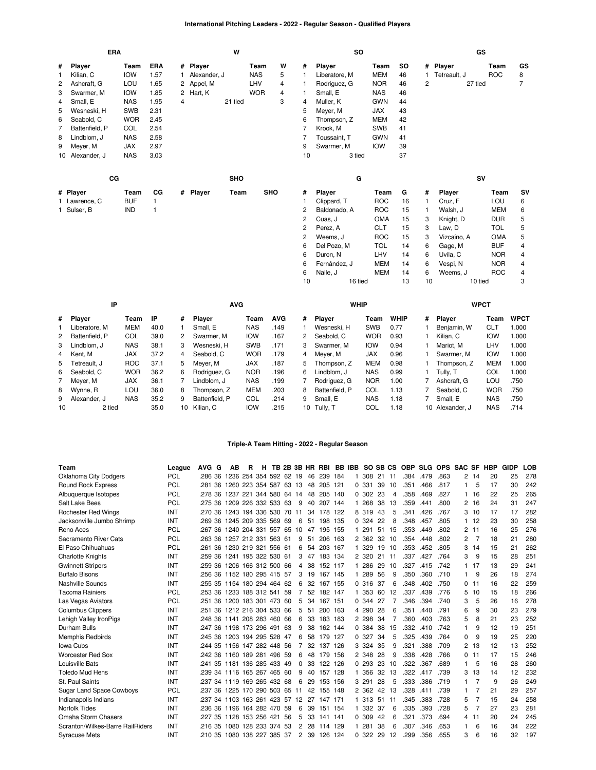## International Pitching Leaders - 2022 - Regular Season - Qualified Players

### ERA

| # | Player | Team | ERA |
|---|---|---|---|
| 1 | Kilian, C | IOW | 1.57 |
| 2 | Ashcraft, G | LOU | 1.65 |
| 3 | Swarmer, M | IOW | 1.85 |
| 4 | Small, E | NAS | 1.95 |
| 5 | Wesneski, H | SWB | 2.31 |
| 6 | Seabold, C | WOR | 2.45 |
| 7 | Battenfield, P | COL | 2.54 |
| 8 | Lindblom, J | NAS | 2.58 |
| 9 | Meyer, M | JAX | 2.97 |
| 10 | Alexander, J | NAS | 3.03 |

### W

| # | Player | Team | W |
|---|---|---|---|
| 1 | Alexander, J | NAS | 5 |
| 2 | Appel, M | LHV | 4 |
| 2 | Hart, K | WOR | 4 |
| 4 | 21 tied | | 3 |

### SO

| # | Player | Team | SO |
|---|---|---|---|
| 1 | Liberatore, M | MEM | 46 |
| 1 | Rodriguez, G | NOR | 46 |
| 1 | Small, E | NAS | 46 |
| 4 | Muller, K | GWN | 44 |
| 5 | Meyer, M | JAX | 43 |
| 6 | Thompson, Z | MEM | 42 |
| 7 | Krook, M | SWB | 41 |
| 7 | Toussaint, T | GWN | 41 |
| 9 | Swarmer, M | IOW | 39 |
| 10 | 3 tied | | 37 |

### GS

| # | Player | Team | GS |
|---|---|---|---|
| 1 | Tetreault, J | ROC | 8 |
| 2 | 27 tied | | 7 |

### CG

| # | Player | Team | CG |
|---|---|---|---|
| 1 | Lawrence, C | BUF | 1 |
| 1 | Sulser, B | IND | 1 |

### SHO

| # | Player | Team | SHO |
|---|---|---|---|

### G

| # | Player | Team | G |
|---|---|---|---|
| 1 | Clippard, T | ROC | 16 |
| 2 | Baldonado, A | ROC | 15 |
| 2 | Cuas, J | OMA | 15 |
| 2 | Perez, A | CLT | 15 |
| 2 | Weems, J | ROC | 15 |
| 6 | Del Pozo, M | TOL | 14 |
| 6 | Duron, N | LHV | 14 |
| 6 | Fernández, J | MEM | 14 |
| 6 | Naile, J | MEM | 14 |
| 10 | 16 tied | | 13 |

### SV

| # | Player | Team | SV |
|---|---|---|---|
| 1 | Cruz, F | LOU | 6 |
| 1 | Walsh, J | MEM | 6 |
| 3 | Knight, D | DUR | 5 |
| 3 | Law, D | TOL | 5 |
| 3 | Vizcaíno, A | OMA | 5 |
| 6 | Gage, M | BUF | 4 |
| 6 | Uvila, C | NOR | 4 |
| 6 | Vespi, N | NOR | 4 |
| 6 | Weems, J | ROC | 4 |
| 10 | 10 tied | | 3 |

### IP

| # | Player | Team | IP |
|---|---|---|---|
| 1 | Liberatore, M | MEM | 40.0 |
| 2 | Battenfield, P | COL | 39.0 |
| 3 | Lindblom, J | NAS | 38.1 |
| 4 | Kent, M | JAX | 37.2 |
| 5 | Tetreault, J | ROC | 37.1 |
| 6 | Seabold, C | WOR | 36.2 |
| 7 | Meyer, M | JAX | 36.1 |
| 8 | Wynne, R | LOU | 36.0 |
| 9 | Alexander, J | NAS | 35.2 |
| 10 | 2 tied | | 35.0 |

### AVG

| # | Player | Team | AVG |
|---|---|---|---|
| 1 | Small, E | NAS | .149 |
| 2 | Swarmer, M | IOW | .167 |
| 3 | Wesneski, H | SWB | .171 |
| 4 | Seabold, C | WOR | .179 |
| 5 | Meyer, M | JAX | .187 |
| 6 | Rodriguez, G | NOR | .196 |
| 7 | Lindblom, J | NAS | .199 |
| 8 | Thompson, Z | MEM | .203 |
| 9 | Battenfield, P | COL | .214 |
| 10 | Kilian, C | IOW | .215 |

### WHIP

| # | Player | Team | WHIP |
|---|---|---|---|
| 1 | Wesneski, H | SWB | 0.77 |
| 2 | Seabold, C | WOR | 0.93 |
| 3 | Swarmer, M | IOW | 0.94 |
| 4 | Meyer, M | JAX | 0.96 |
| 5 | Thompson, Z | MEM | 0.98 |
| 6 | Lindblom, J | NAS | 0.99 |
| 7 | Rodriguez, G | NOR | 1.00 |
| 8 | Battenfield, P | COL | 1.13 |
| 9 | Small, E | NAS | 1.18 |
| 10 | Tully, T | COL | 1.18 |

### WPCT

| # | Player | Team | WPCT |
|---|---|---|---|
| 1 | Benjamin, W | CLT | 1.000 |
| 1 | Kilian, C | IOW | 1.000 |
| 1 | Mariot, M | LHV | 1.000 |
| 1 | Swarmer, M | IOW | 1.000 |
| 1 | Thompson, Z | MEM | 1.000 |
| 1 | Tully, T | COL | 1.000 |
| 7 | Ashcraft, G | LOU | .750 |
| 7 | Seabold, C | WOR | .750 |
| 7 | Small, E | NAS | .750 |
| 10 | Alexander, J | NAS | .714 |

## Triple-A Team Hitting - 2022 - Regular Season

| Team | League | AVG | G | AB | R | H | TB | 2B | 3B | HR | RBI | BB | IBB | SO | SB | CS | OBP | SLG | OPS | SAC | SF | HBP | GIDP | LOB |
|---|---|---|---|---|---|---|---|---|---|---|---|---|---|---|---|---|---|---|---|---|---|---|---|---|
| Oklahoma City Dodgers | PCL | .286 | 36 | 1236 | 254 | 354 | 592 | 62 | 19 | 46 | 239 | 184 | 1 | 308 | 21 | 11 | .384 | .479 | .863 | 2 | 14 | 20 | 25 | 278 |
| Round Rock Express | PCL | .281 | 36 | 1260 | 223 | 354 | 587 | 63 | 13 | 48 | 205 | 121 | 0 | 331 | 39 | 10 | .351 | .466 | .817 | 1 | 5 | 17 | 30 | 242 |
| Albuquerque Isotopes | PCL | .278 | 36 | 1237 | 221 | 344 | 580 | 64 | 14 | 48 | 205 | 140 | 0 | 302 | 23 | 4 | .358 | .469 | .827 | 1 | 16 | 22 | 25 | 265 |
| Salt Lake Bees | PCL | .275 | 36 | 1209 | 226 | 332 | 533 | 63 | 9 | 40 | 207 | 144 | 1 | 268 | 38 | 13 | .359 | .441 | .800 | 2 | 16 | 24 | 31 | 247 |
| Rochester Red Wings | INT | .270 | 36 | 1243 | 194 | 336 | 530 | 70 | 11 | 34 | 178 | 122 | 8 | 319 | 43 | 5 | .341 | .426 | .767 | 3 | 10 | 17 | 17 | 282 |
| Jacksonville Jumbo Shrimp | INT | .269 | 36 | 1245 | 209 | 335 | 569 | 69 | 6 | 51 | 198 | 135 | 0 | 324 | 22 | 8 | .348 | .457 | .805 | 1 | 12 | 23 | 30 | 258 |
| Reno Aces | PCL | .267 | 36 | 1240 | 204 | 331 | 557 | 65 | 10 | 47 | 195 | 155 | 1 | 291 | 51 | 15 | .353 | .449 | .802 | 2 | 11 | 16 | 25 | 276 |
| Sacramento River Cats | PCL | .263 | 36 | 1257 | 212 | 331 | 563 | 61 | 9 | 51 | 206 | 163 | 2 | 362 | 32 | 10 | .354 | .448 | .802 | 2 | 7 | 18 | 21 | 280 |
| El Paso Chihuahuas | PCL | .261 | 36 | 1230 | 219 | 321 | 556 | 61 | 6 | 54 | 203 | 167 | 1 | 329 | 19 | 10 | .353 | .452 | .805 | 3 | 14 | 15 | 21 | 262 |
| Charlotte Knights | INT | .259 | 36 | 1241 | 195 | 322 | 530 | 61 | 3 | 47 | 183 | 134 | 2 | 320 | 21 | 11 | .337 | .427 | .764 | 3 | 9 | 15 | 28 | 251 |
| Gwinnett Stripers | INT | .259 | 36 | 1206 | 166 | 312 | 500 | 66 | 4 | 38 | 152 | 117 | 1 | 286 | 29 | 10 | .327 | .415 | .742 | 1 | 17 | 13 | 29 | 241 |
| Buffalo Bisons | INT | .256 | 36 | 1152 | 180 | 295 | 415 | 57 | 3 | 19 | 167 | 145 | 1 | 289 | 56 | 9 | .350 | .360 | .710 | 1 | 9 | 26 | 18 | 274 |
| Nashville Sounds | INT | .255 | 35 | 1154 | 180 | 294 | 464 | 62 | 6 | 32 | 167 | 155 | 0 | 316 | 37 | 6 | .348 | .402 | .750 | 0 | 11 | 16 | 22 | 259 |
| Tacoma Rainiers | PCL | .253 | 36 | 1233 | 188 | 312 | 541 | 59 | 7 | 52 | 182 | 147 | 1 | 353 | 60 | 12 | .337 | .439 | .776 | 5 | 10 | 15 | 18 | 266 |
| Las Vegas Aviators | PCL | .251 | 36 | 1200 | 183 | 301 | 473 | 60 | 5 | 34 | 167 | 151 | 0 | 344 | 27 | 7 | .346 | .394 | .740 | 3 | 5 | 26 | 16 | 278 |
| Columbus Clippers | INT | .251 | 36 | 1212 | 216 | 304 | 533 | 66 | 5 | 51 | 200 | 163 | 4 | 290 | 28 | 6 | .351 | .440 | .791 | 6 | 9 | 30 | 23 | 279 |
| Lehigh Valley IronPigs | INT | .248 | 36 | 1141 | 208 | 283 | 460 | 66 | 6 | 33 | 183 | 183 | 2 | 298 | 34 | 7 | .360 | .403 | .763 | 5 | 8 | 21 | 23 | 252 |
| Durham Bulls | INT | .247 | 36 | 1198 | 173 | 296 | 491 | 63 | 9 | 38 | 162 | 144 | 0 | 384 | 38 | 15 | .332 | .410 | .742 | 1 | 9 | 12 | 19 | 251 |
| Memphis Redbirds | INT | .245 | 36 | 1203 | 194 | 295 | 528 | 47 | 6 | 58 | 179 | 127 | 0 | 327 | 34 | 5 | .325 | .439 | .764 | 0 | 9 | 19 | 25 | 220 |
| Iowa Cubs | INT | .244 | 35 | 1156 | 147 | 282 | 448 | 56 | 7 | 32 | 137 | 126 | 3 | 324 | 35 | 9 | .321 | .388 | .709 | 2 | 13 | 12 | 13 | 252 |
| Worcester Red Sox | INT | .242 | 36 | 1160 | 189 | 281 | 496 | 59 | 6 | 48 | 179 | 156 | 2 | 348 | 28 | 9 | .338 | .428 | .766 | 0 | 11 | 17 | 15 | 246 |
| Louisville Bats | INT | .241 | 35 | 1181 | 136 | 285 | 433 | 49 | 0 | 33 | 122 | 126 | 0 | 293 | 23 | 10 | .322 | .367 | .689 | 1 | 5 | 16 | 28 | 260 |
| Toledo Mud Hens | INT | .239 | 34 | 1116 | 165 | 267 | 465 | 60 | 9 | 40 | 157 | 128 | 1 | 356 | 32 | 13 | .322 | .417 | .739 | 3 | 13 | 14 | 12 | 232 |
| St. Paul Saints | INT | .237 | 34 | 1119 | 169 | 265 | 432 | 68 | 6 | 29 | 153 | 156 | 3 | 291 | 28 | 5 | .333 | .386 | .719 | 1 | 7 | 9 | 26 | 249 |
| Sugar Land Space Cowboys | PCL | .237 | 36 | 1225 | 170 | 290 | 503 | 65 | 11 | 42 | 155 | 148 | 2 | 362 | 42 | 13 | .328 | .411 | .739 | 1 | 7 | 21 | 29 | 257 |
| Indianapolis Indians | INT | .237 | 34 | 1103 | 163 | 261 | 423 | 57 | 12 | 27 | 147 | 171 | 1 | 313 | 51 | 11 | .345 | .383 | .728 | 5 | 7 | 15 | 24 | 258 |
| Norfolk Tides | INT | .236 | 36 | 1196 | 164 | 282 | 470 | 59 | 6 | 39 | 151 | 154 | 1 | 332 | 37 | 6 | .335 | .393 | .728 | 5 | 7 | 27 | 23 | 281 |
| Omaha Storm Chasers | INT | .227 | 35 | 1128 | 153 | 256 | 421 | 56 | 5 | 33 | 141 | 141 | 0 | 309 | 42 | 6 | .321 | .373 | .694 | 4 | 11 | 20 | 24 | 245 |
| Scranton/Wilkes-Barre RailRiders | INT | .216 | 35 | 1080 | 128 | 233 | 374 | 53 | 2 | 28 | 114 | 129 | 1 | 281 | 38 | 6 | .307 | .346 | .653 | 1 | 6 | 16 | 34 | 222 |
| Syracuse Mets | INT | .210 | 35 | 1080 | 138 | 227 | 385 | 37 | 2 | 39 | 126 | 124 | 0 | 322 | 29 | 12 | .299 | .356 | .655 | 3 | 6 | 16 | 32 | 197 |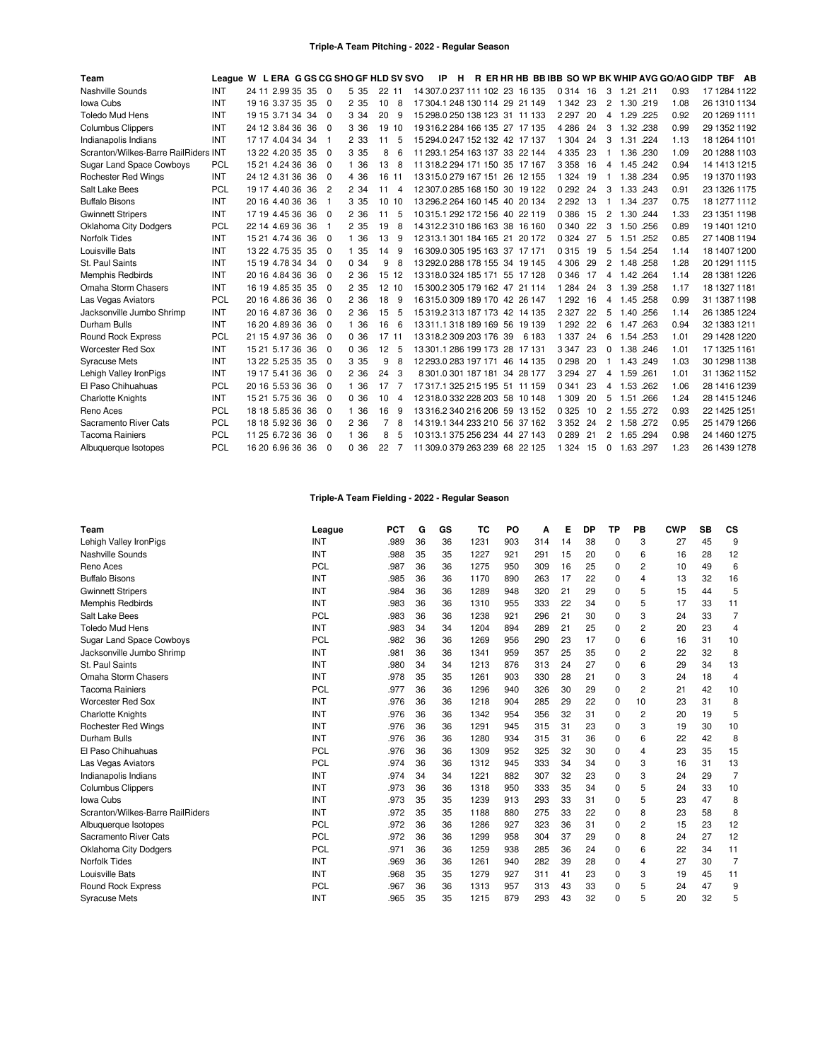### Triple-A Team Pitching - 2022 - Regular Season

| Team | League | W | L | ERA | G | GS | CG | SHO | GF | HLD | SV | SVO | IP | H | R | ER | HR | HB | BB | IBB | SO | WP | BK | WHIP | AVG | GO/AO | GIDP | TBF | AB |
|---|---|---|---|---|---|---|---|---|---|---|---|---|---|---|---|---|---|---|---|---|---|---|---|---|---|---|---|---|---|
| Nashville Sounds | INT | 24 | 11 | 2.99 | 35 | 35 | 0 | 5 | 35 | 22 | 11 | 14 | 307.0 | 237 | 111 | 102 | 23 | 16 | 135 | 0 | 314 | 16 | 3 | 1.21 | .211 | 0.93 | 17 | 1284 | 1122 |
| Iowa Cubs | INT | 19 | 16 | 3.37 | 35 | 35 | 0 | 2 | 35 | 10 | 8 | 17 | 304.1 | 248 | 130 | 114 | 29 | 21 | 149 | 1 | 342 | 23 | 2 | 1.30 | .219 | 1.08 | 26 | 1310 | 1134 |
| Toledo Mud Hens | INT | 19 | 15 | 3.71 | 34 | 34 | 0 | 3 | 34 | 20 | 9 | 15 | 298.0 | 250 | 138 | 123 | 31 | 11 | 133 | 2 | 297 | 20 | 4 | 1.29 | .225 | 0.92 | 20 | 1269 | 1111 |
| Columbus Clippers | INT | 24 | 12 | 3.84 | 36 | 36 | 0 | 3 | 36 | 19 | 10 | 19 | 316.2 | 284 | 166 | 135 | 27 | 17 | 135 | 4 | 286 | 24 | 3 | 1.32 | .238 | 0.99 | 29 | 1352 | 1192 |
| Indianapolis Indians | INT | 17 | 17 | 4.04 | 34 | 34 | 1 | 2 | 33 | 11 | 5 | 15 | 294.0 | 247 | 152 | 132 | 42 | 17 | 137 | 1 | 304 | 24 | 3 | 1.31 | .224 | 1.13 | 18 | 1264 | 1101 |
| Scranton/Wilkes-Barre RailRiders | INT | 13 | 22 | 4.20 | 35 | 35 | 0 | 3 | 35 | 8 | 6 | 11 | 293.1 | 254 | 163 | 137 | 33 | 22 | 144 | 4 | 335 | 23 | 1 | 1.36 | .230 | 1.09 | 20 | 1288 | 1103 |
| Sugar Land Space Cowboys | PCL | 15 | 21 | 4.24 | 36 | 36 | 0 | 1 | 36 | 13 | 8 | 11 | 318.2 | 294 | 171 | 150 | 35 | 17 | 167 | 3 | 358 | 16 | 4 | 1.45 | .242 | 0.94 | 14 | 1413 | 1215 |
| Rochester Red Wings | INT | 24 | 12 | 4.31 | 36 | 36 | 0 | 4 | 36 | 16 | 11 | 13 | 315.0 | 279 | 167 | 151 | 26 | 12 | 155 | 1 | 324 | 19 | 1 | 1.38 | .234 | 0.95 | 19 | 1370 | 1193 |
| Salt Lake Bees | PCL | 19 | 17 | 4.40 | 36 | 36 | 2 | 2 | 34 | 11 | 4 | 12 | 307.0 | 285 | 168 | 150 | 30 | 19 | 122 | 0 | 292 | 24 | 3 | 1.33 | .243 | 0.91 | 23 | 1326 | 1175 |
| Buffalo Bisons | INT | 20 | 16 | 4.40 | 36 | 36 | 1 | 3 | 35 | 10 | 10 | 13 | 296.2 | 264 | 160 | 145 | 40 | 20 | 134 | 2 | 292 | 13 | 1 | 1.34 | .237 | 0.75 | 18 | 1277 | 1112 |
| Gwinnett Stripers | INT | 17 | 19 | 4.45 | 36 | 36 | 0 | 2 | 36 | 11 | 5 | 10 | 315.1 | 292 | 172 | 156 | 40 | 22 | 119 | 0 | 386 | 15 | 2 | 1.30 | .244 | 1.33 | 27 | 1351 | 1198 |
| Oklahoma City Dodgers | PCL | 22 | 14 | 4.69 | 36 | 36 | 1 | 2 | 35 | 19 | 8 | 14 | 312.2 | 310 | 186 | 163 | 38 | 16 | 160 | 0 | 340 | 22 | 3 | 1.50 | .256 | 0.89 | 19 | 1401 | 1210 |
| Norfolk Tides | INT | 15 | 21 | 4.74 | 36 | 36 | 0 | 1 | 36 | 13 | 9 | 12 | 313.1 | 301 | 184 | 165 | 21 | 20 | 172 | 0 | 324 | 27 | 5 | 1.51 | .252 | 0.85 | 27 | 1408 | 1194 |
| Louisville Bats | INT | 13 | 22 | 4.75 | 35 | 35 | 0 | 1 | 35 | 14 | 9 | 16 | 309.0 | 305 | 195 | 163 | 37 | 17 | 171 | 0 | 315 | 19 | 5 | 1.54 | .254 | 1.14 | 18 | 1407 | 1200 |
| St. Paul Saints | INT | 15 | 19 | 4.78 | 34 | 34 | 0 | 0 | 34 | 9 | 8 | 13 | 292.0 | 288 | 178 | 155 | 34 | 19 | 145 | 4 | 306 | 29 | 2 | 1.48 | .258 | 1.28 | 20 | 1291 | 1115 |
| Memphis Redbirds | INT | 20 | 16 | 4.84 | 36 | 36 | 0 | 2 | 36 | 15 | 12 | 13 | 318.0 | 324 | 185 | 171 | 55 | 17 | 128 | 0 | 346 | 17 | 4 | 1.42 | .264 | 1.14 | 28 | 1381 | 1226 |
| Omaha Storm Chasers | INT | 16 | 19 | 4.85 | 35 | 35 | 0 | 2 | 35 | 12 | 10 | 15 | 300.2 | 305 | 179 | 162 | 47 | 21 | 114 | 1 | 284 | 24 | 3 | 1.39 | .258 | 1.17 | 18 | 1327 | 1181 |
| Las Vegas Aviators | PCL | 20 | 16 | 4.86 | 36 | 36 | 0 | 2 | 36 | 18 | 9 | 16 | 315.0 | 309 | 186 | 170 | 42 | 26 | 147 | 1 | 292 | 16 | 4 | 1.45 | .258 | 0.99 | 31 | 1387 | 1198 |
| Jacksonville Jumbo Shrimp | INT | 20 | 16 | 4.87 | 36 | 36 | 0 | 2 | 36 | 15 | 5 | 15 | 319.2 | 313 | 187 | 173 | 42 | 14 | 135 | 2 | 327 | 22 | 5 | 1.40 | .256 | 1.14 | 26 | 1385 | 1224 |
| Durham Bulls | INT | 16 | 20 | 4.89 | 36 | 36 | 0 | 1 | 36 | 16 | 6 | 13 | 311.1 | 318 | 189 | 169 | 56 | 19 | 139 | 1 | 292 | 22 | 6 | 1.47 | .263 | 0.94 | 32 | 1383 | 1211 |
| Round Rock Express | PCL | 21 | 15 | 4.97 | 36 | 36 | 0 | 0 | 36 | 17 | 11 | 13 | 318.2 | 309 | 203 | 176 | 39 | 6 | 183 | 1 | 337 | 24 | 6 | 1.54 | .253 | 1.01 | 29 | 1428 | 1220 |
| Worcester Red Sox | INT | 15 | 21 | 5.17 | 36 | 36 | 0 | 0 | 36 | 12 | 5 | 13 | 301.1 | 286 | 199 | 173 | 28 | 17 | 131 | 3 | 347 | 23 | 0 | 1.38 | .246 | 1.01 | 17 | 1325 | 1161 |
| Syracuse Mets | INT | 13 | 22 | 5.25 | 35 | 35 | 0 | 3 | 35 | 9 | 8 | 12 | 293.0 | 283 | 197 | 171 | 46 | 14 | 135 | 0 | 298 | 20 | 1 | 1.43 | .249 | 1.03 | 30 | 1298 | 1138 |
| Lehigh Valley IronPigs | INT | 19 | 17 | 5.41 | 36 | 36 | 0 | 2 | 36 | 24 | 3 | 8 | 301.0 | 301 | 187 | 181 | 34 | 28 | 177 | 3 | 294 | 27 | 4 | 1.59 | .261 | 1.01 | 31 | 1362 | 1152 |
| El Paso Chihuahuas | PCL | 20 | 16 | 5.53 | 36 | 36 | 0 | 1 | 36 | 17 | 7 | 17 | 317.1 | 325 | 215 | 195 | 51 | 11 | 159 | 0 | 341 | 23 | 4 | 1.53 | .262 | 1.06 | 28 | 1416 | 1239 |
| Charlotte Knights | INT | 15 | 21 | 5.75 | 36 | 36 | 0 | 0 | 36 | 10 | 4 | 12 | 318.0 | 332 | 228 | 203 | 58 | 10 | 148 | 1 | 309 | 20 | 5 | 1.51 | .266 | 1.24 | 28 | 1415 | 1246 |
| Reno Aces | PCL | 18 | 18 | 5.85 | 36 | 36 | 0 | 1 | 36 | 16 | 9 | 13 | 316.2 | 340 | 216 | 206 | 59 | 13 | 152 | 0 | 325 | 10 | 2 | 1.55 | .272 | 0.93 | 22 | 1425 | 1251 |
| Sacramento River Cats | PCL | 18 | 18 | 5.92 | 36 | 36 | 0 | 2 | 36 | 7 | 8 | 14 | 319.1 | 344 | 233 | 210 | 56 | 37 | 162 | 3 | 352 | 24 | 2 | 1.58 | .272 | 0.95 | 25 | 1479 | 1266 |
| Tacoma Rainiers | PCL | 11 | 25 | 6.72 | 36 | 36 | 0 | 1 | 36 | 8 | 5 | 10 | 313.1 | 375 | 256 | 234 | 44 | 27 | 143 | 0 | 289 | 21 | 2 | 1.65 | .294 | 0.98 | 24 | 1460 | 1275 |
| Albuquerque Isotopes | PCL | 16 | 20 | 6.96 | 36 | 36 | 0 | 0 | 36 | 22 | 7 | 11 | 309.0 | 379 | 263 | 239 | 68 | 22 | 125 | 1 | 324 | 15 | 0 | 1.63 | .297 | 1.23 | 26 | 1439 | 1278 |

### Triple-A Team Fielding - 2022 - Regular Season

| Team | League | PCT | G | GS | TC | PO | A | E | DP | TP | PB | CWP | SB | CS |
|---|---|---|---|---|---|---|---|---|---|---|---|---|---|---|
| Lehigh Valley IronPigs | INT | .989 | 36 | 36 | 1231 | 903 | 314 | 14 | 38 | 0 | 3 | 27 | 45 | 9 |
| Nashville Sounds | INT | .988 | 35 | 35 | 1227 | 921 | 291 | 15 | 20 | 0 | 6 | 16 | 28 | 12 |
| Reno Aces | PCL | .987 | 36 | 36 | 1275 | 950 | 309 | 16 | 25 | 0 | 2 | 10 | 49 | 6 |
| Buffalo Bisons | INT | .985 | 36 | 36 | 1170 | 890 | 263 | 17 | 22 | 0 | 4 | 13 | 32 | 16 |
| Gwinnett Stripers | INT | .984 | 36 | 36 | 1289 | 948 | 320 | 21 | 29 | 0 | 5 | 15 | 44 | 5 |
| Memphis Redbirds | INT | .983 | 36 | 36 | 1310 | 955 | 333 | 22 | 34 | 0 | 5 | 17 | 33 | 11 |
| Salt Lake Bees | PCL | .983 | 36 | 36 | 1238 | 921 | 296 | 21 | 30 | 0 | 3 | 24 | 33 | 7 |
| Toledo Mud Hens | INT | .983 | 34 | 34 | 1204 | 894 | 289 | 21 | 25 | 0 | 2 | 20 | 23 | 4 |
| Sugar Land Space Cowboys | PCL | .982 | 36 | 36 | 1269 | 956 | 290 | 23 | 17 | 0 | 6 | 16 | 31 | 10 |
| Jacksonville Jumbo Shrimp | INT | .981 | 36 | 36 | 1341 | 959 | 357 | 25 | 35 | 0 | 2 | 22 | 32 | 8 |
| St. Paul Saints | INT | .980 | 34 | 34 | 1213 | 876 | 313 | 24 | 27 | 0 | 6 | 29 | 34 | 13 |
| Omaha Storm Chasers | INT | .978 | 35 | 35 | 1261 | 903 | 330 | 28 | 21 | 0 | 3 | 24 | 18 | 4 |
| Tacoma Rainiers | PCL | .977 | 36 | 36 | 1296 | 940 | 326 | 30 | 29 | 0 | 2 | 21 | 42 | 10 |
| Worcester Red Sox | INT | .976 | 36 | 36 | 1218 | 904 | 285 | 29 | 22 | 0 | 10 | 23 | 31 | 8 |
| Charlotte Knights | INT | .976 | 36 | 36 | 1342 | 954 | 356 | 32 | 31 | 0 | 2 | 20 | 19 | 5 |
| Rochester Red Wings | INT | .976 | 36 | 36 | 1291 | 945 | 315 | 31 | 23 | 0 | 3 | 19 | 30 | 10 |
| Durham Bulls | INT | .976 | 36 | 36 | 1280 | 934 | 315 | 31 | 36 | 0 | 6 | 22 | 42 | 8 |
| El Paso Chihuahuas | PCL | .976 | 36 | 36 | 1309 | 952 | 325 | 32 | 30 | 0 | 4 | 23 | 35 | 15 |
| Las Vegas Aviators | PCL | .974 | 36 | 36 | 1312 | 945 | 333 | 34 | 34 | 0 | 3 | 16 | 31 | 13 |
| Indianapolis Indians | INT | .974 | 34 | 34 | 1221 | 882 | 307 | 32 | 23 | 0 | 3 | 24 | 29 | 7 |
| Columbus Clippers | INT | .973 | 36 | 36 | 1318 | 950 | 333 | 35 | 34 | 0 | 5 | 24 | 33 | 10 |
| Iowa Cubs | INT | .973 | 35 | 35 | 1239 | 913 | 293 | 33 | 31 | 0 | 5 | 23 | 47 | 8 |
| Scranton/Wilkes-Barre RailRiders | INT | .972 | 35 | 35 | 1188 | 880 | 275 | 33 | 22 | 0 | 8 | 23 | 58 | 8 |
| Albuquerque Isotopes | PCL | .972 | 36 | 36 | 1286 | 927 | 323 | 36 | 31 | 0 | 2 | 15 | 23 | 12 |
| Sacramento River Cats | PCL | .972 | 36 | 36 | 1299 | 958 | 304 | 37 | 29 | 0 | 8 | 24 | 27 | 12 |
| Oklahoma City Dodgers | PCL | .971 | 36 | 36 | 1259 | 938 | 285 | 36 | 24 | 0 | 6 | 22 | 34 | 11 |
| Norfolk Tides | INT | .969 | 36 | 36 | 1261 | 940 | 282 | 39 | 28 | 0 | 4 | 27 | 30 | 7 |
| Louisville Bats | INT | .968 | 35 | 35 | 1279 | 927 | 311 | 41 | 23 | 0 | 3 | 19 | 45 | 11 |
| Round Rock Express | PCL | .967 | 36 | 36 | 1313 | 957 | 313 | 43 | 33 | 0 | 5 | 24 | 47 | 9 |
| Syracuse Mets | INT | .965 | 35 | 35 | 1215 | 879 | 293 | 43 | 32 | 0 | 5 | 20 | 32 | 5 |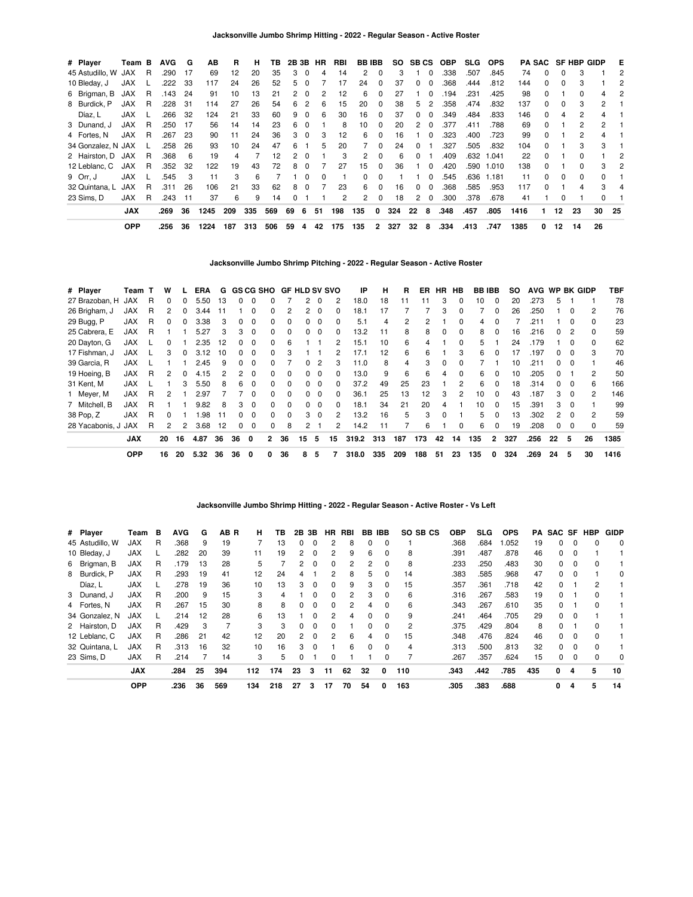### Jacksonville Jumbo Shrimp Hitting - 2022 - Regular Season - Active Roster

| # | Player | Team | B | AVG | G | AB | R | H | TB | 2B | 3B | HR | RBI | BB | IBB | SO | SB | CS | OBP | SLG | OPS | PA | SAC | SF | HBP | GIDP | E |
|---|---|---|---|---|---|---|---|---|---|---|---|---|---|---|---|---|---|---|---|---|---|---|---|---|---|---|---|
| 45 | Astudillo, W | JAX | R | .290 | 17 | 69 | 12 | 20 | 35 | 3 | 0 | 4 | 14 | 2 | 0 | 3 | 1 | 0 | .338 | .507 | .845 | 74 | 0 | 0 | 3 | 1 | 2 |
| 10 | Bleday, J | JAX | L | .222 | 33 | 117 | 24 | 26 | 52 | 5 | 0 | 7 | 17 | 24 | 0 | 37 | 0 | 0 | .368 | .444 | .812 | 144 | 0 | 0 | 3 | 1 | 2 |
| 6 | Brigman, B | JAX | R | .143 | 24 | 91 | 10 | 13 | 21 | 2 | 0 | 2 | 12 | 6 | 0 | 27 | 1 | 0 | .194 | .231 | .425 | 98 | 0 | 1 | 0 | 4 | 2 |
| 8 | Burdick, P | JAX | R | .228 | 31 | 114 | 27 | 26 | 54 | 6 | 2 | 6 | 15 | 20 | 0 | 38 | 5 | 2 | .358 | .474 | .832 | 137 | 0 | 0 | 3 | 2 | 1 |
| | Díaz, L | JAX | L | .266 | 32 | 124 | 21 | 33 | 60 | 9 | 0 | 6 | 30 | 16 | 0 | 37 | 0 | 0 | .349 | .484 | .833 | 146 | 0 | 4 | 2 | 4 | 1 |
| 3 | Dunand, J | JAX | R | .250 | 17 | 56 | 14 | 14 | 23 | 6 | 0 | 1 | 8 | 10 | 0 | 20 | 2 | 0 | .377 | .411 | .788 | 69 | 0 | 1 | 2 | 2 | 1 |
| 4 | Fortes, N | JAX | R | .267 | 23 | 90 | 11 | 24 | 36 | 3 | 0 | 3 | 12 | 6 | 0 | 16 | 1 | 0 | .323 | .400 | .723 | 99 | 0 | 1 | 2 | 4 | 1 |
| 34 | Gonzalez, N | JAX | L | .258 | 26 | 93 | 10 | 24 | 47 | 6 | 1 | 5 | 20 | 7 | 0 | 24 | 0 | 1 | .327 | .505 | .832 | 104 | 0 | 1 | 3 | 3 | 1 |
| 2 | Hairston, D | JAX | R | .368 | 6 | 19 | 4 | 7 | 12 | 2 | 0 | 1 | 3 | 2 | 0 | 6 | 0 | 1 | .409 | .632 | 1.041 | 22 | 0 | 1 | 0 | 1 | 2 |
| 12 | Leblanc, C | JAX | R | .352 | 32 | 122 | 19 | 43 | 72 | 8 | 0 | 7 | 27 | 15 | 0 | 36 | 1 | 0 | .420 | .590 | 1.010 | 138 | 0 | 1 | 0 | 3 | 2 |
| 9 | Orr, J | JAX | L | .545 | 3 | 11 | 3 | 6 | 7 | 1 | 0 | 0 | 1 | 0 | 0 | 1 | 1 | 0 | .545 | .636 | 1.181 | 11 | 0 | 0 | 0 | 0 | 1 |
| 32 | Quintana, L | JAX | R | .311 | 26 | 106 | 21 | 33 | 62 | 8 | 0 | 7 | 23 | 6 | 0 | 16 | 0 | 0 | .368 | .585 | .953 | 117 | 0 | 1 | 4 | 3 | 4 |
| 23 | Sims, D | JAX | R | .243 | 11 | 37 | 6 | 9 | 14 | 0 | 1 | 1 | 2 | 2 | 0 | 18 | 2 | 0 | .300 | .378 | .678 | 41 | 1 | 0 | 1 | 0 | 1 |
| | **JAX** | | | **.269** | **36** | **1245** | **209** | **335** | **569** | **69** | **6** | **51** | **198** | **135** | **0** | **324** | **22** | **8** | **.348** | **.457** | **.805** | **1416** | **1** | **12** | **23** | **30** | **25** |
| | **OPP** | | | **.256** | **36** | **1224** | **187** | **313** | **506** | **59** | **4** | **42** | **175** | **135** | **2** | **327** | **32** | **8** | **.334** | **.413** | **.747** | **1385** | **0** | **12** | **14** | **26** | |

### Jacksonville Jumbo Shrimp Pitching - 2022 - Regular Season - Active Roster

| # | Player | Team | T | W | L | ERA | G | GS | CG | SHO | GF | HLD | SV | SVO | IP | H | R | ER | HR | HB | BB | IBB | SO | AVG | WP | BK | GIDP | TBF |
|---|---|---|---|---|---|---|---|---|---|---|---|---|---|---|---|---|---|---|---|---|---|---|---|---|---|---|---|---|
| 27 | Brazoban, H | JAX | R | 0 | 0 | 5.50 | 13 | 0 | 0 | 0 | 7 | 2 | 0 | 2 | 18.0 | 18 | 11 | 11 | 3 | 0 | 10 | 0 | 20 | .273 | 5 | 1 | 1 | 78 |
| 26 | Brigham, J | JAX | R | 2 | 0 | 3.44 | 11 | 1 | 0 | 0 | 2 | 2 | 0 | 0 | 18.1 | 17 | 7 | 7 | 3 | 0 | 7 | 0 | 26 | .250 | 1 | 0 | 2 | 76 |
| 29 | Bugg, P | JAX | R | 0 | 0 | 3.38 | 3 | 0 | 0 | 0 | 0 | 0 | 0 | 0 | 5.1 | 4 | 2 | 2 | 1 | 0 | 4 | 0 | 7 | .211 | 1 | 0 | 0 | 23 |
| 25 | Cabrera, E | JAX | R | 1 | 1 | 5.27 | 3 | 3 | 0 | 0 | 0 | 0 | 0 | 0 | 13.2 | 11 | 8 | 8 | 0 | 0 | 8 | 0 | 16 | .216 | 0 | 2 | 0 | 59 |
| 20 | Dayton, G | JAX | L | 0 | 1 | 2.35 | 12 | 0 | 0 | 0 | 6 | 1 | 1 | 2 | 15.1 | 10 | 6 | 4 | 1 | 0 | 5 | 1 | 24 | .179 | 1 | 0 | 0 | 62 |
| 17 | Fishman, J | JAX | L | 3 | 0 | 3.12 | 10 | 0 | 0 | 0 | 3 | 1 | 1 | 2 | 17.1 | 12 | 6 | 6 | 1 | 3 | 6 | 0 | 17 | .197 | 0 | 0 | 3 | 70 |
| 39 | Garcia, R | JAX | L | 1 | 1 | 2.45 | 9 | 0 | 0 | 0 | 7 | 0 | 2 | 3 | 11.0 | 8 | 4 | 3 | 0 | 0 | 7 | 1 | 10 | .211 | 0 | 0 | 1 | 46 |
| 19 | Hoeing, B | JAX | R | 2 | 0 | 4.15 | 2 | 2 | 0 | 0 | 0 | 0 | 0 | 0 | 13.0 | 9 | 6 | 6 | 4 | 0 | 6 | 0 | 10 | .205 | 0 | 1 | 2 | 50 |
| 31 | Kent, M | JAX | L | 1 | 3 | 5.50 | 8 | 6 | 0 | 0 | 0 | 0 | 0 | 0 | 37.2 | 49 | 25 | 23 | 1 | 2 | 6 | 0 | 18 | .314 | 0 | 0 | 6 | 166 |
| 1 | Meyer, M | JAX | R | 2 | 1 | 2.97 | 7 | 7 | 0 | 0 | 0 | 0 | 0 | 0 | 36.1 | 25 | 13 | 12 | 3 | 2 | 10 | 0 | 43 | .187 | 3 | 0 | 2 | 146 |
| 7 | Mitchell, B | JAX | R | 1 | 1 | 9.82 | 8 | 3 | 0 | 0 | 0 | 0 | 0 | 0 | 18.1 | 34 | 21 | 20 | 4 | 1 | 10 | 0 | 15 | .391 | 3 | 0 | 1 | 99 |
| 38 | Pop, Z | JAX | R | 0 | 1 | 1.98 | 11 | 0 | 0 | 0 | 0 | 3 | 0 | 2 | 13.2 | 16 | 5 | 3 | 0 | 1 | 5 | 0 | 13 | .302 | 2 | 0 | 2 | 59 |
| 28 | Yacabonis, J | JAX | R | 2 | 2 | 3.68 | 12 | 0 | 0 | 0 | 8 | 2 | 1 | 2 | 14.2 | 11 | 7 | 6 | 1 | 0 | 6 | 0 | 19 | .208 | 0 | 0 | 0 | 59 |
| | **JAX** | | | **20** | **16** | **4.87** | **36** | **36** | **0** | **2** | **36** | **15** | **5** | **15** | **319.2** | **313** | **187** | **173** | **42** | **14** | **135** | **2** | **327** | **.256** | **22** | **5** | **26** | **1385** |
| | **OPP** | | | **16** | **20** | **5.32** | **36** | **36** | **0** | **0** | **36** | **8** | **5** | **7** | **318.0** | **335** | **209** | **188** | **51** | **23** | **135** | **0** | **324** | **.269** | **24** | **5** | **30** | **1416** |

### Jacksonville Jumbo Shrimp Hitting - 2022 - Regular Season - Active Roster - Vs Left

| # | Player | Team | B | AVG | G | AB | R | H | TB | 2B | 3B | HR | RBI | BB | IBB | SO | SB | CS | OBP | SLG | OPS | PA | SAC | SF | HBP | GIDP |
|---|---|---|---|---|---|---|---|---|---|---|---|---|---|---|---|---|---|---|---|---|---|---|---|---|---|---|
| 45 | Astudillo, W | JAX | R | .368 | 9 | 19 | | 7 | 13 | 0 | 0 | 2 | 8 | 0 | 0 | 1 | | | .368 | .684 | 1.052 | 19 | 0 | 0 | 0 | 0 |
| 10 | Bleday, J | JAX | L | .282 | 20 | 39 | | 11 | 19 | 2 | 0 | 2 | 9 | 6 | 0 | 8 | | | .391 | .487 | .878 | 46 | 0 | 0 | 1 | 1 |
| 6 | Brigman, B | JAX | R | .179 | 13 | 28 | | 5 | 7 | 2 | 0 | 0 | 2 | 2 | 0 | 8 | | | .233 | .250 | .483 | 30 | 0 | 0 | 0 | 1 |
| 8 | Burdick, P | JAX | R | .293 | 19 | 41 | | 12 | 24 | 4 | 1 | 2 | 8 | 5 | 0 | 14 | | | .383 | .585 | .968 | 47 | 0 | 0 | 1 | 0 |
| | Díaz, L | JAX | L | .278 | 19 | 36 | | 10 | 13 | 3 | 0 | 0 | 9 | 3 | 0 | 15 | | | .357 | .361 | .718 | 42 | 0 | 1 | 2 | 1 |
| 3 | Dunand, J | JAX | R | .200 | 9 | 15 | | 3 | 4 | 1 | 0 | 0 | 2 | 3 | 0 | 6 | | | .316 | .267 | .583 | 19 | 0 | 1 | 0 | 1 |
| 4 | Fortes, N | JAX | R | .267 | 15 | 30 | | 8 | 8 | 0 | 0 | 0 | 2 | 4 | 0 | 6 | | | .343 | .267 | .610 | 35 | 0 | 1 | 0 | 1 |
| 34 | Gonzalez, N | JAX | L | .214 | 12 | 28 | | 6 | 13 | 1 | 0 | 2 | 4 | 0 | 0 | 9 | | | .241 | .464 | .705 | 29 | 0 | 0 | 1 | 1 |
| 2 | Hairston, D | JAX | R | .429 | 3 | 7 | | 3 | 3 | 0 | 0 | 0 | 1 | 0 | 0 | 2 | | | .375 | .429 | .804 | 8 | 0 | 1 | 0 | 1 |
| 12 | Leblanc, C | JAX | R | .286 | 21 | 42 | | 12 | 20 | 2 | 0 | 2 | 6 | 4 | 0 | 15 | | | .348 | .476 | .824 | 46 | 0 | 0 | 0 | 1 |
| 32 | Quintana, L | JAX | R | .313 | 16 | 32 | | 10 | 16 | 3 | 0 | 1 | 6 | 0 | 0 | 4 | | | .313 | .500 | .813 | 32 | 0 | 0 | 0 | 1 |
| 23 | Sims, D | JAX | R | .214 | 7 | 14 | | 3 | 5 | 0 | 1 | 0 | 1 | 1 | 0 | 7 | | | .267 | .357 | .624 | 15 | 0 | 0 | 0 | 0 |
| | **JAX** | | | **.284** | **25** | **394** | | **112** | **174** | **23** | **3** | **11** | **62** | **32** | **0** | **110** | | | **.343** | **.442** | **.785** | **435** | **0** | **4** | **5** | **10** |
| | **OPP** | | | **.236** | **36** | **569** | | **134** | **218** | **27** | **3** | **17** | **70** | **54** | **0** | **163** | | | **.305** | **.383** | **.688** | | **0** | **4** | **5** | **14** |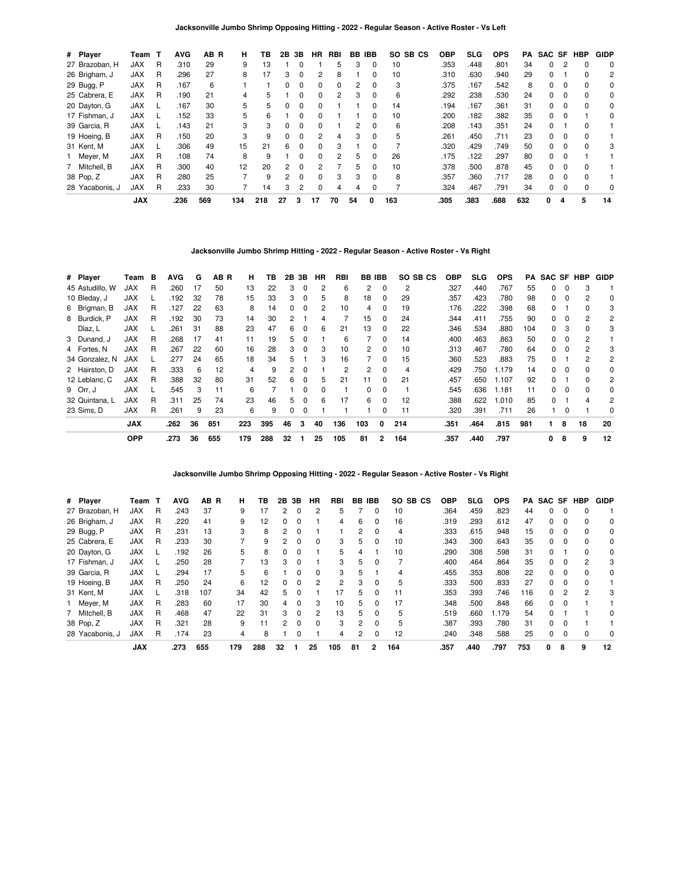### Jacksonville Jumbo Shrimp Opposing Hitting - 2022 - Regular Season - Active Roster - Vs Left

| # | Player | Team | T | AVG | AB | R | H | TB | 2B | 3B | HR | RBI | BB | IBB | SO | SB | CS | OBP | SLG | OPS | PA | SAC | SF | HBP | GIDP |
|---|---|---|---|---|---|---|---|---|---|---|---|---|---|---|---|---|---|---|---|---|---|---|---|---|---|
| 27 | Brazoban, H | JAX | R | .310 | 29 | | 9 | 13 | 1 | 0 | 1 | 5 | 3 | 0 | 10 | | | .353 | .448 | .801 | 34 | 0 | 2 | 0 | 0 |
| 26 | Brigham, J | JAX | R | .296 | 27 | | 8 | 17 | 3 | 0 | 2 | 8 | 1 | 0 | 10 | | | .310 | .630 | .940 | 29 | 0 | 1 | 0 | 2 |
| 29 | Bugg, P | JAX | R | .167 | 6 | | 1 | 1 | 0 | 0 | 0 | 0 | 2 | 0 | 3 | | | .375 | .167 | .542 | 8 | 0 | 0 | 0 | 0 |
| 25 | Cabrera, E | JAX | R | .190 | 21 | | 4 | 5 | 1 | 0 | 0 | 2 | 3 | 0 | 6 | | | .292 | .238 | .530 | 24 | 0 | 0 | 0 | 0 |
| 20 | Dayton, G | JAX | L | .167 | 30 | | 5 | 5 | 0 | 0 | 0 | 1 | 1 | 0 | 14 | | | .194 | .167 | .361 | 31 | 0 | 0 | 0 | 0 |
| 17 | Fishman, J | JAX | L | .152 | 33 | | 5 | 6 | 1 | 0 | 0 | 1 | 1 | 0 | 10 | | | .200 | .182 | .382 | 35 | 0 | 0 | 1 | 0 |
| 39 | Garcia, R | JAX | L | .143 | 21 | | 3 | 3 | 0 | 0 | 0 | 1 | 2 | 0 | 6 | | | .208 | .143 | .351 | 24 | 0 | 1 | 0 | 1 |
| 19 | Hoeing, B | JAX | R | .150 | 20 | | 3 | 9 | 0 | 0 | 2 | 4 | 3 | 0 | 5 | | | .261 | .450 | .711 | 23 | 0 | 0 | 0 | 1 |
| 31 | Kent, M | JAX | L | .306 | 49 | | 15 | 21 | 6 | 0 | 0 | 3 | 1 | 0 | 7 | | | .320 | .429 | .749 | 50 | 0 | 0 | 0 | 3 |
| 1 | Meyer, M | JAX | R | .108 | 74 | | 8 | 9 | 1 | 0 | 0 | 2 | 5 | 0 | 26 | | | .175 | .122 | .297 | 80 | 0 | 0 | 1 | 1 |
| 7 | Mitchell, B | JAX | R | .300 | 40 | | 12 | 20 | 2 | 0 | 2 | 7 | 5 | 0 | 10 | | | .378 | .500 | .878 | 45 | 0 | 0 | 0 | 1 |
| 38 | Pop, Z | JAX | R | .280 | 25 | | 7 | 9 | 2 | 0 | 0 | 3 | 3 | 0 | 8 | | | .357 | .360 | .717 | 28 | 0 | 0 | 0 | 1 |
| 28 | Yacabonis, J | JAX | R | .233 | 30 | | 7 | 14 | 3 | 2 | 0 | 4 | 4 | 0 | 7 | | | .324 | .467 | .791 | 34 | 0 | 0 | 0 | 0 |
| | | **JAX** | | **.236** | **569** | | **134** | **218** | **27** | **3** | **17** | **70** | **54** | **0** | **163** | | | **.305** | **.383** | **.688** | **632** | **0** | **4** | **5** | **14** |

### Jacksonville Jumbo Shrimp Hitting - 2022 - Regular Season - Active Roster - Vs Right

| # | Player | Team | B | AVG | G | AB | R | H | TB | 2B | 3B | HR | RBI | BB | IBB | SO | SB | CS | OBP | SLG | OPS | PA | SAC | SF | HBP | GIDP |
|---|---|---|---|---|---|---|---|---|---|---|---|---|---|---|---|---|---|---|---|---|---|---|---|---|---|---|
| 45 | Astudillo, W | JAX | R | .260 | 17 | 50 | | 13 | 22 | 3 | 0 | 2 | 6 | 2 | 0 | 2 | | | .327 | .440 | .767 | 55 | 0 | 0 | 3 | 1 |
| 10 | Bleday, J | JAX | L | .192 | 32 | 78 | | 15 | 33 | 3 | 0 | 5 | 8 | 18 | 0 | 29 | | | .357 | .423 | .780 | 98 | 0 | 0 | 2 | 0 |
| 6 | Brigman, B | JAX | R | .127 | 22 | 63 | | 8 | 14 | 0 | 0 | 2 | 10 | 4 | 0 | 19 | | | .176 | .222 | .398 | 68 | 0 | 1 | 0 | 3 |
| 8 | Burdick, P | JAX | R | .192 | 30 | 73 | | 14 | 30 | 2 | 1 | 4 | 7 | 15 | 0 | 24 | | | .344 | .411 | .755 | 90 | 0 | 0 | 2 | 2 |
| | Díaz, L | JAX | L | .261 | 31 | 88 | | 23 | 47 | 6 | 0 | 6 | 21 | 13 | 0 | 22 | | | .346 | .534 | .880 | 104 | 0 | 3 | 0 | 3 |
| 3 | Dunand, J | JAX | R | .268 | 17 | 41 | | 11 | 19 | 5 | 0 | 1 | 6 | 7 | 0 | 14 | | | .400 | .463 | .863 | 50 | 0 | 0 | 2 | 1 |
| 4 | Fortes, N | JAX | R | .267 | 22 | 60 | | 16 | 28 | 3 | 0 | 3 | 10 | 2 | 0 | 10 | | | .313 | .467 | .780 | 64 | 0 | 0 | 2 | 3 |
| 34 | Gonzalez, N | JAX | L | .277 | 24 | 65 | | 18 | 34 | 5 | 1 | 3 | 16 | 7 | 0 | 15 | | | .360 | .523 | .883 | 75 | 0 | 1 | 2 | 2 |
| 2 | Hairston, D | JAX | R | .333 | 6 | 12 | | 4 | 9 | 2 | 0 | 1 | 2 | 2 | 0 | 4 | | | .429 | .750 | 1.179 | 14 | 0 | 0 | 0 | 0 |
| 12 | Leblanc, C | JAX | R | .388 | 32 | 80 | | 31 | 52 | 6 | 0 | 5 | 21 | 11 | 0 | 21 | | | .457 | .650 | 1.107 | 92 | 0 | 1 | 0 | 2 |
| 9 | Orr, J | JAX | L | .545 | 3 | 11 | | 6 | 7 | 1 | 0 | 0 | 1 | 0 | 0 | 1 | | | .545 | .636 | 1.181 | 11 | 0 | 0 | 0 | 0 |
| 32 | Quintana, L | JAX | R | .311 | 25 | 74 | | 23 | 46 | 5 | 0 | 6 | 17 | 6 | 0 | 12 | | | .388 | .622 | 1.010 | 85 | 0 | 1 | 4 | 2 |
| 23 | Sims, D | JAX | R | .261 | 9 | 23 | | 6 | 9 | 0 | 0 | 1 | 1 | 1 | 0 | 11 | | | .320 | .391 | .711 | 26 | 1 | 0 | 1 | 0 |
| | | **JAX** | | **.262** | **36** | **851** | | **223** | **395** | **46** | **3** | **40** | **136** | **103** | **0** | **214** | | | **.351** | **.464** | **.815** | **981** | **1** | **8** | **18** | **20** |
| | | **OPP** | | **.273** | **36** | **655** | | **179** | **288** | **32** | **1** | **25** | **105** | **81** | **2** | **164** | | | **.357** | **.440** | **.797** | | **0** | **8** | **9** | **12** |

### Jacksonville Jumbo Shrimp Opposing Hitting - 2022 - Regular Season - Active Roster - Vs Right

| # | Player | Team | T | AVG | AB | R | H | TB | 2B | 3B | HR | RBI | BB | IBB | SO | SB | CS | OBP | SLG | OPS | PA | SAC | SF | HBP | GIDP |
|---|---|---|---|---|---|---|---|---|---|---|---|---|---|---|---|---|---|---|---|---|---|---|---|---|---|
| 27 | Brazoban, H | JAX | R | .243 | 37 | | 9 | 17 | 2 | 0 | 2 | 5 | 7 | 0 | 10 | | | .364 | .459 | .823 | 44 | 0 | 0 | 0 | 1 |
| 26 | Brigham, J | JAX | R | .220 | 41 | | 9 | 12 | 0 | 0 | 1 | 4 | 6 | 0 | 16 | | | .319 | .293 | .612 | 47 | 0 | 0 | 0 | 0 |
| 29 | Bugg, P | JAX | R | .231 | 13 | | 3 | 8 | 2 | 0 | 1 | 1 | 2 | 0 | 4 | | | .333 | .615 | .948 | 15 | 0 | 0 | 0 | 0 |
| 25 | Cabrera, E | JAX | R | .233 | 30 | | 7 | 9 | 2 | 0 | 0 | 3 | 5 | 0 | 10 | | | .343 | .300 | .643 | 35 | 0 | 0 | 0 | 0 |
| 20 | Dayton, G | JAX | L | .192 | 26 | | 5 | 8 | 0 | 0 | 1 | 5 | 4 | 1 | 10 | | | .290 | .308 | .598 | 31 | 0 | 1 | 0 | 0 |
| 17 | Fishman, J | JAX | L | .250 | 28 | | 7 | 13 | 3 | 0 | 1 | 3 | 5 | 0 | 7 | | | .400 | .464 | .864 | 35 | 0 | 0 | 2 | 3 |
| 39 | Garcia, R | JAX | L | .294 | 17 | | 5 | 6 | 1 | 0 | 0 | 3 | 5 | 1 | 4 | | | .455 | .353 | .808 | 22 | 0 | 0 | 0 | 0 |
| 19 | Hoeing, B | JAX | R | .250 | 24 | | 6 | 12 | 0 | 0 | 2 | 2 | 3 | 0 | 5 | | | .333 | .500 | .833 | 27 | 0 | 0 | 0 | 1 |
| 31 | Kent, M | JAX | L | .318 | 107 | | 34 | 42 | 5 | 0 | 1 | 17 | 5 | 0 | 11 | | | .353 | .393 | .746 | 116 | 0 | 2 | 2 | 3 |
| 1 | Meyer, M | JAX | R | .283 | 60 | | 17 | 30 | 4 | 0 | 3 | 10 | 5 | 0 | 17 | | | .348 | .500 | .848 | 66 | 0 | 0 | 1 | 1 |
| 7 | Mitchell, B | JAX | R | .468 | 47 | | 22 | 31 | 3 | 0 | 2 | 13 | 5 | 0 | 5 | | | .519 | .660 | 1.179 | 54 | 0 | 1 | 1 | 0 |
| 38 | Pop, Z | JAX | R | .321 | 28 | | 9 | 11 | 2 | 0 | 0 | 3 | 2 | 0 | 5 | | | .387 | .393 | .780 | 31 | 0 | 0 | 1 | 1 |
| 28 | Yacabonis, J | JAX | R | .174 | 23 | | 4 | 8 | 1 | 0 | 1 | 4 | 2 | 0 | 12 | | | .240 | .348 | .588 | 25 | 0 | 0 | 0 | 0 |
| | | **JAX** | | **.273** | **655** | | **179** | **288** | **32** | **1** | **25** | **105** | **81** | **2** | **164** | | | **.357** | **.440** | **.797** | **753** | **0** | **8** | **9** | **12** |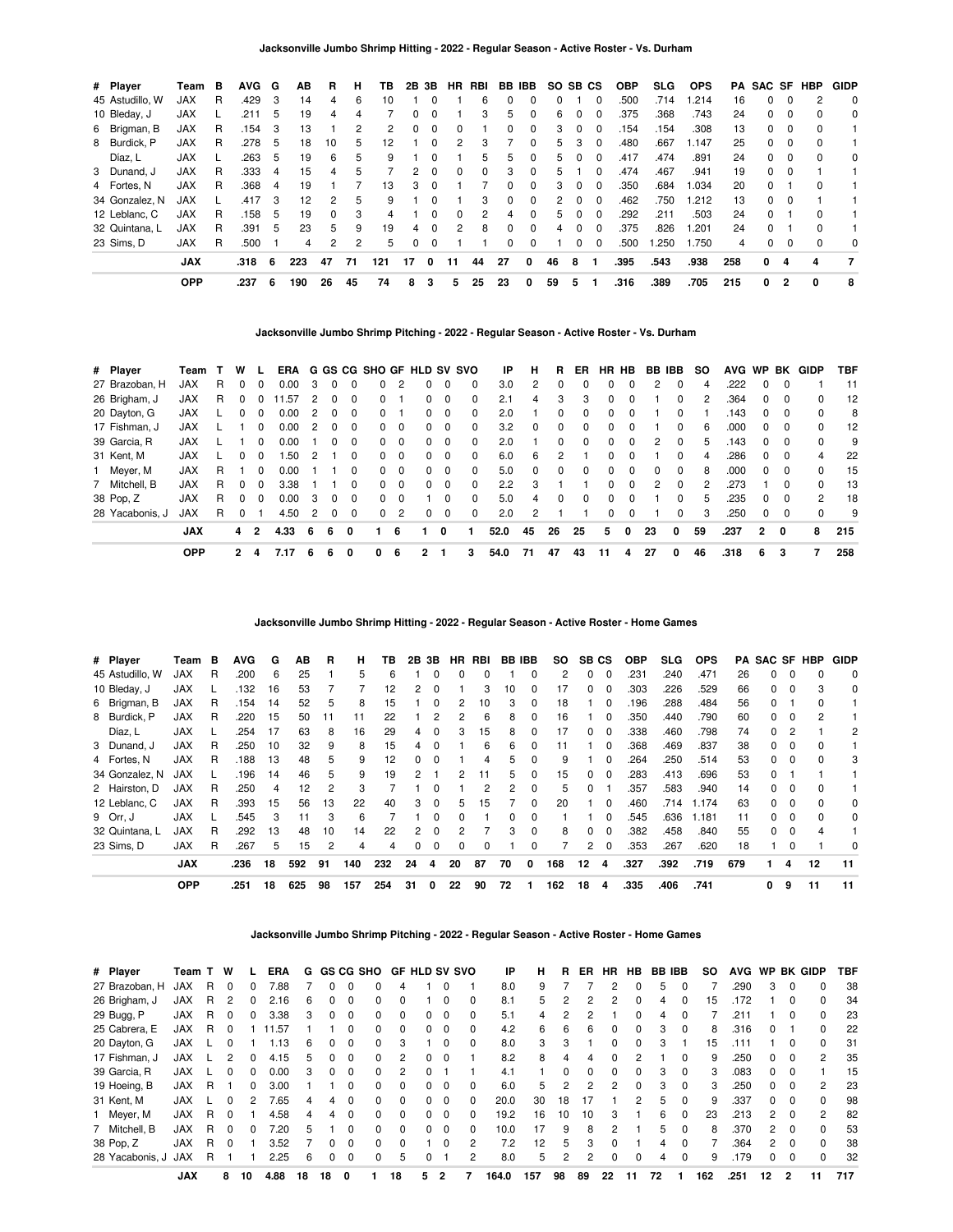### Jacksonville Jumbo Shrimp Hitting - 2022 - Regular Season - Active Roster - Vs. Durham

| # | Player | Team | B | AVG | G | AB | R | H | TB | 2B | 3B | HR | RBI | BB | IBB | SO | SB | CS | OBP | SLG | OPS | PA | SAC | SF | HBP | GIDP |
|---|---|---|---|---|---|---|---|---|---|---|---|---|---|---|---|---|---|---|---|---|---|---|---|---|---|---|
| 45 | Astudillo, W | JAX | R | .429 | 3 | 14 | 4 | 6 | 10 | 1 | 0 | 1 | 6 | 0 | 0 | 0 | 1 | 0 | .500 | .714 | 1.214 | 16 | 0 | 0 | 2 | 0 |
| 10 | Bleday, J | JAX | L | .211 | 5 | 19 | 4 | 4 | 7 | 0 | 0 | 1 | 3 | 5 | 0 | 6 | 0 | 0 | .375 | .368 | .743 | 24 | 0 | 0 | 0 | 0 |
| 6 | Brigman, B | JAX | R | .154 | 3 | 13 | 1 | 2 | 2 | 0 | 0 | 0 | 1 | 0 | 0 | 3 | 0 | 0 | .154 | .154 | .308 | 13 | 0 | 0 | 0 | 1 |
| 8 | Burdick, P | JAX | R | .278 | 5 | 18 | 10 | 5 | 12 | 1 | 0 | 2 | 3 | 7 | 0 | 5 | 3 | 0 | .480 | .667 | 1.147 | 25 | 0 | 0 | 0 | 1 |
| | Díaz, L | JAX | L | .263 | 5 | 19 | 6 | 5 | 9 | 1 | 0 | 1 | 5 | 5 | 0 | 5 | 0 | 0 | .417 | .474 | .891 | 24 | 0 | 0 | 0 | 0 |
| 3 | Dunand, J | JAX | R | .333 | 4 | 15 | 4 | 5 | 7 | 2 | 0 | 0 | 0 | 3 | 0 | 5 | 1 | 0 | .474 | .467 | .941 | 19 | 0 | 0 | 1 | 1 |
| 4 | Fortes, N | JAX | R | .368 | 4 | 19 | 1 | 7 | 13 | 3 | 0 | 1 | 7 | 0 | 0 | 3 | 0 | 0 | .350 | .684 | 1.034 | 20 | 0 | 1 | 0 | 1 |
| 34 | Gonzalez, N | JAX | L | .417 | 3 | 12 | 2 | 5 | 9 | 1 | 0 | 1 | 3 | 0 | 0 | 2 | 0 | 0 | .462 | .750 | 1.212 | 13 | 0 | 0 | 1 | 1 |
| 12 | Leblanc, C | JAX | R | .158 | 5 | 19 | 0 | 3 | 4 | 1 | 0 | 0 | 2 | 4 | 0 | 5 | 0 | 0 | .292 | .211 | .503 | 24 | 0 | 1 | 0 | 1 |
| 32 | Quintana, L | JAX | R | .391 | 5 | 23 | 5 | 9 | 19 | 4 | 0 | 2 | 8 | 0 | 0 | 4 | 0 | 0 | .375 | .826 | 1.201 | 24 | 0 | 1 | 0 | 1 |
| 23 | Sims, D | JAX | R | .500 | 1 | 4 | 2 | 2 | 5 | 0 | 0 | 1 | 1 | 0 | 0 | 1 | 0 | 0 | .500 | 1.250 | 1.750 | 4 | 0 | 0 | 0 | 0 |
| | **JAX** | | | **.318** | **6** | **223** | **47** | **71** | **121** | **17** | **0** | **11** | **44** | **27** | **0** | **46** | **8** | **1** | **.395** | **.543** | **.938** | **258** | **0** | **4** | **4** | **7** |
| | **OPP** | | | **.237** | **6** | **190** | **26** | **45** | **74** | **8** | **3** | **5** | **25** | **23** | **0** | **59** | **5** | **1** | **.316** | **.389** | **.705** | **215** | **0** | **2** | **0** | **8** |

### Jacksonville Jumbo Shrimp Pitching - 2022 - Regular Season - Active Roster - Vs. Durham

| # | Player | Team | T | W | L | ERA | G | GS | CG | SHO | GF | HLD | SV | SVO | IP | H | R | ER | HR | HB | BB | IBB | SO | AVG | WP | BK | GIDP | TBF |
|---|---|---|---|---|---|---|---|---|---|---|---|---|---|---|---|---|---|---|---|---|---|---|---|---|---|---|---|---|
| 27 | Brazoban, H | JAX | R | 0 | 0 | 0.00 | 3 | 0 | 0 | 0 | 2 | 0 | 0 | 0 | 3.0 | 2 | 0 | 0 | 0 | 0 | 2 | 0 | 4 | .222 | 0 | 0 | 1 | 11 |
| 26 | Brigham, J | JAX | R | 0 | 0 | 11.57 | 2 | 0 | 0 | 0 | 1 | 0 | 0 | 0 | 2.1 | 4 | 3 | 3 | 0 | 0 | 1 | 0 | 2 | .364 | 0 | 0 | 0 | 12 |
| 20 | Dayton, G | JAX | L | 0 | 0 | 0.00 | 2 | 0 | 0 | 0 | 1 | 0 | 0 | 0 | 2.0 | 1 | 0 | 0 | 0 | 0 | 1 | 0 | 1 | .143 | 0 | 0 | 0 | 8 |
| 17 | Fishman, J | JAX | L | 1 | 0 | 0.00 | 2 | 0 | 0 | 0 | 0 | 0 | 0 | 0 | 3.2 | 0 | 0 | 0 | 0 | 0 | 1 | 0 | 6 | .000 | 0 | 0 | 0 | 12 |
| 39 | Garcia, R | JAX | L | 1 | 0 | 0.00 | 1 | 0 | 0 | 0 | 0 | 0 | 0 | 0 | 2.0 | 1 | 0 | 0 | 0 | 0 | 2 | 0 | 5 | .143 | 0 | 0 | 0 | 9 |
| 31 | Kent, M | JAX | L | 0 | 0 | 1.50 | 2 | 1 | 0 | 0 | 0 | 0 | 0 | 0 | 6.0 | 6 | 2 | 1 | 0 | 0 | 1 | 0 | 4 | .286 | 0 | 0 | 4 | 22 |
| 1 | Meyer, M | JAX | R | 1 | 0 | 0.00 | 1 | 1 | 0 | 0 | 0 | 0 | 0 | 0 | 5.0 | 0 | 0 | 0 | 0 | 0 | 0 | 0 | 8 | .000 | 0 | 0 | 0 | 15 |
| 7 | Mitchell, B | JAX | R | 0 | 0 | 3.38 | 1 | 1 | 0 | 0 | 0 | 0 | 0 | 0 | 2.2 | 3 | 1 | 1 | 0 | 0 | 2 | 0 | 2 | .273 | 1 | 0 | 0 | 13 |
| 38 | Pop, Z | JAX | R | 0 | 0 | 0.00 | 3 | 0 | 0 | 0 | 0 | 1 | 0 | 0 | 5.0 | 4 | 0 | 0 | 0 | 0 | 1 | 0 | 5 | .235 | 0 | 0 | 2 | 18 |
| 28 | Yacabonis, J | JAX | R | 0 | 1 | 4.50 | 2 | 0 | 0 | 0 | 2 | 0 | 0 | 0 | 2.0 | 2 | 1 | 1 | 0 | 0 | 1 | 0 | 3 | .250 | 0 | 0 | 0 | 9 |
| | **JAX** | | | **4** | **2** | **4.33** | **6** | **6** | **0** | **1** | **6** | **1** | **0** | **1** | **52.0** | **45** | **26** | **25** | **5** | **0** | **23** | **0** | **59** | **.237** | **2** | **0** | **8** | **215** |
| | **OPP** | | | **2** | **4** | **7.17** | **6** | **6** | **0** | **0** | **6** | **2** | **1** | **3** | **54.0** | **71** | **47** | **43** | **11** | **4** | **27** | **0** | **46** | **.318** | **6** | **3** | **7** | **258** |

### Jacksonville Jumbo Shrimp Hitting - 2022 - Regular Season - Active Roster - Home Games

| # | Player | Team | B | AVG | G | AB | R | H | TB | 2B | 3B | HR | RBI | BB | IBB | SO | SB | CS | OBP | SLG | OPS | PA | SAC | SF | HBP | GIDP |
|---|---|---|---|---|---|---|---|---|---|---|---|---|---|---|---|---|---|---|---|---|---|---|---|---|---|---|
| 45 | Astudillo, W | JAX | R | .200 | 6 | 25 | 1 | 5 | 6 | 1 | 0 | 0 | 0 | 1 | 0 | 2 | 0 | 0 | .231 | .240 | .471 | 26 | 0 | 0 | 0 | 0 |
| 10 | Bleday, J | JAX | L | .132 | 16 | 53 | 7 | 7 | 12 | 2 | 0 | 1 | 3 | 10 | 0 | 17 | 0 | 0 | .303 | .226 | .529 | 66 | 0 | 0 | 3 | 0 |
| 6 | Brigman, B | JAX | R | .154 | 14 | 52 | 5 | 8 | 15 | 1 | 0 | 2 | 10 | 3 | 0 | 18 | 1 | 0 | .196 | .288 | .484 | 56 | 0 | 1 | 0 | 1 |
| 8 | Burdick, P | JAX | R | .220 | 15 | 50 | 11 | 11 | 22 | 1 | 2 | 2 | 3 | 7 | 0 | 16 | 1 | 0 | .350 | .440 | .790 | 60 | 0 | 0 | 2 | 1 |
| | Díaz, L | JAX | L | .254 | 17 | 63 | 8 | 16 | 29 | 4 | 0 | 3 | 15 | 8 | 0 | 17 | 0 | 0 | .338 | .460 | .798 | 74 | 0 | 2 | 1 | 2 |
| 3 | Dunand, J | JAX | R | .250 | 10 | 32 | 9 | 8 | 15 | 4 | 0 | 1 | 6 | 6 | 0 | 11 | 1 | 0 | .368 | .469 | .837 | 38 | 0 | 0 | 0 | 1 |
| 4 | Fortes, N | JAX | R | .188 | 13 | 48 | 5 | 9 | 12 | 0 | 0 | 1 | 4 | 5 | 0 | 9 | 1 | 0 | .264 | .250 | .514 | 53 | 0 | 0 | 0 | 3 |
| 34 | Gonzalez, N | JAX | L | .196 | 14 | 46 | 5 | 9 | 19 | 2 | 1 | 2 | 11 | 5 | 0 | 15 | 0 | 0 | .283 | .413 | .696 | 53 | 0 | 1 | 1 | 1 |
| 2 | Hairston, D | JAX | R | .250 | 4 | 12 | 2 | 3 | 7 | 1 | 0 | 1 | 2 | 2 | 0 | 5 | 0 | 1 | .357 | .583 | .940 | 14 | 0 | 0 | 0 | 1 |
| 12 | Leblanc, C | JAX | R | .393 | 15 | 56 | 13 | 22 | 40 | 3 | 0 | 5 | 15 | 7 | 0 | 20 | 1 | 0 | .460 | .714 | 1.174 | 63 | 0 | 0 | 0 | 0 |
| 9 | Orr, J | JAX | L | .545 | 3 | 11 | 3 | 6 | 7 | 1 | 0 | 0 | 1 | 0 | 0 | 1 | 1 | 0 | .545 | .636 | 1.181 | 11 | 0 | 0 | 0 | 0 |
| 32 | Quintana, L | JAX | R | .292 | 13 | 48 | 10 | 14 | 22 | 2 | 0 | 2 | 7 | 3 | 0 | 8 | 0 | 0 | .382 | .458 | .840 | 55 | 0 | 0 | 4 | 1 |
| 23 | Sims, D | JAX | R | .267 | 5 | 15 | 2 | 4 | 4 | 0 | 0 | 0 | 0 | 1 | 0 | 7 | 2 | 0 | .353 | .267 | .620 | 18 | 1 | 0 | 1 | 0 |
| | **JAX** | | | **.236** | **18** | **592** | **91** | **140** | **232** | **24** | **4** | **20** | **87** | **70** | **0** | **168** | **12** | **4** | **.327** | **.392** | **.719** | **679** | **1** | **4** | **12** | **11** |
| | **OPP** | | | **.251** | **18** | **625** | **98** | **157** | **254** | **31** | **0** | **22** | **90** | **72** | **1** | **162** | **18** | **4** | **.335** | **.406** | **.741** | | **0** | **9** | **11** | **11** |

### Jacksonville Jumbo Shrimp Pitching - 2022 - Regular Season - Active Roster - Home Games

| # | Player | Team | T | W | L | ERA | G | GS | CG | SHO | GF | HLD | SV | SVO | IP | H | R | ER | HR | HB | BB | IBB | SO | AVG | WP | BK | GIDP | TBF |
|---|---|---|---|---|---|---|---|---|---|---|---|---|---|---|---|---|---|---|---|---|---|---|---|---|---|---|---|---|
| 27 | Brazoban, H | JAX | R | 0 | 0 | 7.88 | 7 | 0 | 0 | 0 | 4 | 1 | 0 | 1 | 8.0 | 9 | 7 | 7 | 2 | 0 | 5 | 0 | 7 | .290 | 3 | 0 | 0 | 38 |
| 26 | Brigham, J | JAX | R | 2 | 0 | 2.16 | 6 | 0 | 0 | 0 | 0 | 1 | 0 | 0 | 8.1 | 5 | 2 | 2 | 2 | 0 | 4 | 0 | 15 | .172 | 1 | 0 | 0 | 34 |
| 29 | Bugg, P | JAX | R | 0 | 0 | 3.38 | 3 | 0 | 0 | 0 | 0 | 0 | 0 | 0 | 5.1 | 4 | 2 | 2 | 1 | 0 | 4 | 0 | 7 | .211 | 1 | 0 | 0 | 23 |
| 25 | Cabrera, E | JAX | R | 0 | 1 | 11.57 | 1 | 1 | 0 | 0 | 0 | 0 | 0 | 0 | 4.2 | 6 | 6 | 6 | 0 | 0 | 3 | 0 | 8 | .316 | 0 | 1 | 0 | 22 |
| 20 | Dayton, G | JAX | L | 0 | 1 | 1.13 | 6 | 0 | 0 | 0 | 3 | 1 | 0 | 0 | 8.0 | 3 | 3 | 1 | 0 | 0 | 3 | 1 | 15 | .111 | 1 | 0 | 0 | 31 |
| 17 | Fishman, J | JAX | L | 2 | 0 | 4.15 | 5 | 0 | 0 | 0 | 2 | 0 | 0 | 1 | 8.2 | 8 | 4 | 4 | 0 | 2 | 1 | 0 | 9 | .250 | 0 | 0 | 2 | 35 |
| 39 | Garcia, R | JAX | L | 0 | 0 | 0.00 | 3 | 0 | 0 | 0 | 2 | 0 | 1 | 1 | 4.1 | 1 | 0 | 0 | 0 | 0 | 3 | 0 | 3 | .083 | 0 | 0 | 1 | 15 |
| 19 | Hoeing, B | JAX | R | 1 | 0 | 3.00 | 1 | 1 | 0 | 0 | 0 | 0 | 0 | 0 | 6.0 | 5 | 2 | 2 | 2 | 0 | 3 | 0 | 3 | .250 | 0 | 0 | 2 | 23 |
| 31 | Kent, M | JAX | L | 0 | 2 | 7.65 | 4 | 4 | 0 | 0 | 0 | 0 | 0 | 0 | 20.0 | 30 | 18 | 17 | 1 | 2 | 5 | 0 | 9 | .337 | 0 | 0 | 0 | 98 |
| 1 | Meyer, M | JAX | R | 0 | 1 | 4.58 | 4 | 4 | 0 | 0 | 0 | 0 | 0 | 0 | 19.2 | 16 | 10 | 10 | 3 | 1 | 6 | 0 | 23 | .213 | 2 | 0 | 2 | 82 |
| 7 | Mitchell, B | JAX | R | 0 | 0 | 7.20 | 5 | 1 | 0 | 0 | 0 | 0 | 0 | 0 | 10.0 | 17 | 9 | 8 | 2 | 1 | 5 | 0 | 8 | .370 | 2 | 0 | 0 | 53 |
| 38 | Pop, Z | JAX | R | 0 | 1 | 3.52 | 7 | 0 | 0 | 0 | 0 | 1 | 0 | 2 | 7.2 | 12 | 5 | 3 | 0 | 1 | 4 | 0 | 7 | .364 | 2 | 0 | 0 | 38 |
| 28 | Yacabonis, J | JAX | R | 1 | 1 | 2.25 | 6 | 0 | 0 | 0 | 5 | 0 | 1 | 2 | 8.0 | 5 | 2 | 2 | 0 | 0 | 4 | 0 | 9 | .179 | 0 | 0 | 0 | 32 |
| | **JAX** | | | **8** | **10** | **4.88** | **18** | **18** | **0** | **1** | **18** | **5** | **2** | **7** | **164.0** | **157** | **98** | **89** | **22** | **11** | **72** | **1** | **162** | **.251** | **12** | **2** | **11** | **717** |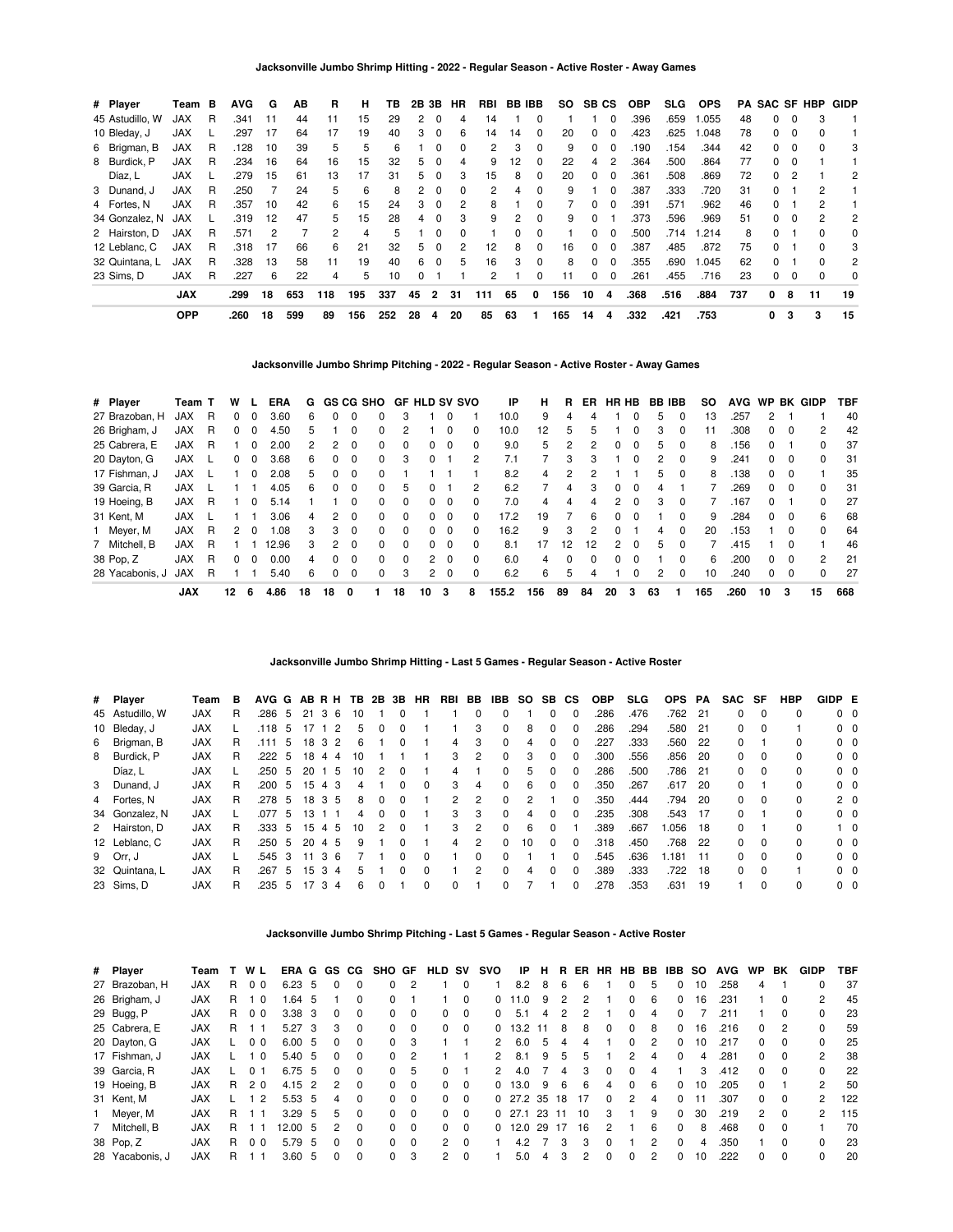### Jacksonville Jumbo Shrimp Hitting - 2022 - Regular Season - Active Roster - Away Games

| # | Player | Team | B | AVG | G | AB | R | H | TB | 2B | 3B | HR | RBI | BB | IBB | SO | SB | CS | OBP | SLG | OPS | PA | SAC | SF | HBP | GIDP |
|---|---|---|---|---|---|---|---|---|---|---|---|---|---|---|---|---|---|---|---|---|---|---|---|---|---|---|
| 45 | Astudillo, W | JAX | R | .341 | 11 | 44 | 11 | 15 | 29 | 2 | 0 | 4 | 14 | 1 | 0 | 1 | 1 | 0 | .396 | .659 | 1.055 | 48 | 0 | 0 | 3 | 1 |
| 10 | Bleday, J | JAX | L | .297 | 17 | 64 | 17 | 19 | 40 | 3 | 0 | 6 | 14 | 14 | 0 | 20 | 0 | 0 | .423 | .625 | 1.048 | 78 | 0 | 0 | 0 | 1 |
| 6 | Brigman, B | JAX | R | .128 | 10 | 39 | 5 | 5 | 6 | 1 | 0 | 0 | 2 | 3 | 0 | 9 | 0 | 0 | .190 | .154 | .344 | 42 | 0 | 0 | 0 | 3 |
| 8 | Burdick, P | JAX | R | .234 | 16 | 64 | 16 | 15 | 32 | 5 | 0 | 4 | 9 | 12 | 0 | 22 | 4 | 2 | .364 | .500 | .864 | 77 | 0 | 0 | 1 | 1 |
| | Díaz, L | JAX | L | .279 | 15 | 61 | 13 | 17 | 31 | 5 | 0 | 3 | 15 | 8 | 0 | 20 | 0 | 0 | .361 | .508 | .869 | 72 | 0 | 2 | 1 | 2 |
| 3 | Dunand, J | JAX | R | .250 | 7 | 24 | 5 | 6 | 8 | 2 | 0 | 0 | 2 | 4 | 0 | 9 | 1 | 0 | .387 | .333 | .720 | 31 | 0 | 1 | 2 | 1 |
| 4 | Fortes, N | JAX | R | .357 | 10 | 42 | 6 | 15 | 24 | 3 | 0 | 2 | 8 | 1 | 0 | 7 | 0 | 0 | .391 | .571 | .962 | 46 | 0 | 1 | 2 | 1 |
| 34 | Gonzalez, N | JAX | L | .319 | 12 | 47 | 5 | 15 | 28 | 4 | 0 | 3 | 9 | 2 | 0 | 9 | 0 | 1 | .373 | .596 | .969 | 51 | 0 | 0 | 2 | 2 |
| 2 | Hairston, D | JAX | R | .571 | 2 | 7 | 2 | 4 | 5 | 1 | 0 | 0 | 1 | 0 | 0 | 1 | 0 | 0 | .500 | .714 | 1.214 | 8 | 0 | 1 | 0 | 0 |
| 12 | Leblanc, C | JAX | R | .318 | 17 | 66 | 6 | 21 | 32 | 5 | 0 | 2 | 12 | 8 | 0 | 16 | 0 | 0 | .387 | .485 | .872 | 75 | 0 | 1 | 0 | 3 |
| 32 | Quintana, L | JAX | R | .328 | 13 | 58 | 11 | 19 | 40 | 6 | 0 | 5 | 16 | 3 | 0 | 8 | 0 | 0 | .355 | .690 | 1.045 | 62 | 0 | 1 | 0 | 2 |
| 23 | Sims, D | JAX | R | .227 | 6 | 22 | 4 | 5 | 10 | 0 | 1 | 1 | 2 | 1 | 0 | 11 | 0 | 0 | .261 | .455 | .716 | 23 | 0 | 0 | 0 | 0 |
| | **JAX** | | | **.299** | **18** | **653** | **118** | **195** | **337** | **45** | **2** | **31** | **111** | **65** | **0** | **156** | **10** | **4** | **.368** | **.516** | **.884** | **737** | **0** | **8** | **11** | **19** |
| | **OPP** | | | **.260** | **18** | **599** | **89** | **156** | **252** | **28** | **4** | **20** | **85** | **63** | **1** | **165** | **14** | **4** | **.332** | **.421** | **.753** | | **0** | **3** | **3** | **15** |

### Jacksonville Jumbo Shrimp Pitching - 2022 - Regular Season - Active Roster - Away Games

| # | Player | Team | T | W | L | ERA | G | GS | CG | SHO | GF | HLD | SV | SVO | IP | H | R | ER | HR | HB | BB | IBB | SO | AVG | WP | BK | GIDP | TBF |
|---|---|---|---|---|---|---|---|---|---|---|---|---|---|---|---|---|---|---|---|---|---|---|---|---|---|---|---|---|
| 27 | Brazoban, H | JAX | R | 0 | 0 | 3.60 | 6 | 0 | 0 | 0 | 3 | 1 | 0 | 1 | 10.0 | 9 | 4 | 4 | 1 | 0 | 5 | 0 | 13 | .257 | 2 | 1 | 1 | 40 |
| 26 | Brigham, J | JAX | R | 0 | 0 | 4.50 | 5 | 1 | 0 | 0 | 2 | 1 | 0 | 0 | 10.0 | 12 | 5 | 5 | 1 | 0 | 3 | 0 | 11 | .308 | 0 | 0 | 2 | 42 |
| 25 | Cabrera, E | JAX | R | 1 | 0 | 2.00 | 2 | 2 | 0 | 0 | 0 | 0 | 0 | 0 | 9.0 | 5 | 2 | 2 | 0 | 0 | 5 | 0 | 8 | .156 | 0 | 1 | 0 | 37 |
| 20 | Dayton, G | JAX | L | 0 | 0 | 3.68 | 6 | 0 | 0 | 0 | 3 | 0 | 1 | 2 | 7.1 | 7 | 3 | 3 | 1 | 0 | 2 | 0 | 9 | .241 | 0 | 0 | 0 | 31 |
| 17 | Fishman, J | JAX | L | 1 | 0 | 2.08 | 5 | 0 | 0 | 0 | 1 | 1 | 1 | 1 | 8.2 | 4 | 2 | 2 | 1 | 1 | 5 | 0 | 8 | .138 | 0 | 0 | 1 | 35 |
| 39 | Garcia, R | JAX | L | 1 | 1 | 4.05 | 6 | 0 | 0 | 0 | 5 | 0 | 1 | 2 | 6.2 | 7 | 4 | 3 | 0 | 0 | 4 | 1 | 7 | .269 | 0 | 0 | 0 | 31 |
| 19 | Hoeing, B | JAX | R | 1 | 0 | 5.14 | 1 | 1 | 0 | 0 | 0 | 0 | 0 | 0 | 7.0 | 4 | 4 | 4 | 2 | 0 | 3 | 0 | 7 | .167 | 0 | 1 | 0 | 27 |
| 31 | Kent, M | JAX | L | 1 | 1 | 3.06 | 4 | 2 | 0 | 0 | 0 | 0 | 0 | 0 | 17.2 | 19 | 7 | 6 | 0 | 0 | 1 | 0 | 9 | .284 | 0 | 0 | 6 | 68 |
| 1 | Meyer, M | JAX | R | 2 | 0 | 1.08 | 3 | 3 | 0 | 0 | 0 | 0 | 0 | 0 | 16.2 | 9 | 3 | 2 | 0 | 1 | 4 | 0 | 20 | .153 | 1 | 0 | 0 | 64 |
| 7 | Mitchell, B | JAX | R | 1 | 1 | 12.96 | 3 | 2 | 0 | 0 | 0 | 0 | 0 | 0 | 8.1 | 17 | 12 | 12 | 2 | 0 | 5 | 0 | 7 | .415 | 1 | 0 | 1 | 46 |
| 38 | Pop, Z | JAX | R | 0 | 0 | 0.00 | 4 | 0 | 0 | 0 | 0 | 2 | 0 | 0 | 6.0 | 4 | 0 | 0 | 0 | 0 | 1 | 0 | 6 | .200 | 0 | 0 | 2 | 21 |
| 28 | Yacabonis, J | JAX | R | 1 | 1 | 5.40 | 6 | 0 | 0 | 0 | 3 | 2 | 0 | 0 | 6.2 | 6 | 5 | 4 | 1 | 0 | 2 | 0 | 10 | .240 | 0 | 0 | 0 | 27 |
| | **JAX** | | | **12** | **6** | **4.86** | **18** | **18** | **0** | **1** | **18** | **10** | **3** | **8** | **155.2** | **156** | **89** | **84** | **20** | **3** | **63** | **1** | **165** | **.260** | **10** | **3** | **15** | **668** |

### Jacksonville Jumbo Shrimp Hitting - Last 5 Games - Regular Season - Active Roster

| # | Player | Team | B | AVG | G | AB | R | H | TB | 2B | 3B | HR | RBI | BB | IBB | SO | SB | CS | OBP | SLG | OPS | PA | SAC | SF | HBP | GIDP | E |
|---|---|---|---|---|---|---|---|---|---|---|---|---|---|---|---|---|---|---|---|---|---|---|---|---|---|---|---|
| 45 | Astudillo, W | JAX | R | .286 | 5 | 21 | 3 | 6 | 10 | 1 | 0 | 1 | 1 | 0 | 0 | 1 | 0 | 0 | .286 | .476 | .762 | 21 | 0 | 0 | 0 | 0 | 0 |
| 10 | Bleday, J | JAX | L | .118 | 5 | 17 | 1 | 2 | 5 | 0 | 0 | 1 | 1 | 3 | 0 | 8 | 0 | 0 | .286 | .294 | .580 | 21 | 0 | 0 | 1 | 0 | 0 |
| 6 | Brigman, B | JAX | R | .111 | 5 | 18 | 3 | 2 | 6 | 1 | 0 | 1 | 4 | 3 | 0 | 4 | 0 | 0 | .227 | .333 | .560 | 22 | 0 | 1 | 0 | 0 | 0 |
| 8 | Burdick, P | JAX | R | .222 | 5 | 18 | 4 | 4 | 10 | 1 | 1 | 1 | 3 | 2 | 0 | 3 | 0 | 0 | .300 | .556 | .856 | 20 | 0 | 0 | 0 | 0 | 0 |
| | Díaz, L | JAX | L | .250 | 5 | 20 | 1 | 5 | 10 | 2 | 0 | 1 | 4 | 1 | 0 | 5 | 0 | 0 | .286 | .500 | .786 | 21 | 0 | 0 | 0 | 0 | 0 |
| 3 | Dunand, J | JAX | R | .200 | 5 | 15 | 4 | 3 | 4 | 1 | 0 | 0 | 3 | 4 | 0 | 6 | 0 | 0 | .350 | .267 | .617 | 20 | 0 | 1 | 0 | 0 | 0 |
| 4 | Fortes, N | JAX | R | .278 | 5 | 18 | 3 | 5 | 8 | 0 | 0 | 1 | 2 | 2 | 0 | 2 | 1 | 0 | .350 | .444 | .794 | 20 | 0 | 0 | 0 | 2 | 0 |
| 34 | Gonzalez, N | JAX | L | .077 | 5 | 13 | 1 | 1 | 4 | 0 | 0 | 1 | 3 | 3 | 0 | 4 | 0 | 0 | .235 | .308 | .543 | 17 | 0 | 1 | 0 | 0 | 0 |
| 2 | Hairston, D | JAX | R | .333 | 5 | 15 | 4 | 5 | 10 | 2 | 0 | 1 | 3 | 2 | 0 | 6 | 0 | 1 | .389 | .667 | 1.056 | 18 | 0 | 1 | 0 | 1 | 0 |
| 12 | Leblanc, C | JAX | R | .250 | 5 | 20 | 4 | 5 | 9 | 1 | 0 | 1 | 4 | 2 | 0 | 10 | 0 | 0 | .318 | .450 | .768 | 22 | 0 | 0 | 0 | 0 | 0 |
| 9 | Orr, J | JAX | L | .545 | 3 | 11 | 3 | 6 | 7 | 1 | 0 | 0 | 1 | 0 | 0 | 1 | 1 | 0 | .545 | .636 | 1.181 | 11 | 0 | 0 | 0 | 0 | 0 |
| 32 | Quintana, L | JAX | R | .267 | 5 | 15 | 3 | 4 | 5 | 1 | 0 | 0 | 1 | 2 | 0 | 4 | 0 | 0 | .389 | .333 | .722 | 18 | 0 | 0 | 1 | 0 | 0 |
| 23 | Sims, D | JAX | R | .235 | 5 | 17 | 3 | 4 | 6 | 0 | 1 | 0 | 0 | 1 | 0 | 7 | 1 | 0 | .278 | .353 | .631 | 19 | 1 | 0 | 0 | 0 | 0 |

### Jacksonville Jumbo Shrimp Pitching - Last 5 Games - Regular Season - Active Roster

| # | Player | Team | T | W | L | ERA | G | GS | CG | SHO | GF | HLD | SV | SVO | IP | H | R | ER | HR | HB | BB | IBB | SO | AVG | WP | BK | GIDP | TBF |
|---|---|---|---|---|---|---|---|---|---|---|---|---|---|---|---|---|---|---|---|---|---|---|---|---|---|---|---|---|
| 27 | Brazoban, H | JAX | R | 0 | 0 | 6.23 | 5 | 0 | 0 | 0 | 2 | 1 | 0 | 1 | 8.2 | 8 | 6 | 6 | 1 | 0 | 5 | 0 | 10 | .258 | 4 | 1 | 0 | 37 |
| 26 | Brigham, J | JAX | R | 1 | 0 | 1.64 | 5 | 1 | 0 | 0 | 1 | 1 | 0 | 0 | 11.0 | 9 | 2 | 2 | 1 | 0 | 6 | 0 | 16 | .231 | 1 | 0 | 2 | 45 |
| 29 | Bugg, P | JAX | R | 0 | 0 | 3.38 | 3 | 0 | 0 | 0 | 0 | 0 | 0 | 0 | 5.1 | 4 | 2 | 2 | 1 | 0 | 4 | 0 | 7 | .211 | 1 | 0 | 0 | 23 |
| 25 | Cabrera, E | JAX | R | 1 | 1 | 5.27 | 3 | 3 | 0 | 0 | 0 | 0 | 0 | 0 | 13.2 | 11 | 8 | 8 | 0 | 0 | 8 | 0 | 16 | .216 | 0 | 2 | 0 | 59 |
| 20 | Dayton, G | JAX | L | 0 | 0 | 6.00 | 5 | 0 | 0 | 0 | 3 | 1 | 1 | 2 | 6.0 | 5 | 4 | 4 | 1 | 0 | 2 | 0 | 10 | .217 | 0 | 0 | 0 | 25 |
| 17 | Fishman, J | JAX | L | 1 | 0 | 5.40 | 5 | 0 | 0 | 0 | 2 | 1 | 1 | 2 | 8.1 | 9 | 5 | 5 | 1 | 2 | 4 | 0 | 4 | .281 | 0 | 0 | 2 | 38 |
| 39 | Garcia, R | JAX | L | 0 | 1 | 6.75 | 5 | 0 | 0 | 0 | 5 | 0 | 1 | 2 | 4.0 | 7 | 4 | 3 | 0 | 0 | 4 | 1 | 3 | .412 | 0 | 0 | 0 | 22 |
| 19 | Hoeing, B | JAX | R | 2 | 0 | 4.15 | 2 | 2 | 0 | 0 | 0 | 0 | 0 | 0 | 13.0 | 9 | 6 | 6 | 4 | 0 | 6 | 0 | 10 | .205 | 0 | 1 | 2 | 50 |
| 31 | Kent, M | JAX | L | 1 | 2 | 5.53 | 5 | 4 | 0 | 0 | 0 | 0 | 0 | 0 | 27.2 | 35 | 18 | 17 | 0 | 2 | 4 | 0 | 11 | .307 | 0 | 0 | 2 | 122 |
| 1 | Meyer, M | JAX | R | 1 | 1 | 3.29 | 5 | 5 | 0 | 0 | 0 | 0 | 0 | 0 | 27.1 | 23 | 11 | 10 | 3 | 1 | 9 | 0 | 30 | .219 | 2 | 0 | 2 | 115 |
| 7 | Mitchell, B | JAX | R | 1 | 1 | 12.00 | 5 | 2 | 0 | 0 | 0 | 0 | 0 | 0 | 12.0 | 29 | 17 | 16 | 2 | 1 | 6 | 0 | 8 | .468 | 0 | 0 | 1 | 70 |
| 38 | Pop, Z | JAX | R | 0 | 0 | 5.79 | 5 | 0 | 0 | 0 | 0 | 2 | 0 | 1 | 4.2 | 7 | 3 | 3 | 0 | 1 | 2 | 0 | 4 | .350 | 1 | 0 | 0 | 23 |
| 28 | Yacabonis, J | JAX | R | 1 | 1 | 3.60 | 5 | 0 | 0 | 0 | 3 | 2 | 0 | 1 | 5.0 | 4 | 3 | 2 | 0 | 0 | 2 | 0 | 10 | .222 | 0 | 0 | 0 | 20 |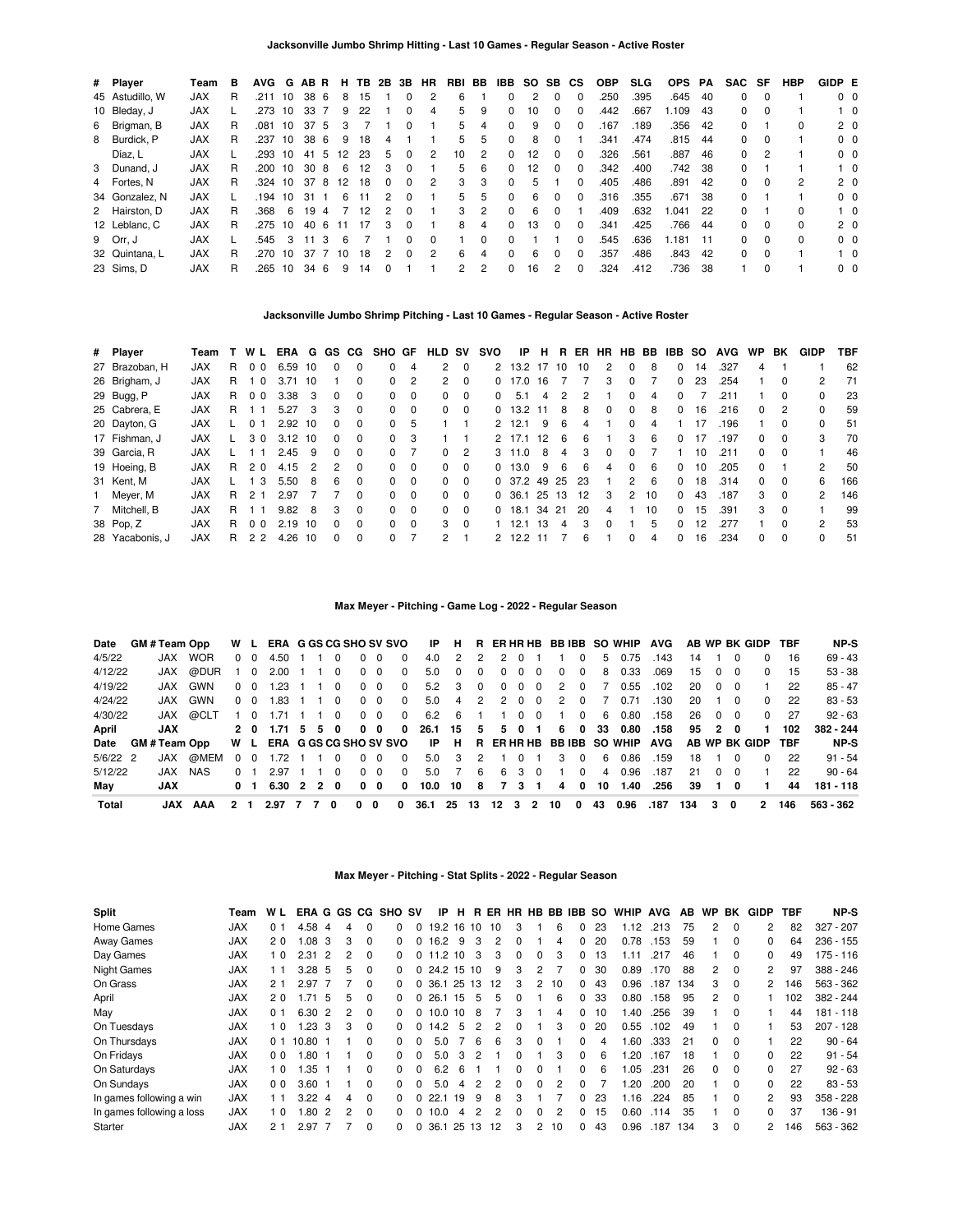### Jacksonville Jumbo Shrimp Hitting - Last 10 Games - Regular Season - Active Roster

| # | Player | Team | B | AVG | G | AB | R | H | TB | 2B | 3B | HR | RBI | BB | IBB | SO | SB | CS | OBP | SLG | OPS | PA | SAC | SF | HBP | GIDP | E |
|---|---|---|---|---|---|---|---|---|---|---|---|---|---|---|---|---|---|---|---|---|---|---|---|---|---|---|---|
| 45 | Astudillo, W | JAX | R | .211 | 10 | 38 | 6 | 8 | 15 | 1 | 0 | 2 | 6 | 1 | 0 | 2 | 0 | 0 | .250 | .395 | .645 | 40 | 0 | 0 | 1 | 0 | 0 |
| 10 | Bleday, J | JAX | L | .273 | 10 | 33 | 7 | 9 | 22 | 1 | 0 | 4 | 5 | 9 | 0 | 10 | 0 | 0 | .442 | .667 | 1.109 | 43 | 0 | 0 | 1 | 1 | 0 |
| 6 | Brigman, B | JAX | R | .081 | 10 | 37 | 5 | 3 | 7 | 1 | 0 | 1 | 5 | 4 | 0 | 9 | 0 | 0 | .167 | .189 | .356 | 42 | 0 | 1 | 0 | 2 | 0 |
| 8 | Burdick, P | JAX | R | .237 | 10 | 38 | 6 | 9 | 18 | 4 | 1 | 1 | 5 | 5 | 0 | 8 | 0 | 1 | .341 | .474 | .815 | 44 | 0 | 0 | 1 | 0 | 0 |
|  | Díaz, L | JAX | L | .293 | 10 | 41 | 5 | 12 | 23 | 5 | 0 | 2 | 10 | 2 | 0 | 12 | 0 | 0 | .326 | .561 | .887 | 46 | 0 | 2 | 1 | 0 | 0 |
| 3 | Dunand, J | JAX | R | .200 | 10 | 30 | 8 | 6 | 12 | 3 | 0 | 1 | 5 | 6 | 0 | 12 | 0 | 0 | .342 | .400 | .742 | 38 | 0 | 1 | 1 | 1 | 0 |
| 4 | Fortes, N | JAX | R | .324 | 10 | 37 | 8 | 12 | 18 | 0 | 0 | 2 | 3 | 3 | 0 | 5 | 1 | 0 | .405 | .486 | .891 | 42 | 0 | 0 | 2 | 2 | 0 |
| 34 | Gonzalez, N | JAX | L | .194 | 10 | 31 | 1 | 6 | 11 | 2 | 0 | 1 | 5 | 5 | 0 | 6 | 0 | 0 | .316 | .355 | .671 | 38 | 0 | 1 | 1 | 0 | 0 |
| 2 | Hairston, D | JAX | R | .368 | 6 | 19 | 4 | 7 | 12 | 2 | 0 | 1 | 3 | 2 | 0 | 6 | 0 | 0 | .409 | .632 | 1.041 | 22 | 0 | 1 | 0 | 1 | 0 |
| 12 | Leblanc, C | JAX | R | .275 | 10 | 40 | 6 | 11 | 17 | 3 | 0 | 1 | 8 | 4 | 0 | 13 | 0 | 0 | .341 | .425 | .766 | 44 | 0 | 0 | 0 | 2 | 0 |
| 9 | Orr, J | JAX | L | .545 | 3 | 11 | 3 | 6 | 7 | 1 | 0 | 0 | 1 | 0 | 0 | 1 | 1 | 0 | .545 | .636 | 1.181 | 11 | 0 | 0 | 0 | 0 | 0 |
| 32 | Quintana, L | JAX | R | .270 | 10 | 37 | 7 | 10 | 18 | 2 | 0 | 2 | 6 | 4 | 0 | 6 | 0 | 0 | .357 | .486 | .843 | 42 | 0 | 0 | 1 | 1 | 0 |
| 23 | Sims, D | JAX | R | .265 | 10 | 34 | 6 | 9 | 14 | 0 | 1 | 1 | 2 | 2 | 0 | 16 | 2 | 0 | .324 | .412 | .736 | 38 | 1 | 0 | 1 | 0 | 0 |

### Jacksonville Jumbo Shrimp Pitching - Last 10 Games - Regular Season - Active Roster

| # | Player | Team | T | W | L | ERA | G | GS | CG | SHO | GF | HLD | SV | SVO | IP | H | R | ER | HR | HB | BB | IBB | SO | AVG | WP | BK | GIDP | TBF |
|---|---|---|---|---|---|---|---|---|---|---|---|---|---|---|---|---|---|---|---|---|---|---|---|---|---|---|---|---|
| 27 | Brazoban, H | JAX | R | 0 | 0 | 6.59 | 10 | 0 | 0 | 0 | 4 | 2 | 0 | 2 | 13.2 | 17 | 10 | 10 | 2 | 0 | 8 | 0 | 14 | .327 | 4 | 1 | 1 | 62 |
| 26 | Brigham, J | JAX | R | 1 | 0 | 3.71 | 10 | 1 | 0 | 0 | 2 | 2 | 0 | 0 | 17.0 | 16 | 7 | 7 | 3 | 0 | 7 | 0 | 23 | .254 | 1 | 0 | 2 | 71 |
| 29 | Bugg, P | JAX | R | 0 | 0 | 3.38 | 3 | 0 | 0 | 0 | 0 | 0 | 0 | 0 | 5.1 | 4 | 2 | 2 | 1 | 0 | 4 | 0 | 7 | .211 | 1 | 0 | 0 | 23 |
| 25 | Cabrera, E | JAX | R | 1 | 1 | 5.27 | 3 | 3 | 0 | 0 | 0 | 0 | 0 | 0 | 13.2 | 11 | 8 | 8 | 0 | 0 | 8 | 0 | 16 | .216 | 0 | 2 | 0 | 59 |
| 20 | Dayton, G | JAX | L | 0 | 1 | 2.92 | 10 | 0 | 0 | 0 | 5 | 1 | 1 | 2 | 12.1 | 9 | 6 | 4 | 1 | 0 | 4 | 1 | 17 | .196 | 1 | 0 | 0 | 51 |
| 17 | Fishman, J | JAX | L | 3 | 0 | 3.12 | 10 | 0 | 0 | 0 | 3 | 1 | 1 | 2 | 17.1 | 12 | 6 | 6 | 1 | 3 | 6 | 0 | 17 | .197 | 0 | 0 | 3 | 70 |
| 39 | Garcia, R | JAX | L | 1 | 1 | 2.45 | 9 | 0 | 0 | 0 | 7 | 0 | 2 | 3 | 11.0 | 8 | 4 | 3 | 0 | 0 | 7 | 1 | 10 | .211 | 0 | 0 | 1 | 46 |
| 19 | Hoeing, B | JAX | R | 2 | 0 | 4.15 | 2 | 2 | 0 | 0 | 0 | 0 | 0 | 0 | 13.0 | 9 | 6 | 6 | 4 | 0 | 6 | 0 | 10 | .205 | 0 | 1 | 2 | 50 |
| 31 | Kent, M | JAX | L | 1 | 3 | 5.50 | 8 | 6 | 0 | 0 | 0 | 0 | 0 | 0 | 37.2 | 49 | 25 | 23 | 1 | 2 | 6 | 0 | 18 | .314 | 0 | 0 | 6 | 166 |
| 1 | Meyer, M | JAX | R | 2 | 1 | 2.97 | 7 | 7 | 0 | 0 | 0 | 0 | 0 | 0 | 36.1 | 25 | 13 | 12 | 3 | 2 | 10 | 0 | 43 | .187 | 3 | 0 | 2 | 146 |
| 7 | Mitchell, B | JAX | R | 1 | 1 | 9.82 | 8 | 3 | 0 | 0 | 0 | 0 | 0 | 0 | 18.1 | 34 | 21 | 20 | 4 | 1 | 10 | 0 | 15 | .391 | 3 | 0 | 1 | 99 |
| 38 | Pop, Z | JAX | R | 0 | 0 | 2.19 | 10 | 0 | 0 | 0 | 0 | 3 | 0 | 1 | 12.1 | 13 | 4 | 3 | 0 | 1 | 5 | 0 | 12 | .277 | 1 | 0 | 2 | 53 |
| 28 | Yacabonis, J | JAX | R | 2 | 2 | 4.26 | 10 | 0 | 0 | 0 | 7 | 2 | 1 | 2 | 12.2 | 11 | 7 | 6 | 1 | 0 | 4 | 0 | 16 | .234 | 0 | 0 | 0 | 51 |

### Max Meyer - Pitching - Game Log - 2022 - Regular Season

| Date | GM # | Team | Opp | W | L | ERA | G | GS | CG | SHO | SV | SVO | IP | H | R | ER | HR | HB | BB | IBB | SO | WHIP | AVG | AB | WP | BK | GIDP | TBF | NP-S |
|---|---|---|---|---|---|---|---|---|---|---|---|---|---|---|---|---|---|---|---|---|---|---|---|---|---|---|---|---|---|
| 4/5/22 |  | JAX | WOR | 0 | 0 | 4.50 | 1 | 1 | 0 | 0 | 0 | 0 | 4.0 | 2 | 2 | 2 | 0 | 1 | 1 | 0 | 5 | 0.75 | .143 | 14 | 1 | 0 | 0 | 16 | 69 - 43 |
| 4/12/22 |  | JAX | @DUR | 1 | 0 | 2.00 | 1 | 1 | 0 | 0 | 0 | 0 | 5.0 | 0 | 0 | 0 | 0 | 0 | 0 | 0 | 8 | 0.33 | .069 | 15 | 0 | 0 | 0 | 15 | 53 - 38 |
| 4/19/22 |  | JAX | GWN | 0 | 0 | 1.23 | 1 | 1 | 0 | 0 | 0 | 0 | 5.2 | 3 | 0 | 0 | 0 | 0 | 2 | 0 | 7 | 0.55 | .102 | 20 | 0 | 0 | 1 | 22 | 85 - 47 |
| 4/24/22 |  | JAX | GWN | 0 | 0 | 1.83 | 1 | 1 | 0 | 0 | 0 | 0 | 5.0 | 4 | 2 | 2 | 0 | 0 | 2 | 0 | 7 | 0.71 | .130 | 20 | 1 | 0 | 0 | 22 | 83 - 53 |
| 4/30/22 |  | JAX | @CLT | 1 | 0 | 1.71 | 1 | 1 | 0 | 0 | 0 | 0 | 6.2 | 6 | 1 | 1 | 0 | 0 | 1 | 0 | 6 | 0.80 | .158 | 26 | 0 | 0 | 0 | 27 | 92 - 63 |
| **April** |  | **JAX** |  | **2** | **0** | **1.71** | **5** | **5** | **0** | **0** | **0** | **0** | **26.1** | **15** | **5** | **5** | **0** | **1** | **6** | **0** | **33** | **0.80** | **.158** | **95** | **2** | **0** | **1** | **102** | **382 - 244** |
| **Date** | **GM #** | **Team** | **Opp** | **W** | **L** | **ERA** | **G** | **GS** | **CG** | **SHO** | **SV** | **SVO** | **IP** | **H** | **R** | **ER** | **HR** | **HB** | **BB** | **IBB** | **SO** | **WHIP** | **AVG** | **AB** | **WP** | **BK** | **GIDP** | **TBF** | **NP-S** |
| 5/6/22 | 2 | JAX | @MEM | 0 | 0 | 1.72 | 1 | 1 | 0 | 0 | 0 | 0 | 5.0 | 3 | 2 | 1 | 0 | 1 | 3 | 0 | 6 | 0.86 | .159 | 18 | 1 | 0 | 0 | 22 | 91 - 54 |
| 5/12/22 |  | JAX | NAS | 0 | 1 | 2.97 | 1 | 1 | 0 | 0 | 0 | 0 | 5.0 | 7 | 6 | 6 | 3 | 0 | 1 | 0 | 4 | 0.96 | .187 | 21 | 0 | 0 | 1 | 22 | 90 - 64 |
| **May** |  | **JAX** |  | **0** | **1** | **6.30** | **2** | **2** | **0** | **0** | **0** | **0** | **10.0** | **10** | **8** | **7** | **3** | **1** | **4** | **0** | **10** | **1.40** | **.256** | **39** | **1** | **0** | **1** | **44** | **181 - 118** |
| **Total** |  | **JAX** | **AAA** | **2** | **1** | **2.97** | **7** | **7** | **0** | **0** | **0** | **0** | **36.1** | **25** | **13** | **12** | **3** | **2** | **10** | **0** | **43** | **0.96** | **.187** | **134** | **3** | **0** | **2** | **146** | **563 - 362** |

### Max Meyer - Pitching - Stat Splits - 2022 - Regular Season

| Split | Team | W | L | ERA | G | GS | CG | SHO | SV | IP | H | R | ER | HR | HB | BB | IBB | SO | WHIP | AVG | AB | WP | BK | GIDP | TBF | NP-S |
|---|---|---|---|---|---|---|---|---|---|---|---|---|---|---|---|---|---|---|---|---|---|---|---|---|---|---|
| Home Games | JAX | 0 | 1 | 4.58 | 4 | 4 | 0 | 0 | 0 | 19.2 | 16 | 10 | 10 | 3 | 1 | 6 | 0 | 23 | 1.12 | .213 | 75 | 2 | 0 | 2 | 82 | 327 - 207 |
| Away Games | JAX | 2 | 0 | 1.08 | 3 | 3 | 0 | 0 | 0 | 16.2 | 9 | 3 | 2 | 0 | 1 | 4 | 0 | 20 | 0.78 | .153 | 59 | 1 | 0 | 0 | 64 | 236 - 155 |
| Day Games | JAX | 1 | 0 | 2.31 | 2 | 2 | 0 | 0 | 0 | 11.2 | 10 | 3 | 3 | 0 | 0 | 3 | 0 | 13 | 1.11 | .217 | 46 | 1 | 0 | 0 | 49 | 175 - 116 |
| Night Games | JAX | 1 | 1 | 3.28 | 5 | 5 | 0 | 0 | 0 | 24.2 | 15 | 10 | 9 | 3 | 2 | 7 | 0 | 30 | 0.89 | .170 | 88 | 2 | 0 | 2 | 97 | 388 - 246 |
| On Grass | JAX | 2 | 1 | 2.97 | 7 | 7 | 0 | 0 | 0 | 36.1 | 25 | 13 | 12 | 3 | 2 | 10 | 0 | 43 | 0.96 | .187 | 134 | 3 | 0 | 2 | 146 | 563 - 362 |
| April | JAX | 2 | 0 | 1.71 | 5 | 5 | 0 | 0 | 0 | 26.1 | 15 | 5 | 5 | 0 | 1 | 6 | 0 | 33 | 0.80 | .158 | 95 | 2 | 0 | 1 | 102 | 382 - 244 |
| May | JAX | 0 | 1 | 6.30 | 2 | 2 | 0 | 0 | 0 | 10.0 | 10 | 8 | 7 | 3 | 1 | 4 | 0 | 10 | 1.40 | .256 | 39 | 1 | 0 | 1 | 44 | 181 - 118 |
| On Tuesdays | JAX | 1 | 0 | 1.23 | 3 | 3 | 0 | 0 | 0 | 14.2 | 5 | 2 | 2 | 0 | 1 | 3 | 0 | 20 | 0.55 | .102 | 49 | 1 | 0 | 1 | 53 | 207 - 128 |
| On Thursdays | JAX | 0 | 1 | 10.80 | 1 | 1 | 0 | 0 | 0 | 5.0 | 7 | 6 | 6 | 3 | 0 | 1 | 0 | 4 | 1.60 | .333 | 21 | 0 | 0 | 1 | 22 | 90 - 64 |
| On Fridays | JAX | 0 | 0 | 1.80 | 1 | 1 | 0 | 0 | 0 | 5.0 | 3 | 2 | 1 | 0 | 1 | 3 | 0 | 6 | 1.20 | .167 | 18 | 1 | 0 | 0 | 22 | 91 - 54 |
| On Saturdays | JAX | 1 | 0 | 1.35 | 1 | 1 | 0 | 0 | 0 | 6.2 | 6 | 1 | 1 | 0 | 0 | 1 | 0 | 6 | 1.05 | .231 | 26 | 0 | 0 | 0 | 27 | 92 - 63 |
| On Sundays | JAX | 0 | 0 | 3.60 | 1 | 1 | 0 | 0 | 0 | 5.0 | 4 | 2 | 2 | 0 | 0 | 2 | 0 | 7 | 1.20 | .200 | 20 | 1 | 0 | 0 | 22 | 83 - 53 |
| In games following a win | JAX | 1 | 1 | 3.22 | 4 | 4 | 0 | 0 | 0 | 22.1 | 19 | 9 | 8 | 3 | 1 | 7 | 0 | 23 | 1.16 | .224 | 85 | 1 | 0 | 2 | 93 | 358 - 228 |
| In games following a loss | JAX | 1 | 0 | 1.80 | 2 | 2 | 0 | 0 | 0 | 10.0 | 4 | 2 | 2 | 0 | 0 | 2 | 0 | 15 | 0.60 | .114 | 35 | 1 | 0 | 0 | 37 | 136 - 91 |
| Starter | JAX | 2 | 1 | 2.97 | 7 | 7 | 0 | 0 | 0 | 36.1 | 25 | 13 | 12 | 3 | 2 | 10 | 0 | 43 | 0.96 | .187 | 134 | 3 | 0 | 2 | 146 | 563 - 362 |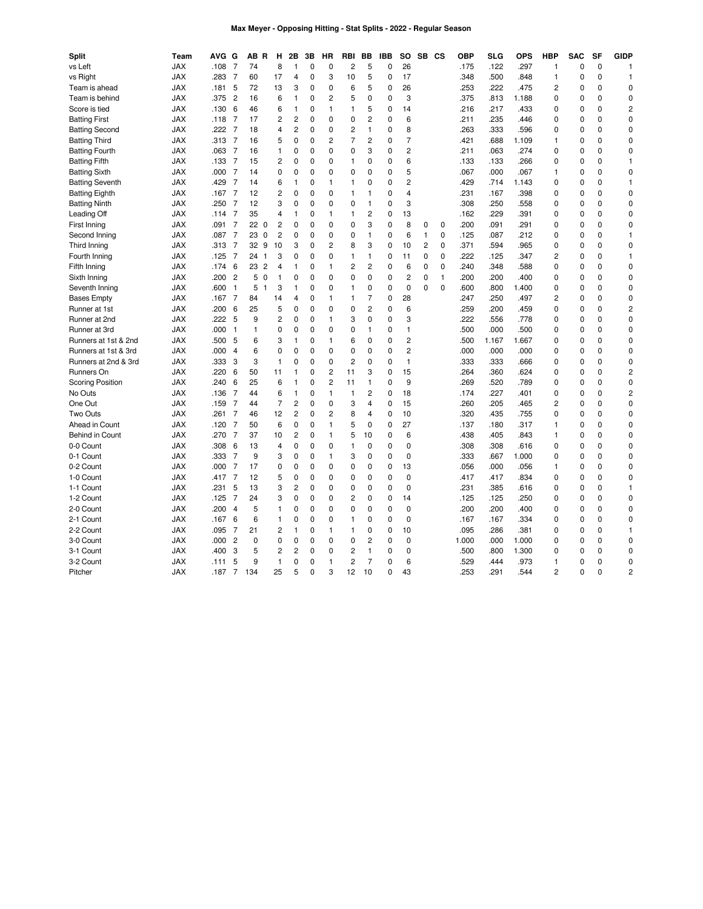# Max Meyer - Opposing Hitting - Stat Splits - 2022 - Regular Season

| Split | Team | AVG | G | AB | R | H | 2B | 3B | HR | RBI | BB | IBB | SO | SB | CS | OBP | SLG | OPS | HBP | SAC | SF | GIDP |
|---|---|---|---|---|---|---|---|---|---|---|---|---|---|---|---|---|---|---|---|---|---|---|
| vs Left | JAX | .108 | 7 | 74 | | 8 | 1 | 0 | 0 | 2 | 5 | 0 | 26 | | | .175 | .122 | .297 | 1 | 0 | 0 | 1 |
| vs Right | JAX | .283 | 7 | 60 | | 17 | 4 | 0 | 3 | 10 | 5 | 0 | 17 | | | .348 | .500 | .848 | 1 | 0 | 0 | 1 |
| Team is ahead | JAX | .181 | 5 | 72 | | 13 | 3 | 0 | 0 | 6 | 5 | 0 | 26 | | | .253 | .222 | .475 | 2 | 0 | 0 | 0 |
| Team is behind | JAX | .375 | 2 | 16 | | 6 | 1 | 0 | 2 | 5 | 0 | 0 | 3 | | | .375 | .813 | 1.188 | 0 | 0 | 0 | 0 |
| Score is tied | JAX | .130 | 6 | 46 | | 6 | 1 | 0 | 1 | 1 | 5 | 0 | 14 | | | .216 | .217 | .433 | 0 | 0 | 0 | 2 |
| Batting First | JAX | .118 | 7 | 17 | | 2 | 2 | 0 | 0 | 0 | 2 | 0 | 6 | | | .211 | .235 | .446 | 0 | 0 | 0 | 0 |
| Batting Second | JAX | .222 | 7 | 18 | | 4 | 2 | 0 | 0 | 2 | 1 | 0 | 8 | | | .263 | .333 | .596 | 0 | 0 | 0 | 0 |
| Batting Third | JAX | .313 | 7 | 16 | | 5 | 0 | 0 | 2 | 7 | 2 | 0 | 7 | | | .421 | .688 | 1.109 | 1 | 0 | 0 | 0 |
| Batting Fourth | JAX | .063 | 7 | 16 | | 1 | 0 | 0 | 0 | 0 | 3 | 0 | 2 | | | .211 | .063 | .274 | 0 | 0 | 0 | 0 |
| Batting Fifth | JAX | .133 | 7 | 15 | | 2 | 0 | 0 | 0 | 1 | 0 | 0 | 6 | | | .133 | .133 | .266 | 0 | 0 | 0 | 1 |
| Batting Sixth | JAX | .000 | 7 | 14 | | 0 | 0 | 0 | 0 | 0 | 0 | 0 | 5 | | | .067 | .000 | .067 | 1 | 0 | 0 | 0 |
| Batting Seventh | JAX | .429 | 7 | 14 | | 6 | 1 | 0 | 1 | 1 | 0 | 0 | 2 | | | .429 | .714 | 1.143 | 0 | 0 | 0 | 1 |
| Batting Eighth | JAX | .167 | 7 | 12 | | 2 | 0 | 0 | 0 | 1 | 1 | 0 | 4 | | | .231 | .167 | .398 | 0 | 0 | 0 | 0 |
| Batting Ninth | JAX | .250 | 7 | 12 | | 3 | 0 | 0 | 0 | 0 | 1 | 0 | 3 | | | .308 | .250 | .558 | 0 | 0 | 0 | 0 |
| Leading Off | JAX | .114 | 7 | 35 | | 4 | 1 | 0 | 1 | 1 | 2 | 0 | 13 | | | .162 | .229 | .391 | 0 | 0 | 0 | 0 |
| First Inning | JAX | .091 | 7 | 22 | 0 | 2 | 0 | 0 | 0 | 0 | 3 | 0 | 8 | 0 | 0 | .200 | .091 | .291 | 0 | 0 | 0 | 0 |
| Second Inning | JAX | .087 | 7 | 23 | 0 | 2 | 0 | 0 | 0 | 0 | 1 | 0 | 6 | 1 | 0 | .125 | .087 | .212 | 0 | 0 | 0 | 1 |
| Third Inning | JAX | .313 | 7 | 32 | 9 | 10 | 3 | 0 | 2 | 8 | 3 | 0 | 10 | 2 | 0 | .371 | .594 | .965 | 0 | 0 | 0 | 0 |
| Fourth Inning | JAX | .125 | 7 | 24 | 1 | 3 | 0 | 0 | 0 | 1 | 1 | 0 | 11 | 0 | 0 | .222 | .125 | .347 | 2 | 0 | 0 | 1 |
| Fifth Inning | JAX | .174 | 6 | 23 | 2 | 4 | 1 | 0 | 1 | 2 | 2 | 0 | 6 | 0 | 0 | .240 | .348 | .588 | 0 | 0 | 0 | 0 |
| Sixth Inning | JAX | .200 | 2 | 5 | 0 | 1 | 0 | 0 | 0 | 0 | 0 | 0 | 2 | 0 | 1 | .200 | .200 | .400 | 0 | 0 | 0 | 0 |
| Seventh Inning | JAX | .600 | 1 | 5 | 1 | 3 | 1 | 0 | 0 | 1 | 0 | 0 | 0 | 0 | 0 | .600 | .800 | 1.400 | 0 | 0 | 0 | 0 |
| Bases Empty | JAX | .167 | 7 | 84 | | 14 | 4 | 0 | 1 | 1 | 7 | 0 | 28 | | | .247 | .250 | .497 | 2 | 0 | 0 | 0 |
| Runner at 1st | JAX | .200 | 6 | 25 | | 5 | 0 | 0 | 0 | 0 | 2 | 0 | 6 | | | .259 | .200 | .459 | 0 | 0 | 0 | 2 |
| Runner at 2nd | JAX | .222 | 5 | 9 | | 2 | 0 | 0 | 1 | 3 | 0 | 0 | 3 | | | .222 | .556 | .778 | 0 | 0 | 0 | 0 |
| Runner at 3rd | JAX | .000 | 1 | 1 | | 0 | 0 | 0 | 0 | 0 | 1 | 0 | 1 | | | .500 | .000 | .500 | 0 | 0 | 0 | 0 |
| Runners at 1st & 2nd | JAX | .500 | 5 | 6 | | 3 | 1 | 0 | 1 | 6 | 0 | 0 | 2 | | | .500 | 1.167 | 1.667 | 0 | 0 | 0 | 0 |
| Runners at 1st & 3rd | JAX | .000 | 4 | 6 | | 0 | 0 | 0 | 0 | 0 | 0 | 0 | 2 | | | .000 | .000 | .000 | 0 | 0 | 0 | 0 |
| Runners at 2nd & 3rd | JAX | .333 | 3 | 3 | | 1 | 0 | 0 | 0 | 2 | 0 | 0 | 1 | | | .333 | .333 | .666 | 0 | 0 | 0 | 0 |
| Runners On | JAX | .220 | 6 | 50 | | 11 | 1 | 0 | 2 | 11 | 3 | 0 | 15 | | | .264 | .360 | .624 | 0 | 0 | 0 | 2 |
| Scoring Position | JAX | .240 | 6 | 25 | | 6 | 1 | 0 | 2 | 11 | 1 | 0 | 9 | | | .269 | .520 | .789 | 0 | 0 | 0 | 0 |
| No Outs | JAX | .136 | 7 | 44 | | 6 | 1 | 0 | 1 | 1 | 2 | 0 | 18 | | | .174 | .227 | .401 | 0 | 0 | 0 | 2 |
| One Out | JAX | .159 | 7 | 44 | | 7 | 2 | 0 | 0 | 3 | 4 | 0 | 15 | | | .260 | .205 | .465 | 2 | 0 | 0 | 0 |
| Two Outs | JAX | .261 | 7 | 46 | | 12 | 2 | 0 | 2 | 8 | 4 | 0 | 10 | | | .320 | .435 | .755 | 0 | 0 | 0 | 0 |
| Ahead in Count | JAX | .120 | 7 | 50 | | 6 | 0 | 0 | 1 | 5 | 0 | 0 | 27 | | | .137 | .180 | .317 | 1 | 0 | 0 | 0 |
| Behind in Count | JAX | .270 | 7 | 37 | | 10 | 2 | 0 | 1 | 5 | 10 | 0 | 6 | | | .438 | .405 | .843 | 1 | 0 | 0 | 0 |
| 0-0 Count | JAX | .308 | 6 | 13 | | 4 | 0 | 0 | 0 | 1 | 0 | 0 | 0 | | | .308 | .308 | .616 | 0 | 0 | 0 | 0 |
| 0-1 Count | JAX | .333 | 7 | 9 | | 3 | 0 | 0 | 1 | 3 | 0 | 0 | 0 | | | .333 | .667 | 1.000 | 0 | 0 | 0 | 0 |
| 0-2 Count | JAX | .000 | 7 | 17 | | 0 | 0 | 0 | 0 | 0 | 0 | 0 | 13 | | | .056 | .000 | .056 | 1 | 0 | 0 | 0 |
| 1-0 Count | JAX | .417 | 7 | 12 | | 5 | 0 | 0 | 0 | 0 | 0 | 0 | 0 | | | .417 | .417 | .834 | 0 | 0 | 0 | 0 |
| 1-1 Count | JAX | .231 | 5 | 13 | | 3 | 2 | 0 | 0 | 0 | 0 | 0 | 0 | | | .231 | .385 | .616 | 0 | 0 | 0 | 1 |
| 1-2 Count | JAX | .125 | 7 | 24 | | 3 | 0 | 0 | 0 | 2 | 0 | 0 | 14 | | | .125 | .125 | .250 | 0 | 0 | 0 | 0 |
| 2-0 Count | JAX | .200 | 4 | 5 | | 1 | 0 | 0 | 0 | 0 | 0 | 0 | 0 | | | .200 | .200 | .400 | 0 | 0 | 0 | 0 |
| 2-1 Count | JAX | .167 | 6 | 6 | | 1 | 0 | 0 | 0 | 1 | 0 | 0 | 0 | | | .167 | .167 | .334 | 0 | 0 | 0 | 0 |
| 2-2 Count | JAX | .095 | 7 | 21 | | 2 | 1 | 0 | 1 | 1 | 0 | 0 | 10 | | | .095 | .286 | .381 | 0 | 0 | 0 | 1 |
| 3-0 Count | JAX | .000 | 2 | 0 | | 0 | 0 | 0 | 0 | 0 | 2 | 0 | 0 | | | 1.000 | .000 | 1.000 | 0 | 0 | 0 | 0 |
| 3-1 Count | JAX | .400 | 3 | 5 | | 2 | 2 | 0 | 0 | 2 | 1 | 0 | 0 | | | .500 | .800 | 1.300 | 0 | 0 | 0 | 0 |
| 3-2 Count | JAX | .111 | 5 | 9 | | 1 | 0 | 0 | 1 | 2 | 7 | 0 | 6 | | | .529 | .444 | .973 | 1 | 0 | 0 | 0 |
| Pitcher | JAX | .187 | 7 | 134 | | 25 | 5 | 0 | 3 | 12 | 10 | 0 | 43 | | | .253 | .291 | .544 | 2 | 0 | 0 | 2 |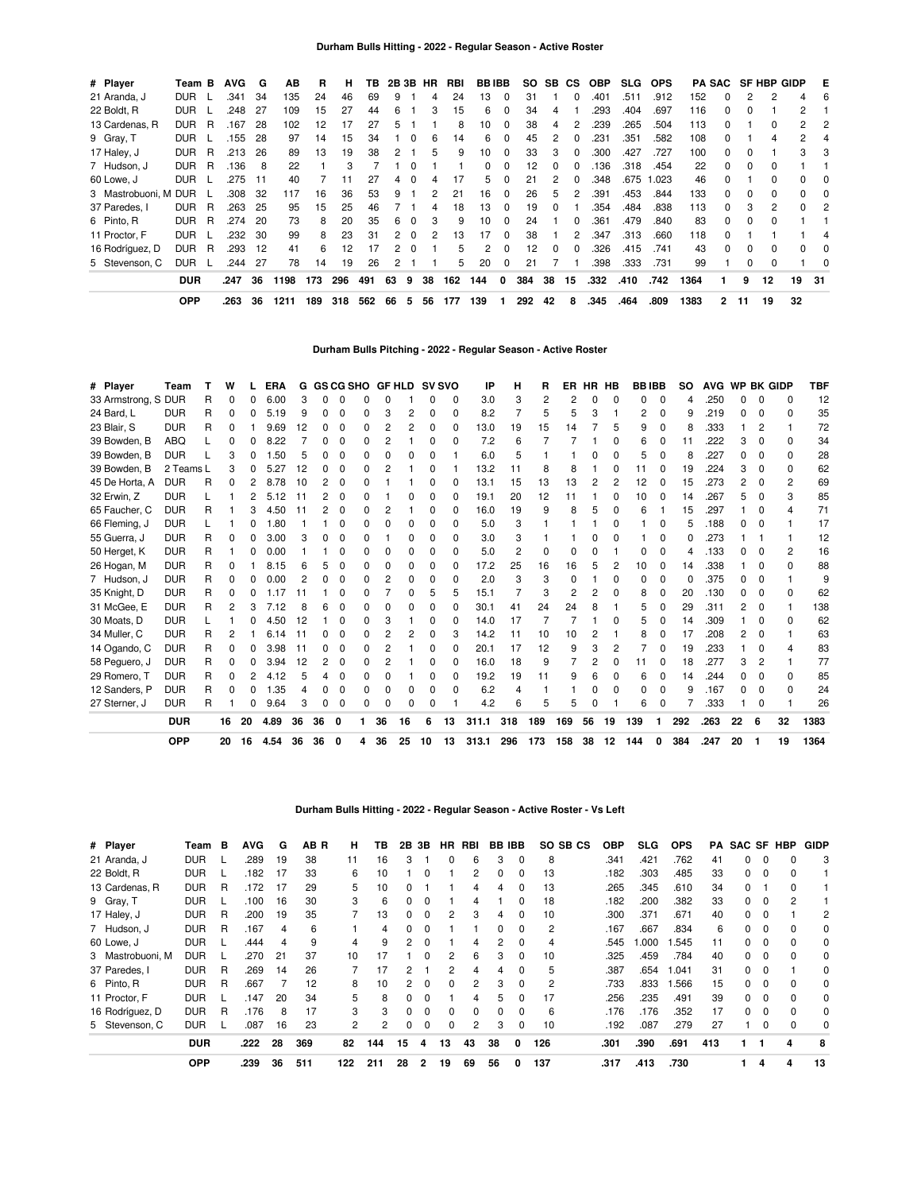### Durham Bulls Hitting - 2022 - Regular Season - Active Roster

| # | Player | Team | B | AVG | G | AB | R | H | TB | 2B | 3B | HR | RBI | BB | IBB | SO | SB | CS | OBP | SLG | OPS | PA | SAC | SF | HBP | GIDP | E |
|---|---|---|---|---|---|---|---|---|---|---|---|---|---|---|---|---|---|---|---|---|---|---|---|---|---|---|---|
| 21 | Aranda, J | DUR | L | .341 | 34 | 135 | 24 | 46 | 69 | 9 | 1 | 4 | 24 | 13 | 0 | 31 | 1 | 0 | .401 | .511 | .912 | 152 | 0 | 2 | 2 | 4 | 6 |
| 22 | Boldt, R | DUR | L | .248 | 27 | 109 | 15 | 27 | 44 | 6 | 1 | 3 | 15 | 6 | 0 | 34 | 4 | 1 | .293 | .404 | .697 | 116 | 0 | 0 | 1 | 2 | 1 |
| 13 | Cardenas, R | DUR | R | .167 | 28 | 102 | 12 | 17 | 27 | 5 | 1 | 1 | 8 | 10 | 0 | 38 | 4 | 2 | .239 | .265 | .504 | 113 | 0 | 1 | 0 | 2 | 2 |
| 9 | Gray, T | DUR | L | .155 | 28 | 97 | 14 | 15 | 34 | 1 | 0 | 6 | 14 | 6 | 0 | 45 | 2 | 0 | .231 | .351 | .582 | 108 | 0 | 1 | 4 | 2 | 4 |
| 17 | Haley, J | DUR | R | .213 | 26 | 89 | 13 | 19 | 38 | 2 | 1 | 5 | 9 | 10 | 0 | 33 | 3 | 0 | .300 | .427 | .727 | 100 | 0 | 0 | 1 | 3 | 3 |
| 7 | Hudson, J | DUR | R | .136 | 8 | 22 | 1 | 3 | 7 | 1 | 0 | 1 | 1 | 0 | 0 | 12 | 0 | 0 | .136 | .318 | .454 | 22 | 0 | 0 | 0 | 1 | 1 |
| 60 | Lowe, J | DUR | L | .275 | 11 | 40 | 7 | 11 | 27 | 4 | 0 | 4 | 17 | 5 | 0 | 21 | 2 | 0 | .348 | .675 | 1.023 | 46 | 0 | 1 | 0 | 0 | 0 |
| 3 | Mastrobuoni, M | DUR | L | .308 | 32 | 117 | 16 | 36 | 53 | 9 | 1 | 2 | 21 | 16 | 0 | 26 | 5 | 2 | .391 | .453 | .844 | 133 | 0 | 0 | 0 | 0 | 0 |
| 37 | Paredes, I | DUR | R | .263 | 25 | 95 | 15 | 25 | 46 | 7 | 1 | 4 | 18 | 13 | 0 | 19 | 0 | 1 | .354 | .484 | .838 | 113 | 0 | 3 | 2 | 0 | 2 |
| 6 | Pinto, R | DUR | R | .274 | 20 | 73 | 8 | 20 | 35 | 6 | 0 | 3 | 9 | 10 | 0 | 24 | 1 | 0 | .361 | .479 | .840 | 83 | 0 | 0 | 0 | 1 | 1 |
| 11 | Proctor, F | DUR | L | .232 | 30 | 99 | 8 | 23 | 31 | 2 | 0 | 2 | 13 | 17 | 0 | 38 | 1 | 2 | .347 | .313 | .660 | 118 | 0 | 1 | 1 | 1 | 4 |
| 16 | Rodríguez, D | DUR | R | .293 | 12 | 41 | 6 | 12 | 17 | 2 | 0 | 1 | 5 | 2 | 0 | 12 | 0 | 0 | .326 | .415 | .741 | 43 | 0 | 0 | 0 | 0 | 0 |
| 5 | Stevenson, C | DUR | L | .244 | 27 | 78 | 14 | 19 | 26 | 2 | 1 | 1 | 5 | 20 | 0 | 21 | 7 | 1 | .398 | .333 | .731 | 99 | 1 | 0 | 0 | 1 | 0 |
| | | **DUR** | | **.247** | **36** | **1198** | **173** | **296** | **491** | **63** | **9** | **38** | **162** | **144** | **0** | **384** | **38** | **15** | **.332** | **.410** | **.742** | **1364** | **1** | **9** | **12** | **19** | **31** |
| | | **OPP** | | **.263** | **36** | **1211** | **189** | **318** | **562** | **66** | **5** | **56** | **177** | **139** | **1** | **292** | **42** | **8** | **.345** | **.464** | **.809** | **1383** | **2** | **11** | **19** | **32** | |

### Durham Bulls Pitching - 2022 - Regular Season - Active Roster

| # | Player | Team | T | W | L | ERA | G | GS | CG | SHO | GF | HLD | SV | SVO | IP | H | R | ER | HR | HB | BB | IBB | SO | AVG | WP | BK | GIDP | TBF |
|---|---|---|---|---|---|---|---|---|---|---|---|---|---|---|---|---|---|---|---|---|---|---|---|---|---|---|---|---|
| 33 | Armstrong, S | DUR | R | 0 | 0 | 6.00 | 3 | 0 | 0 | 0 | 0 | 1 | 0 | 0 | 3.0 | 3 | 2 | 2 | 0 | 0 | 0 | 0 | 4 | .250 | 0 | 0 | 0 | 12 |
| 24 | Bard, L | DUR | R | 0 | 0 | 5.19 | 9 | 0 | 0 | 0 | 3 | 2 | 0 | 0 | 8.2 | 7 | 5 | 5 | 3 | 1 | 2 | 0 | 9 | .219 | 0 | 0 | 0 | 35 |
| 23 | Blair, S | DUR | R | 0 | 1 | 9.69 | 12 | 0 | 0 | 0 | 2 | 2 | 0 | 0 | 13.0 | 19 | 15 | 14 | 7 | 5 | 9 | 0 | 8 | .333 | 1 | 2 | 1 | 72 |
| 39 | Bowden, B | ABQ | L | 0 | 0 | 8.22 | 7 | 0 | 0 | 0 | 2 | 1 | 0 | 0 | 7.2 | 6 | 7 | 7 | 1 | 0 | 6 | 0 | 11 | .222 | 3 | 0 | 0 | 34 |
| 39 | Bowden, B | DUR | L | 3 | 0 | 1.50 | 5 | 0 | 0 | 0 | 0 | 0 | 0 | 1 | 6.0 | 5 | 1 | 1 | 0 | 0 | 5 | 0 | 8 | .227 | 0 | 0 | 0 | 28 |
| 39 | Bowden, B | 2 Teams | L | 3 | 0 | 5.27 | 12 | 0 | 0 | 0 | 2 | 1 | 0 | 1 | 13.2 | 11 | 8 | 8 | 1 | 0 | 11 | 0 | 19 | .224 | 3 | 0 | 0 | 62 |
| 45 | De Horta, A | DUR | R | 0 | 2 | 8.78 | 10 | 2 | 0 | 0 | 1 | 1 | 0 | 0 | 13.1 | 15 | 13 | 13 | 2 | 2 | 12 | 0 | 15 | .273 | 2 | 0 | 2 | 69 |
| 32 | Erwin, Z | DUR | L | 1 | 2 | 5.12 | 11 | 2 | 0 | 0 | 1 | 0 | 0 | 0 | 19.1 | 20 | 12 | 11 | 1 | 0 | 10 | 0 | 14 | .267 | 5 | 0 | 3 | 85 |
| 65 | Faucher, C | DUR | R | 1 | 3 | 4.50 | 11 | 2 | 0 | 0 | 2 | 1 | 0 | 0 | 16.0 | 19 | 9 | 8 | 5 | 0 | 6 | 1 | 15 | .297 | 1 | 0 | 4 | 71 |
| 66 | Fleming, J | DUR | L | 1 | 0 | 1.80 | 1 | 1 | 0 | 0 | 0 | 0 | 0 | 0 | 5.0 | 3 | 1 | 1 | 1 | 0 | 1 | 0 | 5 | .188 | 0 | 0 | 1 | 17 |
| 55 | Guerra, J | DUR | R | 0 | 0 | 3.00 | 3 | 0 | 0 | 0 | 1 | 0 | 0 | 0 | 3.0 | 3 | 1 | 1 | 0 | 0 | 1 | 0 | 0 | .273 | 1 | 1 | 1 | 12 |
| 50 | Herget, K | DUR | R | 1 | 0 | 0.00 | 1 | 1 | 0 | 0 | 0 | 0 | 0 | 0 | 5.0 | 2 | 0 | 0 | 0 | 1 | 0 | 0 | 4 | .133 | 0 | 0 | 2 | 16 |
| 26 | Hogan, M | DUR | R | 0 | 1 | 8.15 | 6 | 5 | 0 | 0 | 0 | 0 | 0 | 0 | 17.2 | 25 | 16 | 16 | 5 | 2 | 10 | 0 | 14 | .338 | 1 | 0 | 0 | 88 |
| 7 | Hudson, J | DUR | R | 0 | 0 | 0.00 | 2 | 0 | 0 | 0 | 2 | 0 | 0 | 0 | 2.0 | 3 | 0 | 0 | 1 | 0 | 0 | 0 | 0 | .375 | 0 | 0 | 1 | 9 |
| 35 | Knight, D | DUR | R | 0 | 0 | 1.17 | 11 | 1 | 0 | 0 | 7 | 0 | 5 | 5 | 15.1 | 7 | 3 | 2 | 2 | 0 | 8 | 0 | 20 | .130 | 0 | 0 | 0 | 62 |
| 31 | McGee, E | DUR | R | 2 | 3 | 7.12 | 8 | 6 | 0 | 0 | 0 | 0 | 0 | 0 | 30.1 | 41 | 24 | 24 | 8 | 1 | 5 | 0 | 29 | .311 | 2 | 0 | 1 | 138 |
| 30 | Moats, D | DUR | L | 1 | 0 | 4.50 | 12 | 1 | 0 | 0 | 3 | 1 | 0 | 0 | 14.0 | 17 | 7 | 7 | 1 | 0 | 5 | 0 | 14 | .309 | 1 | 0 | 0 | 62 |
| 34 | Muller, C | DUR | R | 2 | 1 | 6.14 | 11 | 0 | 0 | 0 | 2 | 2 | 0 | 3 | 14.2 | 11 | 10 | 10 | 2 | 1 | 8 | 0 | 17 | .208 | 2 | 0 | 1 | 63 |
| 14 | Ogando, C | DUR | R | 0 | 0 | 3.98 | 11 | 0 | 0 | 0 | 2 | 1 | 0 | 0 | 20.1 | 17 | 12 | 9 | 3 | 2 | 7 | 0 | 19 | .233 | 1 | 0 | 4 | 83 |
| 58 | Peguero, J | DUR | R | 0 | 0 | 3.94 | 12 | 2 | 0 | 0 | 2 | 1 | 0 | 0 | 16.0 | 18 | 9 | 7 | 2 | 0 | 11 | 0 | 18 | .277 | 3 | 2 | 1 | 77 |
| 29 | Romero, T | DUR | R | 0 | 2 | 4.12 | 5 | 4 | 0 | 0 | 0 | 1 | 0 | 0 | 19.2 | 19 | 11 | 9 | 6 | 0 | 6 | 0 | 14 | .244 | 0 | 0 | 0 | 85 |
| 12 | Sanders, P | DUR | R | 0 | 0 | 1.35 | 4 | 0 | 0 | 0 | 0 | 0 | 0 | 0 | 6.2 | 4 | 1 | 1 | 0 | 0 | 0 | 0 | 9 | .167 | 0 | 0 | 0 | 24 |
| 27 | Sterner, J | DUR | R | 1 | 0 | 9.64 | 3 | 0 | 0 | 0 | 0 | 0 | 0 | 1 | 4.2 | 6 | 5 | 5 | 0 | 1 | 6 | 0 | 7 | .333 | 1 | 0 | 1 | 26 |
| | | **DUR** | | **16** | **20** | **4.89** | **36** | **36** | **0** | **1** | **36** | **16** | **6** | **13** | **311.1** | **318** | **189** | **169** | **56** | **19** | **139** | **1** | **292** | **.263** | **22** | **6** | **32** | **1383** |
| | | **OPP** | | **20** | **16** | **4.54** | **36** | **36** | **0** | **4** | **36** | **25** | **10** | **13** | **313.1** | **296** | **173** | **158** | **38** | **12** | **144** | **0** | **384** | **.247** | **20** | **1** | **19** | **1364** |

### Durham Bulls Hitting - 2022 - Regular Season - Active Roster - Vs Left

| # | Player | Team | B | AVG | G | AB | R | H | TB | 2B | 3B | HR | RBI | BB | IBB | SO | SB | CS | OBP | SLG | OPS | PA | SAC | SF | HBP | GIDP |
|---|---|---|---|---|---|---|---|---|---|---|---|---|---|---|---|---|---|---|---|---|---|---|---|---|---|---|
| 21 | Aranda, J | DUR | L | .289 | 19 | 38 | | 11 | 16 | 3 | 1 | 0 | 6 | 3 | 0 | 8 | | | .341 | .421 | .762 | 41 | 0 | 0 | 0 | 3 |
| 22 | Boldt, R | DUR | L | .182 | 17 | 33 | | 6 | 10 | 1 | 0 | 1 | 2 | 0 | 0 | 13 | | | .182 | .303 | .485 | 33 | 0 | 0 | 0 | 1 |
| 13 | Cardenas, R | DUR | R | .172 | 17 | 29 | | 5 | 10 | 0 | 1 | 1 | 4 | 4 | 0 | 13 | | | .265 | .345 | .610 | 34 | 0 | 1 | 0 | 1 |
| 9 | Gray, T | DUR | L | .100 | 16 | 30 | | 3 | 6 | 0 | 0 | 1 | 4 | 1 | 0 | 18 | | | .182 | .200 | .382 | 33 | 0 | 0 | 2 | 1 |
| 17 | Haley, J | DUR | R | .200 | 19 | 35 | | 7 | 13 | 0 | 0 | 2 | 3 | 4 | 0 | 10 | | | .300 | .371 | .671 | 40 | 0 | 0 | 1 | 2 |
| 7 | Hudson, J | DUR | R | .167 | 4 | 6 | | 1 | 4 | 0 | 0 | 1 | 1 | 0 | 0 | 2 | | | .167 | .667 | .834 | 6 | 0 | 0 | 0 | 0 |
| 60 | Lowe, J | DUR | L | .444 | 4 | 9 | | 4 | 9 | 2 | 0 | 1 | 4 | 2 | 0 | 4 | | | .545 | 1.000 | 1.545 | 11 | 0 | 0 | 0 | 0 |
| 3 | Mastrobuoni, M | DUR | L | .270 | 21 | 37 | | 10 | 17 | 1 | 0 | 2 | 6 | 3 | 0 | 10 | | | .325 | .459 | .784 | 40 | 0 | 0 | 0 | 0 |
| 37 | Paredes, I | DUR | R | .269 | 14 | 26 | | 7 | 17 | 2 | 1 | 2 | 4 | 4 | 0 | 5 | | | .387 | .654 | 1.041 | 31 | 0 | 0 | 1 | 0 |
| 6 | Pinto, R | DUR | R | .667 | 7 | 12 | | 8 | 10 | 2 | 0 | 0 | 2 | 3 | 0 | 2 | | | .733 | .833 | 1.566 | 15 | 0 | 0 | 0 | 0 |
| 11 | Proctor, F | DUR | L | .147 | 20 | 34 | | 5 | 8 | 0 | 0 | 1 | 4 | 5 | 0 | 17 | | | .256 | .235 | .491 | 39 | 0 | 0 | 0 | 0 |
| 16 | Rodríguez, D | DUR | R | .176 | 8 | 17 | | 3 | 3 | 0 | 0 | 0 | 0 | 0 | 0 | 6 | | | .176 | .176 | .352 | 17 | 0 | 0 | 0 | 0 |
| 5 | Stevenson, C | DUR | L | .087 | 16 | 23 | | 2 | 2 | 0 | 0 | 0 | 2 | 3 | 0 | 10 | | | .192 | .087 | .279 | 27 | 1 | 0 | 0 | 0 |
| | | **DUR** | | **.222** | **28** | **369** | | **82** | **144** | **15** | **4** | **13** | **43** | **38** | **0** | **126** | | | **.301** | **.390** | **.691** | **413** | **1** | **1** | **4** | **8** |
| | | **OPP** | | **.239** | **36** | **511** | | **122** | **211** | **28** | **2** | **19** | **69** | **56** | **0** | **137** | | | **.317** | **.413** | **.730** | | **1** | **4** | **4** | **13** |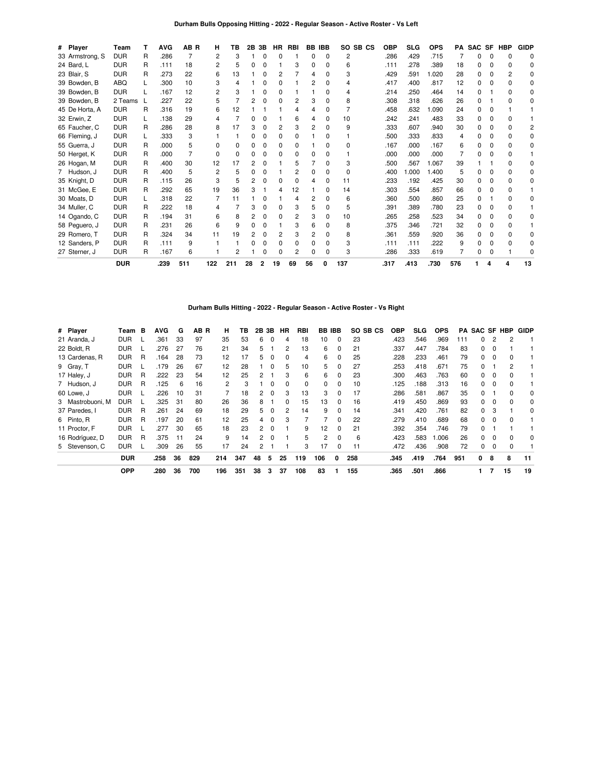**Durham Bulls Opposing Hitting - 2022 - Regular Season - Active Roster - Vs Left**

| # | Player | Team | T | AVG | AB | R | H | TB | 2B | 3B | HR | RBI | BB | IBB | SO | SB | CS | OBP | SLG | OPS | PA | SAC | SF | HBP | GIDP |
|---|---|---|---|---|---|---|---|---|---|---|---|---|---|---|---|---|---|---|---|---|---|---|---|---|---|
| 33 | Armstrong, S | DUR | R | .286 | 7 | | 2 | 3 | 1 | 0 | 0 | 1 | 0 | 0 | 2 | | | .286 | .429 | .715 | 7 | 0 | 0 | 0 | 0 |
| 24 | Bard, L | DUR | R | .111 | 18 | | 2 | 5 | 0 | 0 | 1 | 3 | 0 | 0 | 6 | | | .111 | .278 | .389 | 18 | 0 | 0 | 0 | 0 |
| 23 | Blair, S | DUR | R | .273 | 22 | | 6 | 13 | 1 | 0 | 2 | 7 | 4 | 0 | 3 | | | .429 | .591 | 1.020 | 28 | 0 | 0 | 2 | 0 |
| 39 | Bowden, B | ABQ | L | .300 | 10 | | 3 | 4 | 1 | 0 | 0 | 1 | 2 | 0 | 4 | | | .417 | .400 | .817 | 12 | 0 | 0 | 0 | 0 |
| 39 | Bowden, B | DUR | L | .167 | 12 | | 2 | 3 | 1 | 0 | 0 | 1 | 1 | 0 | 4 | | | .214 | .250 | .464 | 14 | 0 | 1 | 0 | 0 |
| 39 | Bowden, B | 2 Teams | L | .227 | 22 | | 5 | 7 | 2 | 0 | 0 | 2 | 3 | 0 | 8 | | | .308 | .318 | .626 | 26 | 0 | 1 | 0 | 0 |
| 45 | De Horta, A | DUR | R | .316 | 19 | | 6 | 12 | 1 | 1 | 1 | 4 | 4 | 0 | 7 | | | .458 | .632 | 1.090 | 24 | 0 | 0 | 1 | 1 |
| 32 | Erwin, Z | DUR | L | .138 | 29 | | 4 | 7 | 0 | 0 | 1 | 6 | 4 | 0 | 10 | | | .242 | .241 | .483 | 33 | 0 | 0 | 0 | 1 |
| 65 | Faucher, C | DUR | R | .286 | 28 | | 8 | 17 | 3 | 0 | 2 | 3 | 2 | 0 | 9 | | | .333 | .607 | .940 | 30 | 0 | 0 | 0 | 2 |
| 66 | Fleming, J | DUR | L | .333 | 3 | | 1 | 1 | 0 | 0 | 0 | 0 | 1 | 0 | 1 | | | .500 | .333 | .833 | 4 | 0 | 0 | 0 | 0 |
| 55 | Guerra, J | DUR | R | .000 | 5 | | 0 | 0 | 0 | 0 | 0 | 0 | 1 | 0 | 0 | | | .167 | .000 | .167 | 6 | 0 | 0 | 0 | 0 |
| 50 | Herget, K | DUR | R | .000 | 7 | | 0 | 0 | 0 | 0 | 0 | 0 | 0 | 0 | 1 | | | .000 | .000 | .000 | 7 | 0 | 0 | 0 | 1 |
| 26 | Hogan, M | DUR | R | .400 | 30 | | 12 | 17 | 2 | 0 | 1 | 5 | 7 | 0 | 3 | | | .500 | .567 | 1.067 | 39 | 1 | 1 | 0 | 0 |
| 7 | Hudson, J | DUR | R | .400 | 5 | | 2 | 5 | 0 | 0 | 1 | 2 | 0 | 0 | 0 | | | .400 | 1.000 | 1.400 | 5 | 0 | 0 | 0 | 0 |
| 35 | Knight, D | DUR | R | .115 | 26 | | 3 | 5 | 2 | 0 | 0 | 0 | 4 | 0 | 11 | | | .233 | .192 | .425 | 30 | 0 | 0 | 0 | 0 |
| 31 | McGee, E | DUR | R | .292 | 65 | | 19 | 36 | 3 | 1 | 4 | 12 | 1 | 0 | 14 | | | .303 | .554 | .857 | 66 | 0 | 0 | 0 | 1 |
| 30 | Moats, D | DUR | L | .318 | 22 | | 7 | 11 | 1 | 0 | 1 | 4 | 2 | 0 | 6 | | | .360 | .500 | .860 | 25 | 0 | 1 | 0 | 0 |
| 34 | Muller, C | DUR | R | .222 | 18 | | 4 | 7 | 3 | 0 | 0 | 3 | 5 | 0 | 5 | | | .391 | .389 | .780 | 23 | 0 | 0 | 0 | 1 |
| 14 | Ogando, C | DUR | R | .194 | 31 | | 6 | 8 | 2 | 0 | 0 | 2 | 3 | 0 | 10 | | | .265 | .258 | .523 | 34 | 0 | 0 | 0 | 0 |
| 58 | Peguero, J | DUR | R | .231 | 26 | | 6 | 9 | 0 | 0 | 1 | 3 | 6 | 0 | 8 | | | .375 | .346 | .721 | 32 | 0 | 0 | 0 | 1 |
| 29 | Romero, T | DUR | R | .324 | 34 | | 11 | 19 | 2 | 0 | 2 | 3 | 2 | 0 | 8 | | | .361 | .559 | .920 | 36 | 0 | 0 | 0 | 0 |
| 12 | Sanders, P | DUR | R | .111 | 9 | | 1 | 1 | 0 | 0 | 0 | 0 | 0 | 0 | 3 | | | .111 | .111 | .222 | 9 | 0 | 0 | 0 | 0 |
| 27 | Sterner, J | DUR | R | .167 | 6 | | 1 | 2 | 1 | 0 | 0 | 2 | 0 | 0 | 3 | | | .286 | .333 | .619 | 7 | 0 | 0 | 1 | 0 |
| | | **DUR** | | **.239** | **511** | | **122** | **211** | **28** | **2** | **19** | **69** | **56** | **0** | **137** | | | **.317** | **.413** | **.730** | **576** | **1** | **4** | **4** | **13** |

**Durham Bulls Hitting - 2022 - Regular Season - Active Roster - Vs Right**

| # | Player | Team | B | AVG | G | AB | R | H | TB | 2B | 3B | HR | RBI | BB | IBB | SO | SB | CS | OBP | SLG | OPS | PA | SAC | SF | HBP | GIDP |
|---|---|---|---|---|---|---|---|---|---|---|---|---|---|---|---|---|---|---|---|---|---|---|---|---|---|---|
| 21 | Aranda, J | DUR | L | .361 | 33 | 97 | | 35 | 53 | 6 | 0 | 4 | 18 | 10 | 0 | 23 | | | .423 | .546 | .969 | 111 | 0 | 2 | 2 | 1 |
| 22 | Boldt, R | DUR | L | .276 | 27 | 76 | | 21 | 34 | 5 | 1 | 2 | 13 | 6 | 0 | 21 | | | .337 | .447 | .784 | 83 | 0 | 0 | 1 | 1 |
| 13 | Cardenas, R | DUR | R | .164 | 28 | 73 | | 12 | 17 | 5 | 0 | 0 | 4 | 6 | 0 | 25 | | | .228 | .233 | .461 | 79 | 0 | 0 | 0 | 1 |
| 9 | Gray, T | DUR | L | .179 | 26 | 67 | | 12 | 28 | 1 | 0 | 5 | 10 | 5 | 0 | 27 | | | .253 | .418 | .671 | 75 | 0 | 1 | 2 | 1 |
| 17 | Haley, J | DUR | R | .222 | 23 | 54 | | 12 | 25 | 2 | 1 | 3 | 6 | 6 | 0 | 23 | | | .300 | .463 | .763 | 60 | 0 | 0 | 0 | 1 |
| 7 | Hudson, J | DUR | R | .125 | 6 | 16 | | 2 | 3 | 1 | 0 | 0 | 0 | 0 | 0 | 10 | | | .125 | .188 | .313 | 16 | 0 | 0 | 0 | 1 |
| 60 | Lowe, J | DUR | L | .226 | 10 | 31 | | 7 | 18 | 2 | 0 | 3 | 13 | 3 | 0 | 17 | | | .286 | .581 | .867 | 35 | 0 | 1 | 0 | 0 |
| 3 | Mastrobuoni, M | DUR | L | .325 | 31 | 80 | | 26 | 36 | 8 | 1 | 0 | 15 | 13 | 0 | 16 | | | .419 | .450 | .869 | 93 | 0 | 0 | 0 | 0 |
| 37 | Paredes, I | DUR | R | .261 | 24 | 69 | | 18 | 29 | 5 | 0 | 2 | 14 | 9 | 0 | 14 | | | .341 | .420 | .761 | 82 | 0 | 3 | 1 | 0 |
| 6 | Pinto, R | DUR | R | .197 | 20 | 61 | | 12 | 25 | 4 | 0 | 3 | 7 | 7 | 0 | 22 | | | .279 | .410 | .689 | 68 | 0 | 0 | 0 | 1 |
| 11 | Proctor, F | DUR | L | .277 | 30 | 65 | | 18 | 23 | 2 | 0 | 1 | 9 | 12 | 0 | 21 | | | .392 | .354 | .746 | 79 | 0 | 1 | 1 | 1 |
| 16 | Rodríguez, D | DUR | R | .375 | 11 | 24 | | 9 | 14 | 2 | 0 | 1 | 5 | 2 | 0 | 6 | | | .423 | .583 | 1.006 | 26 | 0 | 0 | 0 | 0 |
| 5 | Stevenson, C | DUR | L | .309 | 26 | 55 | | 17 | 24 | 2 | 1 | 1 | 3 | 17 | 0 | 11 | | | .472 | .436 | .908 | 72 | 0 | 0 | 0 | 1 |
| | | **DUR** | | **.258** | **36** | **829** | | **214** | **347** | **48** | **5** | **25** | **119** | **106** | **0** | **258** | | | **.345** | **.419** | **.764** | **951** | **0** | **8** | **8** | **11** |
| | | **OPP** | | **.280** | **36** | **700** | | **196** | **351** | **38** | **3** | **37** | **108** | **83** | **1** | **155** | | | **.365** | **.501** | **.866** | | **1** | **7** | **15** | **19** |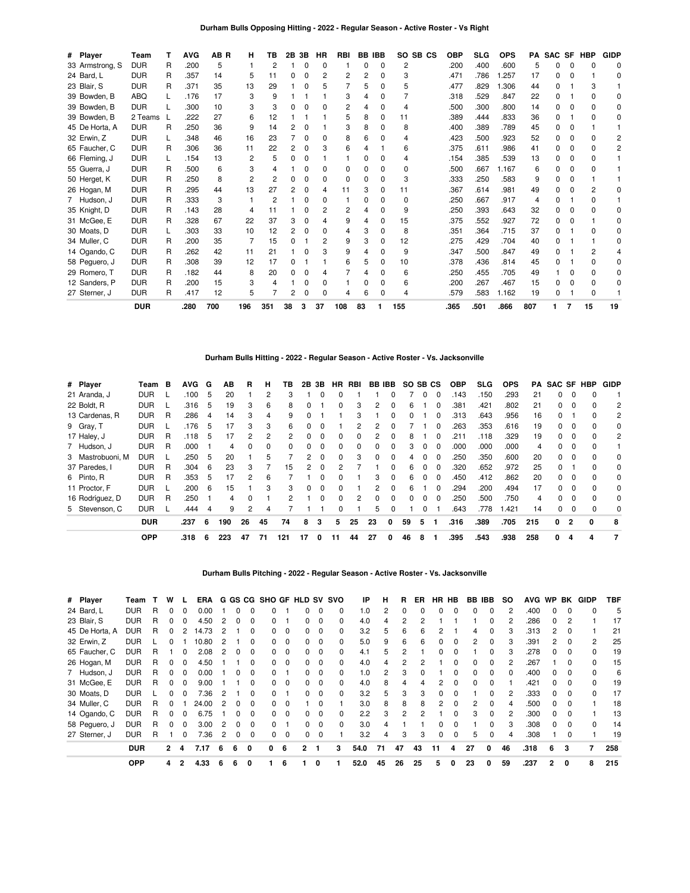### Durham Bulls Opposing Hitting - 2022 - Regular Season - Active Roster - Vs Right

| # | Player | Team | T | AVG | AB | R | H | TB | 2B | 3B | HR | RBI | BB | IBB | SO | SB | CS | OBP | SLG | OPS | PA | SAC | SF | HBP | GIDP |
|---|---|---|---|---|---|---|---|---|---|---|---|---|---|---|---|---|---|---|---|---|---|---|---|---|---|
| 33 | Armstrong, S | DUR | R | .200 | 5 | | 1 | 2 | 1 | 0 | 0 | 1 | 0 | 0 | 2 | | | .200 | .400 | .600 | 5 | 0 | 0 | 0 | 0 |
| 24 | Bard, L | DUR | R | .357 | 14 | | 5 | 11 | 0 | 0 | 2 | 2 | 2 | 0 | 3 | | | .471 | .786 | 1.257 | 17 | 0 | 0 | 1 | 0 |
| 23 | Blair, S | DUR | R | .371 | 35 | | 13 | 29 | 1 | 0 | 5 | 7 | 5 | 0 | 5 | | | .477 | .829 | 1.306 | 44 | 0 | 1 | 3 | 1 |
| 39 | Bowden, B | ABQ | L | .176 | 17 | | 3 | 9 | 1 | 1 | 1 | 3 | 4 | 0 | 7 | | | .318 | .529 | .847 | 22 | 0 | 1 | 0 | 0 |
| 39 | Bowden, B | DUR | L | .300 | 10 | | 3 | 3 | 0 | 0 | 0 | 2 | 4 | 0 | 4 | | | .500 | .300 | .800 | 14 | 0 | 0 | 0 | 0 |
| 39 | Bowden, B | 2 Teams | L | .222 | 27 | | 6 | 12 | 1 | 1 | 1 | 5 | 8 | 0 | 11 | | | .389 | .444 | .833 | 36 | 0 | 1 | 0 | 0 |
| 45 | De Horta, A | DUR | R | .250 | 36 | | 9 | 14 | 2 | 0 | 1 | 3 | 8 | 0 | 8 | | | .400 | .389 | .789 | 45 | 0 | 0 | 1 | 1 |
| 32 | Erwin, Z | DUR | L | .348 | 46 | | 16 | 23 | 7 | 0 | 0 | 8 | 6 | 0 | 4 | | | .423 | .500 | .923 | 52 | 0 | 0 | 0 | 2 |
| 65 | Faucher, C | DUR | R | .306 | 36 | | 11 | 22 | 2 | 0 | 3 | 6 | 4 | 1 | 6 | | | .375 | .611 | .986 | 41 | 0 | 0 | 0 | 2 |
| 66 | Fleming, J | DUR | L | .154 | 13 | | 2 | 5 | 0 | 0 | 1 | 1 | 0 | 0 | 4 | | | .154 | .385 | .539 | 13 | 0 | 0 | 0 | 1 |
| 55 | Guerra, J | DUR | R | .500 | 6 | | 3 | 4 | 1 | 0 | 0 | 0 | 0 | 0 | 0 | | | .500 | .667 | 1.167 | 6 | 0 | 0 | 0 | 1 |
| 50 | Herget, K | DUR | R | .250 | 8 | | 2 | 2 | 0 | 0 | 0 | 0 | 0 | 0 | 3 | | | .333 | .250 | .583 | 9 | 0 | 0 | 1 | 1 |
| 26 | Hogan, M | DUR | R | .295 | 44 | | 13 | 27 | 2 | 0 | 4 | 11 | 3 | 0 | 11 | | | .367 | .614 | .981 | 49 | 0 | 0 | 2 | 0 |
| 7 | Hudson, J | DUR | R | .333 | 3 | | 1 | 2 | 1 | 0 | 0 | 1 | 0 | 0 | 0 | | | .250 | .667 | .917 | 4 | 0 | 1 | 0 | 1 |
| 35 | Knight, D | DUR | R | .143 | 28 | | 4 | 11 | 1 | 0 | 2 | 2 | 4 | 0 | 9 | | | .250 | .393 | .643 | 32 | 0 | 0 | 0 | 0 |
| 31 | McGee, E | DUR | R | .328 | 67 | | 22 | 37 | 3 | 0 | 4 | 9 | 4 | 0 | 15 | | | .375 | .552 | .927 | 72 | 0 | 0 | 1 | 0 |
| 30 | Moats, D | DUR | L | .303 | 33 | | 10 | 12 | 2 | 0 | 0 | 4 | 3 | 0 | 8 | | | .351 | .364 | .715 | 37 | 0 | 1 | 0 | 0 |
| 34 | Muller, C | DUR | R | .200 | 35 | | 7 | 15 | 0 | 1 | 2 | 9 | 3 | 0 | 12 | | | .275 | .429 | .704 | 40 | 0 | 1 | 1 | 0 |
| 14 | Ogando, C | DUR | R | .262 | 42 | | 11 | 21 | 1 | 0 | 3 | 9 | 4 | 0 | 9 | | | .347 | .500 | .847 | 49 | 0 | 1 | 2 | 4 |
| 58 | Peguero, J | DUR | R | .308 | 39 | | 12 | 17 | 0 | 1 | 1 | 6 | 5 | 0 | 10 | | | .378 | .436 | .814 | 45 | 0 | 1 | 0 | 0 |
| 29 | Romero, T | DUR | R | .182 | 44 | | 8 | 20 | 0 | 0 | 4 | 7 | 4 | 0 | 6 | | | .250 | .455 | .705 | 49 | 1 | 0 | 0 | 0 |
| 12 | Sanders, P | DUR | R | .200 | 15 | | 3 | 4 | 1 | 0 | 0 | 1 | 0 | 0 | 6 | | | .200 | .267 | .467 | 15 | 0 | 0 | 0 | 0 |
| 27 | Sterner, J | DUR | R | .417 | 12 | | 5 | 7 | 2 | 0 | 0 | 4 | 6 | 0 | 4 | | | .579 | .583 | 1.162 | 19 | 0 | 1 | 0 | 1 |
| | | **DUR** | | **.280** | **700** | | **196** | **351** | **38** | **3** | **37** | **108** | **83** | **1** | **155** | | | **.365** | **.501** | **.866** | **807** | **1** | **7** | **15** | **19** |

### Durham Bulls Hitting - 2022 - Regular Season - Active Roster - Vs. Jacksonville

| # | Player | Team | B | AVG | G | AB | R | H | TB | 2B | 3B | HR | RBI | BB | IBB | SO | SB | CS | OBP | SLG | OPS | PA | SAC | SF | HBP | GIDP |
|---|---|---|---|---|---|---|---|---|---|---|---|---|---|---|---|---|---|---|---|---|---|---|---|---|---|---|
| 21 | Aranda, J | DUR | L | .100 | 5 | 20 | 1 | 2 | 3 | 1 | 0 | 0 | 1 | 1 | 0 | 7 | 0 | 0 | .143 | .150 | .293 | 21 | 0 | 0 | 0 | 1 |
| 22 | Boldt, R | DUR | L | .316 | 5 | 19 | 3 | 6 | 8 | 0 | 1 | 0 | 3 | 2 | 0 | 6 | 1 | 0 | .381 | .421 | .802 | 21 | 0 | 0 | 0 | 2 |
| 13 | Cardenas, R | DUR | R | .286 | 4 | 14 | 3 | 4 | 9 | 0 | 1 | 1 | 3 | 1 | 0 | 0 | 1 | 0 | .313 | .643 | .956 | 16 | 0 | 1 | 0 | 2 |
| 9 | Gray, T | DUR | L | .176 | 5 | 17 | 3 | 3 | 6 | 0 | 0 | 1 | 2 | 2 | 0 | 7 | 1 | 0 | .263 | .353 | .616 | 19 | 0 | 0 | 0 | 0 |
| 17 | Haley, J | DUR | R | .118 | 5 | 17 | 2 | 2 | 2 | 0 | 0 | 0 | 0 | 2 | 0 | 8 | 1 | 0 | .211 | .118 | .329 | 19 | 0 | 0 | 0 | 2 |
| 7 | Hudson, J | DUR | R | .000 | 1 | 4 | 0 | 0 | 0 | 0 | 0 | 0 | 0 | 0 | 0 | 3 | 0 | 0 | .000 | .000 | .000 | 4 | 0 | 0 | 0 | 1 |
| 3 | Mastrobuoni, M | DUR | L | .250 | 5 | 20 | 1 | 5 | 7 | 2 | 0 | 0 | 3 | 0 | 0 | 4 | 0 | 0 | .250 | .350 | .600 | 20 | 0 | 0 | 0 | 0 |
| 37 | Paredes, I | DUR | R | .304 | 6 | 23 | 3 | 7 | 15 | 2 | 0 | 2 | 7 | 1 | 0 | 6 | 0 | 0 | .320 | .652 | .972 | 25 | 0 | 1 | 0 | 0 |
| 6 | Pinto, R | DUR | R | .353 | 5 | 17 | 2 | 6 | 7 | 1 | 0 | 0 | 1 | 3 | 0 | 6 | 0 | 0 | .450 | .412 | .862 | 20 | 0 | 0 | 0 | 0 |
| 11 | Proctor, F | DUR | L | .200 | 6 | 15 | 1 | 3 | 3 | 0 | 0 | 0 | 1 | 2 | 0 | 6 | 1 | 0 | .294 | .200 | .494 | 17 | 0 | 0 | 0 | 0 |
| 16 | Rodríguez, D | DUR | R | .250 | 1 | 4 | 0 | 1 | 2 | 1 | 0 | 0 | 2 | 0 | 0 | 0 | 0 | 0 | .250 | .500 | .750 | 4 | 0 | 0 | 0 | 0 |
| 5 | Stevenson, C | DUR | L | .444 | 4 | 9 | 2 | 4 | 7 | 1 | 1 | 0 | 1 | 5 | 0 | 1 | 0 | 1 | .643 | .778 | 1.421 | 14 | 0 | 0 | 0 | 0 |
| | | **DUR** | | **.237** | **6** | **190** | **26** | **45** | **74** | **8** | **3** | **5** | **25** | **23** | **0** | **59** | **5** | **1** | **.316** | **.389** | **.705** | **215** | **0** | **2** | **0** | **8** |
| | | **OPP** | | **.318** | **6** | **223** | **47** | **71** | **121** | **17** | **0** | **11** | **44** | **27** | **0** | **46** | **8** | **1** | **.395** | **.543** | **.938** | **258** | **0** | **4** | **4** | **7** |

### Durham Bulls Pitching - 2022 - Regular Season - Active Roster - Vs. Jacksonville

| # | Player | Team | T | W | L | ERA | G | GS | CG | SHO | GF | HLD | SV | SVO | IP | H | R | ER | HR | HB | BB | IBB | SO | AVG | WP | BK | GIDP | TBF |
|---|---|---|---|---|---|---|---|---|---|---|---|---|---|---|---|---|---|---|---|---|---|---|---|---|---|---|---|---|
| 24 | Bard, L | DUR | R | 0 | 0 | 0.00 | 1 | 0 | 0 | 0 | 1 | 0 | 0 | 0 | 1.0 | 2 | 0 | 0 | 0 | 0 | 0 | 0 | 2 | .400 | 0 | 0 | 0 | 5 |
| 23 | Blair, S | DUR | R | 0 | 0 | 4.50 | 2 | 0 | 0 | 0 | 1 | 0 | 0 | 0 | 4.0 | 4 | 2 | 2 | 1 | 1 | 1 | 0 | 2 | .286 | 0 | 2 | 1 | 17 |
| 45 | De Horta, A | DUR | R | 0 | 2 | 14.73 | 2 | 1 | 0 | 0 | 0 | 0 | 0 | 0 | 3.2 | 5 | 6 | 6 | 2 | 1 | 4 | 0 | 3 | .313 | 2 | 0 | 1 | 21 |
| 32 | Erwin, Z | DUR | L | 0 | 1 | 10.80 | 2 | 1 | 0 | 0 | 0 | 0 | 0 | 0 | 5.0 | 9 | 6 | 6 | 0 | 0 | 2 | 0 | 3 | .391 | 2 | 0 | 2 | 25 |
| 65 | Faucher, C | DUR | R | 1 | 0 | 2.08 | 2 | 0 | 0 | 0 | 0 | 0 | 0 | 0 | 4.1 | 5 | 2 | 1 | 0 | 0 | 1 | 0 | 3 | .278 | 0 | 0 | 0 | 19 |
| 26 | Hogan, M | DUR | R | 0 | 0 | 4.50 | 1 | 1 | 0 | 0 | 0 | 0 | 0 | 0 | 4.0 | 4 | 2 | 2 | 1 | 0 | 0 | 0 | 2 | .267 | 1 | 0 | 0 | 15 |
| 7 | Hudson, J | DUR | R | 0 | 0 | 0.00 | 1 | 0 | 0 | 0 | 1 | 0 | 0 | 0 | 1.0 | 2 | 3 | 0 | 1 | 0 | 0 | 0 | 0 | .400 | 0 | 0 | 0 | 6 |
| 31 | McGee, E | DUR | R | 0 | 0 | 9.00 | 1 | 1 | 0 | 0 | 0 | 0 | 0 | 0 | 4.0 | 8 | 4 | 4 | 2 | 0 | 0 | 0 | 1 | .421 | 0 | 0 | 0 | 19 |
| 30 | Moats, D | DUR | L | 0 | 0 | 7.36 | 2 | 1 | 0 | 0 | 1 | 0 | 0 | 0 | 3.2 | 5 | 3 | 3 | 0 | 0 | 1 | 0 | 2 | .333 | 0 | 0 | 0 | 17 |
| 34 | Muller, C | DUR | R | 0 | 1 | 24.00 | 2 | 0 | 0 | 0 | 0 | 1 | 0 | 1 | 3.0 | 8 | 8 | 8 | 2 | 0 | 2 | 0 | 4 | .500 | 0 | 0 | 1 | 18 |
| 14 | Ogando, C | DUR | R | 0 | 0 | 6.75 | 1 | 0 | 0 | 0 | 0 | 0 | 0 | 0 | 2.2 | 3 | 2 | 2 | 1 | 0 | 3 | 0 | 2 | .300 | 0 | 0 | 1 | 13 |
| 58 | Peguero, J | DUR | R | 0 | 0 | 3.00 | 2 | 0 | 0 | 0 | 1 | 0 | 0 | 0 | 3.0 | 4 | 1 | 1 | 0 | 0 | 1 | 0 | 3 | .308 | 0 | 0 | 0 | 14 |
| 27 | Sterner, J | DUR | R | 1 | 0 | 7.36 | 2 | 0 | 0 | 0 | 0 | 0 | 0 | 1 | 3.2 | 4 | 3 | 3 | 0 | 0 | 5 | 0 | 4 | .308 | 1 | 0 | 1 | 19 |
| | | **DUR** | | **2** | **4** | **7.17** | **6** | **6** | **0** | **0** | **6** | **2** | **1** | **3** | **54.0** | **71** | **47** | **43** | **11** | **4** | **27** | **0** | **46** | **.318** | **6** | **3** | **7** | **258** |
| | | **OPP** | | **4** | **2** | **4.33** | **6** | **6** | **0** | **1** | **6** | **1** | **0** | **1** | **52.0** | **45** | **26** | **25** | **5** | **0** | **23** | **0** | **59** | **.237** | **2** | **0** | **8** | **215** |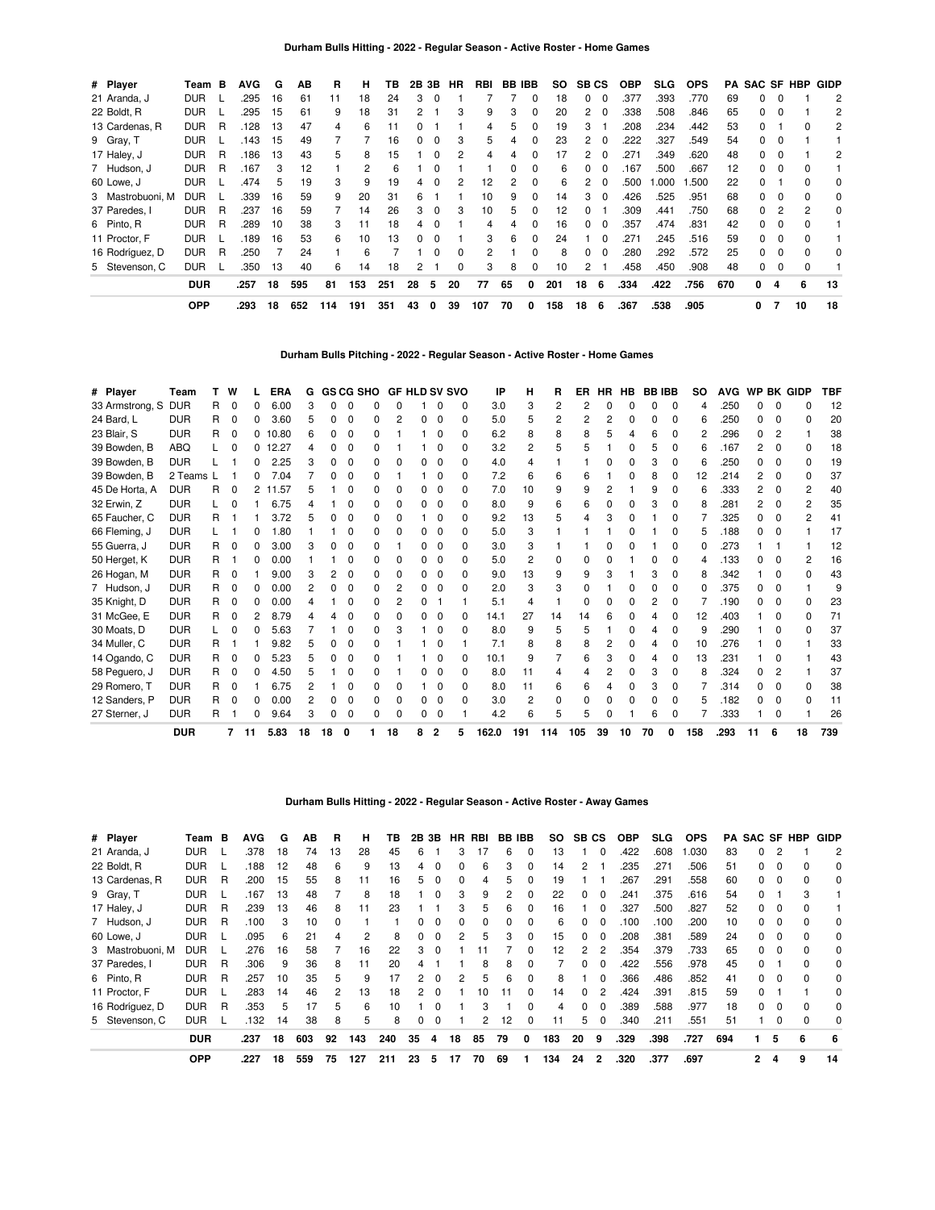## Durham Bulls Hitting - 2022 - Regular Season - Active Roster - Home Games

| # | Player | Team | B | AVG | G | AB | R | H | TB | 2B | 3B | HR | RBI | BB | IBB | SO | SB | CS | OBP | SLG | OPS | PA | SAC | SF | HBP | GIDP |
|---|---|---|---|---|---|---|---|---|---|---|---|---|---|---|---|---|---|---|---|---|---|---|---|---|---|---|
| 21 | Aranda, J | DUR | L | .295 | 16 | 61 | 11 | 18 | 24 | 3 | 0 | 1 | 7 | 7 | 0 | 18 | 0 | 0 | .377 | .393 | .770 | 69 | 0 | 0 | 1 | 2 |
| 22 | Boldt, R | DUR | L | .295 | 15 | 61 | 9 | 18 | 31 | 2 | 1 | 3 | 9 | 3 | 0 | 20 | 2 | 0 | .338 | .508 | .846 | 65 | 0 | 0 | 1 | 2 |
| 13 | Cardenas, R | DUR | R | .128 | 13 | 47 | 4 | 6 | 11 | 0 | 1 | 1 | 4 | 5 | 0 | 19 | 3 | 1 | .208 | .234 | .442 | 53 | 0 | 1 | 0 | 2 |
| 9 | Gray, T | DUR | L | .143 | 15 | 49 | 7 | 7 | 16 | 0 | 0 | 3 | 5 | 4 | 0 | 23 | 2 | 0 | .222 | .327 | .549 | 54 | 0 | 0 | 1 | 1 |
| 17 | Haley, J | DUR | R | .186 | 13 | 43 | 5 | 8 | 15 | 1 | 0 | 2 | 4 | 4 | 0 | 17 | 2 | 0 | .271 | .349 | .620 | 48 | 0 | 0 | 1 | 2 |
| 7 | Hudson, J | DUR | R | .167 | 3 | 12 | 1 | 2 | 6 | 1 | 0 | 1 | 1 | 0 | 0 | 6 | 0 | 0 | .167 | .500 | .667 | 12 | 0 | 0 | 0 | 1 |
| 60 | Lowe, J | DUR | L | .474 | 5 | 19 | 3 | 9 | 19 | 4 | 0 | 2 | 12 | 2 | 0 | 6 | 2 | 0 | .500 | 1.000 | 1.500 | 22 | 0 | 1 | 0 | 0 |
| 3 | Mastrobuoni, M | DUR | L | .339 | 16 | 59 | 9 | 20 | 31 | 6 | 1 | 1 | 10 | 9 | 0 | 14 | 3 | 0 | .426 | .525 | .951 | 68 | 0 | 0 | 0 | 0 |
| 37 | Paredes, I | DUR | R | .237 | 16 | 59 | 7 | 14 | 26 | 3 | 0 | 3 | 10 | 5 | 0 | 12 | 0 | 1 | .309 | .441 | .750 | 68 | 0 | 2 | 2 | 0 |
| 6 | Pinto, R | DUR | R | .289 | 10 | 38 | 3 | 11 | 18 | 4 | 0 | 1 | 4 | 4 | 0 | 16 | 0 | 0 | .357 | .474 | .831 | 42 | 0 | 0 | 0 | 1 |
| 11 | Proctor, F | DUR | L | .189 | 16 | 53 | 6 | 10 | 13 | 0 | 0 | 1 | 3 | 6 | 0 | 24 | 1 | 0 | .271 | .245 | .516 | 59 | 0 | 0 | 0 | 1 |
| 16 | Rodríguez, D | DUR | R | .250 | 7 | 24 | 1 | 6 | 7 | 1 | 0 | 0 | 2 | 1 | 0 | 8 | 0 | 0 | .280 | .292 | .572 | 25 | 0 | 0 | 0 | 0 |
| 5 | Stevenson, C | DUR | L | .350 | 13 | 40 | 6 | 14 | 18 | 2 | 1 | 0 | 3 | 8 | 0 | 10 | 2 | 1 | .458 | .450 | .908 | 48 | 0 | 0 | 0 | 1 |
| | | **DUR** | | **.257** | **18** | **595** | **81** | **153** | **251** | **28** | **5** | **20** | **77** | **65** | **0** | **201** | **18** | **6** | **.334** | **.422** | **.756** | **670** | **0** | **4** | **6** | **13** |
| | | **OPP** | | **.293** | **18** | **652** | **114** | **191** | **351** | **43** | **0** | **39** | **107** | **70** | **0** | **158** | **18** | **6** | **.367** | **.538** | **.905** | | **0** | **7** | **10** | **18** |

## Durham Bulls Pitching - 2022 - Regular Season - Active Roster - Home Games

| # | Player | Team | T | W | L | ERA | G | GS | CG | SHO | GF | HLD | SV | SVO | IP | H | R | ER | HR | HB | BB | IBB | SO | AVG | WP | BK | GIDP | TBF |
|---|---|---|---|---|---|---|---|---|---|---|---|---|---|---|---|---|---|---|---|---|---|---|---|---|---|---|---|---|
| 33 | Armstrong, S | DUR | R | 0 | 0 | 6.00 | 3 | 0 | 0 | 0 | 0 | 1 | 0 | 0 | 3.0 | 3 | 2 | 2 | 0 | 0 | 0 | 0 | 4 | .250 | 0 | 0 | 0 | 12 |
| 24 | Bard, L | DUR | R | 0 | 0 | 3.60 | 5 | 0 | 0 | 0 | 2 | 0 | 0 | 0 | 5.0 | 5 | 2 | 2 | 2 | 0 | 0 | 0 | 6 | .250 | 0 | 0 | 0 | 20 |
| 23 | Blair, S | DUR | R | 0 | 0 | 10.80 | 6 | 0 | 0 | 0 | 1 | 1 | 0 | 0 | 6.2 | 8 | 8 | 8 | 5 | 4 | 6 | 0 | 2 | .296 | 0 | 2 | 1 | 38 |
| 39 | Bowden, B | ABQ | L | 0 | 0 | 12.27 | 4 | 0 | 0 | 0 | 1 | 1 | 0 | 0 | 3.2 | 2 | 5 | 5 | 1 | 0 | 5 | 0 | 6 | .167 | 2 | 0 | 0 | 18 |
| 39 | Bowden, B | DUR | L | 1 | 0 | 2.25 | 3 | 0 | 0 | 0 | 0 | 0 | 0 | 0 | 4.0 | 4 | 1 | 1 | 0 | 0 | 3 | 0 | 6 | .250 | 0 | 0 | 0 | 19 |
| 39 | Bowden, B | 2 Teams | L | 1 | 0 | 7.04 | 7 | 0 | 0 | 0 | 1 | 1 | 0 | 0 | 7.2 | 6 | 6 | 6 | 1 | 0 | 8 | 0 | 12 | .214 | 2 | 0 | 0 | 37 |
| 45 | De Horta, A | DUR | R | 0 | 2 | 11.57 | 5 | 1 | 0 | 0 | 0 | 0 | 0 | 0 | 7.0 | 10 | 9 | 9 | 2 | 1 | 9 | 0 | 6 | .333 | 2 | 0 | 2 | 40 |
| 32 | Erwin, Z | DUR | L | 0 | 1 | 6.75 | 4 | 1 | 0 | 0 | 0 | 0 | 0 | 0 | 8.0 | 9 | 6 | 6 | 0 | 0 | 3 | 0 | 8 | .281 | 2 | 0 | 2 | 35 |
| 65 | Faucher, C | DUR | R | 1 | 1 | 3.72 | 5 | 0 | 0 | 0 | 0 | 1 | 0 | 0 | 9.2 | 13 | 5 | 4 | 3 | 0 | 1 | 0 | 7 | .325 | 0 | 0 | 2 | 41 |
| 66 | Fleming, J | DUR | L | 1 | 0 | 1.80 | 1 | 1 | 0 | 0 | 0 | 0 | 0 | 0 | 5.0 | 3 | 1 | 1 | 1 | 0 | 1 | 0 | 5 | .188 | 0 | 0 | 1 | 17 |
| 55 | Guerra, J | DUR | R | 0 | 0 | 3.00 | 3 | 0 | 0 | 0 | 1 | 0 | 0 | 0 | 3.0 | 3 | 1 | 1 | 0 | 0 | 1 | 0 | 0 | .273 | 1 | 1 | 1 | 12 |
| 50 | Herget, K | DUR | R | 1 | 0 | 0.00 | 1 | 1 | 0 | 0 | 0 | 0 | 0 | 0 | 5.0 | 2 | 0 | 0 | 0 | 1 | 0 | 0 | 4 | .133 | 0 | 0 | 2 | 16 |
| 26 | Hogan, M | DUR | R | 0 | 1 | 9.00 | 3 | 2 | 0 | 0 | 0 | 0 | 0 | 0 | 9.0 | 13 | 9 | 9 | 3 | 1 | 3 | 0 | 8 | .342 | 1 | 0 | 0 | 43 |
| 7 | Hudson, J | DUR | R | 0 | 0 | 0.00 | 2 | 0 | 0 | 0 | 2 | 0 | 0 | 0 | 2.0 | 3 | 0 | 0 | 1 | 0 | 0 | 0 | 0 | .375 | 0 | 0 | 1 | 9 |
| 35 | Knight, D | DUR | R | 0 | 0 | 0.00 | 4 | 1 | 0 | 0 | 2 | 0 | 1 | 1 | 5.1 | 4 | 1 | 0 | 0 | 0 | 2 | 0 | 7 | .190 | 0 | 0 | 0 | 23 |
| 31 | McGee, E | DUR | R | 0 | 2 | 8.79 | 4 | 4 | 0 | 0 | 0 | 0 | 0 | 0 | 14.1 | 27 | 14 | 14 | 6 | 0 | 4 | 0 | 12 | .403 | 1 | 0 | 0 | 71 |
| 30 | Moats, D | DUR | L | 0 | 0 | 5.63 | 7 | 1 | 0 | 0 | 3 | 1 | 0 | 0 | 8.0 | 9 | 5 | 5 | 1 | 0 | 4 | 0 | 9 | .290 | 1 | 0 | 0 | 37 |
| 34 | Muller, C | DUR | R | 1 | 1 | 9.82 | 5 | 0 | 0 | 0 | 1 | 1 | 0 | 1 | 7.1 | 8 | 8 | 8 | 2 | 0 | 4 | 0 | 10 | .276 | 1 | 0 | 1 | 33 |
| 14 | Ogando, C | DUR | R | 0 | 0 | 5.23 | 5 | 0 | 0 | 0 | 1 | 1 | 0 | 0 | 10.1 | 9 | 7 | 6 | 3 | 0 | 4 | 0 | 13 | .231 | 1 | 0 | 1 | 43 |
| 58 | Peguero, J | DUR | R | 0 | 0 | 4.50 | 5 | 1 | 0 | 0 | 1 | 0 | 0 | 0 | 8.0 | 11 | 4 | 4 | 2 | 0 | 3 | 0 | 8 | .324 | 0 | 2 | 1 | 37 |
| 29 | Romero, T | DUR | R | 0 | 1 | 6.75 | 2 | 1 | 0 | 0 | 0 | 1 | 0 | 0 | 8.0 | 11 | 6 | 6 | 4 | 0 | 3 | 0 | 7 | .314 | 0 | 0 | 0 | 38 |
| 12 | Sanders, P | DUR | R | 0 | 0 | 0.00 | 2 | 0 | 0 | 0 | 0 | 0 | 0 | 0 | 3.0 | 2 | 0 | 0 | 0 | 0 | 0 | 0 | 5 | .182 | 0 | 0 | 0 | 11 |
| 27 | Sterner, J | DUR | R | 1 | 0 | 9.64 | 3 | 0 | 0 | 0 | 0 | 0 | 0 | 1 | 4.2 | 6 | 5 | 5 | 0 | 1 | 6 | 0 | 7 | .333 | 1 | 0 | 1 | 26 |
| | | **DUR** | | **7** | **11** | **5.83** | **18** | **18** | **0** | **1** | **18** | **8** | **2** | **5** | **162.0** | **191** | **114** | **105** | **39** | **10** | **70** | **0** | **158** | **.293** | **11** | **6** | **18** | **739** |

## Durham Bulls Hitting - 2022 - Regular Season - Active Roster - Away Games

| # | Player | Team | B | AVG | G | AB | R | H | TB | 2B | 3B | HR | RBI | BB | IBB | SO | SB | CS | OBP | SLG | OPS | PA | SAC | SF | HBP | GIDP |
|---|---|---|---|---|---|---|---|---|---|---|---|---|---|---|---|---|---|---|---|---|---|---|---|---|---|---|
| 21 | Aranda, J | DUR | L | .378 | 18 | 74 | 13 | 28 | 45 | 6 | 1 | 3 | 17 | 6 | 0 | 13 | 1 | 0 | .422 | .608 | 1.030 | 83 | 0 | 2 | 1 | 2 |
| 22 | Boldt, R | DUR | L | .188 | 12 | 48 | 6 | 9 | 13 | 4 | 0 | 0 | 6 | 3 | 0 | 14 | 2 | 1 | .235 | .271 | .506 | 51 | 0 | 0 | 0 | 0 |
| 13 | Cardenas, R | DUR | R | .200 | 15 | 55 | 8 | 11 | 16 | 5 | 0 | 0 | 4 | 5 | 0 | 19 | 1 | 1 | .267 | .291 | .558 | 60 | 0 | 0 | 0 | 0 |
| 9 | Gray, T | DUR | L | .167 | 13 | 48 | 7 | 8 | 18 | 1 | 0 | 3 | 9 | 2 | 0 | 22 | 0 | 0 | .241 | .375 | .616 | 54 | 0 | 1 | 3 | 1 |
| 17 | Haley, J | DUR | R | .239 | 13 | 46 | 8 | 11 | 23 | 1 | 1 | 3 | 5 | 6 | 0 | 16 | 1 | 0 | .327 | .500 | .827 | 52 | 0 | 0 | 0 | 1 |
| 7 | Hudson, J | DUR | R | .100 | 3 | 10 | 0 | 1 | 1 | 0 | 0 | 0 | 0 | 0 | 0 | 6 | 0 | 0 | .100 | .100 | .200 | 10 | 0 | 0 | 0 | 0 |
| 60 | Lowe, J | DUR | L | .095 | 6 | 21 | 4 | 2 | 8 | 0 | 0 | 2 | 5 | 3 | 0 | 15 | 0 | 0 | .208 | .381 | .589 | 24 | 0 | 0 | 0 | 0 |
| 3 | Mastrobuoni, M | DUR | L | .276 | 16 | 58 | 7 | 16 | 22 | 3 | 0 | 1 | 11 | 7 | 0 | 12 | 2 | 2 | .354 | .379 | .733 | 65 | 0 | 0 | 0 | 0 |
| 37 | Paredes, I | DUR | R | .306 | 9 | 36 | 8 | 11 | 20 | 4 | 1 | 1 | 8 | 8 | 0 | 7 | 0 | 0 | .422 | .556 | .978 | 45 | 0 | 1 | 0 | 0 |
| 6 | Pinto, R | DUR | R | .257 | 10 | 35 | 5 | 9 | 17 | 2 | 0 | 2 | 5 | 6 | 0 | 8 | 1 | 0 | .366 | .486 | .852 | 41 | 0 | 0 | 0 | 0 |
| 11 | Proctor, F | DUR | L | .283 | 14 | 46 | 2 | 13 | 18 | 2 | 0 | 1 | 10 | 11 | 0 | 14 | 0 | 2 | .424 | .391 | .815 | 59 | 0 | 1 | 1 | 0 |
| 16 | Rodríguez, D | DUR | R | .353 | 5 | 17 | 5 | 6 | 10 | 1 | 0 | 1 | 3 | 1 | 0 | 4 | 0 | 0 | .389 | .588 | .977 | 18 | 0 | 0 | 0 | 0 |
| 5 | Stevenson, C | DUR | L | .132 | 14 | 38 | 8 | 5 | 8 | 0 | 0 | 1 | 2 | 12 | 0 | 11 | 5 | 0 | .340 | .211 | .551 | 51 | 1 | 0 | 0 | 0 |
| | | **DUR** | | **.237** | **18** | **603** | **92** | **143** | **240** | **35** | **4** | **18** | **85** | **79** | **0** | **183** | **20** | **9** | **.329** | **.398** | **.727** | **694** | **1** | **5** | **6** | **6** |
| | | **OPP** | | **.227** | **18** | **559** | **75** | **127** | **211** | **23** | **5** | **17** | **70** | **69** | **1** | **134** | **24** | **2** | **.320** | **.377** | **.697** | | **2** | **4** | **9** | **14** |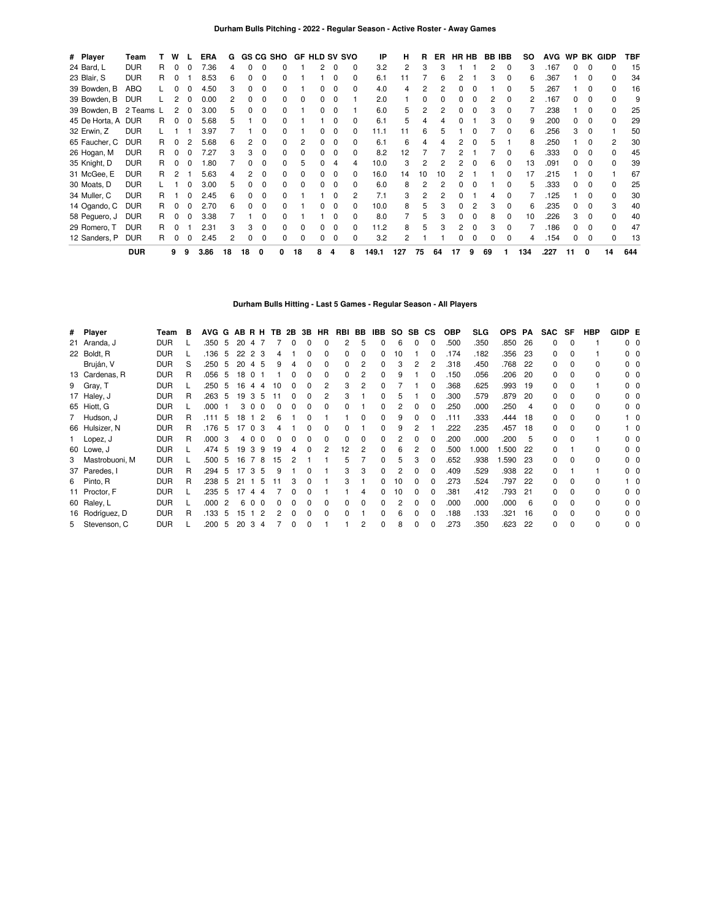## Durham Bulls Pitching - 2022 - Regular Season - Active Roster - Away Games

| # | Player | Team | T | W | L | ERA | G | GS | CG | SHO | GF | HLD | SV | SVO | IP | H | R | ER | HR | HB | BB | IBB | SO | AVG | WP | BK | GIDP | TBF |
|---|---|---|---|---|---|---|---|---|---|---|---|---|---|---|---|---|---|---|---|---|---|---|---|---|---|---|---|---|
| 24 | Bard, L | DUR | R | 0 | 0 | 7.36 | 4 | 0 | 0 | 0 | 1 | 2 | 0 | 0 | 3.2 | 2 | 3 | 3 | 1 | 1 | 2 | 0 | 3 | .167 | 0 | 0 | 0 | 15 |
| 23 | Blair, S | DUR | R | 0 | 1 | 8.53 | 6 | 0 | 0 | 0 | 1 | 1 | 0 | 0 | 6.1 | 11 | 7 | 6 | 2 | 1 | 3 | 0 | 6 | .367 | 1 | 0 | 0 | 34 |
| 39 | Bowden, B | ABQ | L | 0 | 0 | 4.50 | 3 | 0 | 0 | 0 | 1 | 0 | 0 | 0 | 4.0 | 4 | 2 | 2 | 0 | 0 | 1 | 0 | 5 | .267 | 1 | 0 | 0 | 16 |
| 39 | Bowden, B | DUR | L | 2 | 0 | 0.00 | 2 | 0 | 0 | 0 | 0 | 0 | 0 | 1 | 2.0 | 1 | 0 | 0 | 0 | 0 | 2 | 0 | 2 | .167 | 0 | 0 | 0 | 9 |
| 39 | Bowden, B | 2 Teams | L | 2 | 0 | 3.00 | 5 | 0 | 0 | 0 | 1 | 0 | 0 | 1 | 6.0 | 5 | 2 | 2 | 0 | 0 | 3 | 0 | 7 | .238 | 1 | 0 | 0 | 25 |
| 45 | De Horta, A | DUR | R | 0 | 0 | 5.68 | 5 | 1 | 0 | 0 | 1 | 1 | 0 | 0 | 6.1 | 5 | 4 | 4 | 0 | 1 | 3 | 0 | 9 | .200 | 0 | 0 | 0 | 29 |
| 32 | Erwin, Z | DUR | L | 1 | 1 | 3.97 | 7 | 1 | 0 | 0 | 1 | 0 | 0 | 0 | 11.1 | 11 | 6 | 5 | 1 | 0 | 7 | 0 | 6 | .256 | 3 | 0 | 1 | 50 |
| 65 | Faucher, C | DUR | R | 0 | 2 | 5.68 | 6 | 2 | 0 | 0 | 2 | 0 | 0 | 0 | 6.1 | 6 | 4 | 4 | 2 | 0 | 5 | 1 | 8 | .250 | 1 | 0 | 2 | 30 |
| 26 | Hogan, M | DUR | R | 0 | 0 | 7.27 | 3 | 3 | 0 | 0 | 0 | 0 | 0 | 0 | 8.2 | 12 | 7 | 7 | 2 | 1 | 7 | 0 | 6 | .333 | 0 | 0 | 0 | 45 |
| 35 | Knight, D | DUR | R | 0 | 0 | 1.80 | 7 | 0 | 0 | 0 | 5 | 0 | 4 | 4 | 10.0 | 3 | 2 | 2 | 2 | 0 | 6 | 0 | 13 | .091 | 0 | 0 | 0 | 39 |
| 31 | McGee, E | DUR | R | 2 | 1 | 5.63 | 4 | 2 | 0 | 0 | 0 | 0 | 0 | 0 | 16.0 | 14 | 10 | 10 | 2 | 1 | 1 | 0 | 17 | .215 | 1 | 0 | 1 | 67 |
| 30 | Moats, D | DUR | L | 1 | 0 | 3.00 | 5 | 0 | 0 | 0 | 0 | 0 | 0 | 0 | 6.0 | 8 | 2 | 2 | 0 | 0 | 1 | 0 | 5 | .333 | 0 | 0 | 0 | 25 |
| 34 | Muller, C | DUR | R | 1 | 0 | 2.45 | 6 | 0 | 0 | 0 | 1 | 1 | 0 | 2 | 7.1 | 3 | 2 | 2 | 0 | 1 | 4 | 0 | 7 | .125 | 1 | 0 | 0 | 30 |
| 14 | Ogando, C | DUR | R | 0 | 0 | 2.70 | 6 | 0 | 0 | 0 | 1 | 0 | 0 | 0 | 10.0 | 8 | 5 | 3 | 0 | 2 | 3 | 0 | 6 | .235 | 0 | 0 | 3 | 40 |
| 58 | Peguero, J | DUR | R | 0 | 0 | 3.38 | 7 | 1 | 0 | 0 | 1 | 1 | 0 | 0 | 8.0 | 7 | 5 | 3 | 0 | 0 | 8 | 0 | 10 | .226 | 3 | 0 | 0 | 40 |
| 29 | Romero, T | DUR | R | 0 | 1 | 2.31 | 3 | 3 | 0 | 0 | 0 | 0 | 0 | 0 | 11.2 | 8 | 5 | 3 | 2 | 0 | 3 | 0 | 7 | .186 | 0 | 0 | 0 | 47 |
| 12 | Sanders, P | DUR | R | 0 | 0 | 2.45 | 2 | 0 | 0 | 0 | 0 | 0 | 0 | 0 | 3.2 | 2 | 1 | 1 | 0 | 0 | 0 | 0 | 4 | .154 | 0 | 0 | 0 | 13 |
| | | **DUR** | | **9** | **9** | **3.86** | **18** | **18** | **0** | **0** | **18** | **8** | **4** | **8** | **149.1** | **127** | **75** | **64** | **17** | **9** | **69** | **1** | **134** | **.227** | **11** | **0** | **14** | **644** |

## Durham Bulls Hitting - Last 5 Games - Regular Season - All Players

| # | Player | Team | B | AVG | G | AB | R | H | TB | 2B | 3B | HR | RBI | BB | IBB | SO | SB | CS | OBP | SLG | OPS | PA | SAC | SF | HBP | GIDP | E |
|---|---|---|---|---|---|---|---|---|---|---|---|---|---|---|---|---|---|---|---|---|---|---|---|---|---|---|---|
| 21 | Aranda, J | DUR | L | .350 | 5 | 20 | 4 | 7 | 7 | 0 | 0 | 0 | 2 | 5 | 0 | 6 | 0 | 0 | .500 | .350 | .850 | 26 | 0 | 0 | 1 | 0 | 0 |
| 22 | Boldt, R | DUR | L | .136 | 5 | 22 | 2 | 3 | 4 | 1 | 0 | 0 | 0 | 0 | 0 | 10 | 1 | 0 | .174 | .182 | .356 | 23 | 0 | 0 | 1 | 0 | 0 |
| | Bruján, V | DUR | S | .250 | 5 | 20 | 4 | 5 | 9 | 4 | 0 | 0 | 0 | 2 | 0 | 3 | 2 | 2 | .318 | .450 | .768 | 22 | 0 | 0 | 0 | 0 | 0 |
| 13 | Cardenas, R | DUR | R | .056 | 5 | 18 | 0 | 1 | 1 | 0 | 0 | 0 | 0 | 2 | 0 | 9 | 1 | 0 | .150 | .056 | .206 | 20 | 0 | 0 | 0 | 0 | 0 |
| 9 | Gray, T | DUR | L | .250 | 5 | 16 | 4 | 4 | 10 | 0 | 0 | 2 | 3 | 2 | 0 | 7 | 1 | 0 | .368 | .625 | .993 | 19 | 0 | 0 | 1 | 0 | 0 |
| 17 | Haley, J | DUR | R | .263 | 5 | 19 | 3 | 5 | 11 | 0 | 0 | 2 | 3 | 1 | 0 | 5 | 1 | 0 | .300 | .579 | .879 | 20 | 0 | 0 | 0 | 0 | 0 |
| 65 | Hiott, G | DUR | L | .000 | 1 | 3 | 0 | 0 | 0 | 0 | 0 | 0 | 0 | 1 | 0 | 2 | 0 | 0 | .250 | .000 | .250 | 4 | 0 | 0 | 0 | 0 | 0 |
| 7 | Hudson, J | DUR | R | .111 | 5 | 18 | 1 | 2 | 6 | 1 | 0 | 1 | 1 | 0 | 0 | 9 | 0 | 0 | .111 | .333 | .444 | 18 | 0 | 0 | 0 | 1 | 0 |
| 66 | Hulsizer, N | DUR | R | .176 | 5 | 17 | 0 | 3 | 4 | 1 | 0 | 0 | 0 | 1 | 0 | 9 | 2 | 1 | .222 | .235 | .457 | 18 | 0 | 0 | 0 | 1 | 0 |
| 1 | Lopez, J | DUR | R | .000 | 3 | 4 | 0 | 0 | 0 | 0 | 0 | 0 | 0 | 0 | 0 | 2 | 0 | 0 | .200 | .000 | .200 | 5 | 0 | 0 | 1 | 0 | 0 |
| 60 | Lowe, J | DUR | L | .474 | 5 | 19 | 3 | 9 | 19 | 4 | 0 | 2 | 12 | 2 | 0 | 6 | 2 | 0 | .500 | 1.000 | 1.500 | 22 | 0 | 1 | 0 | 0 | 0 |
| 3 | Mastrobuoni, M | DUR | L | .500 | 5 | 16 | 7 | 8 | 15 | 2 | 1 | 1 | 5 | 7 | 0 | 5 | 3 | 0 | .652 | .938 | 1.590 | 23 | 0 | 0 | 0 | 0 | 0 |
| 37 | Paredes, I | DUR | R | .294 | 5 | 17 | 3 | 5 | 9 | 1 | 0 | 1 | 3 | 3 | 0 | 2 | 0 | 0 | .409 | .529 | .938 | 22 | 0 | 1 | 1 | 0 | 0 |
| 6 | Pinto, R | DUR | R | .238 | 5 | 21 | 1 | 5 | 11 | 3 | 0 | 1 | 3 | 1 | 0 | 10 | 0 | 0 | .273 | .524 | .797 | 22 | 0 | 0 | 0 | 1 | 0 |
| 11 | Proctor, F | DUR | L | .235 | 5 | 17 | 4 | 4 | 7 | 0 | 0 | 1 | 1 | 4 | 0 | 10 | 0 | 0 | .381 | .412 | .793 | 21 | 0 | 0 | 0 | 0 | 0 |
| 60 | Raley, L | DUR | L | .000 | 2 | 6 | 0 | 0 | 0 | 0 | 0 | 0 | 0 | 0 | 0 | 2 | 0 | 0 | .000 | .000 | .000 | 6 | 0 | 0 | 0 | 0 | 0 |
| 16 | Rodríguez, D | DUR | R | .133 | 5 | 15 | 1 | 2 | 2 | 0 | 0 | 0 | 0 | 1 | 0 | 6 | 0 | 0 | .188 | .133 | .321 | 16 | 0 | 0 | 0 | 0 | 0 |
| 5 | Stevenson, C | DUR | L | .200 | 5 | 20 | 3 | 4 | 7 | 0 | 0 | 1 | 1 | 2 | 0 | 8 | 0 | 0 | .273 | .350 | .623 | 22 | 0 | 0 | 0 | 0 | 0 |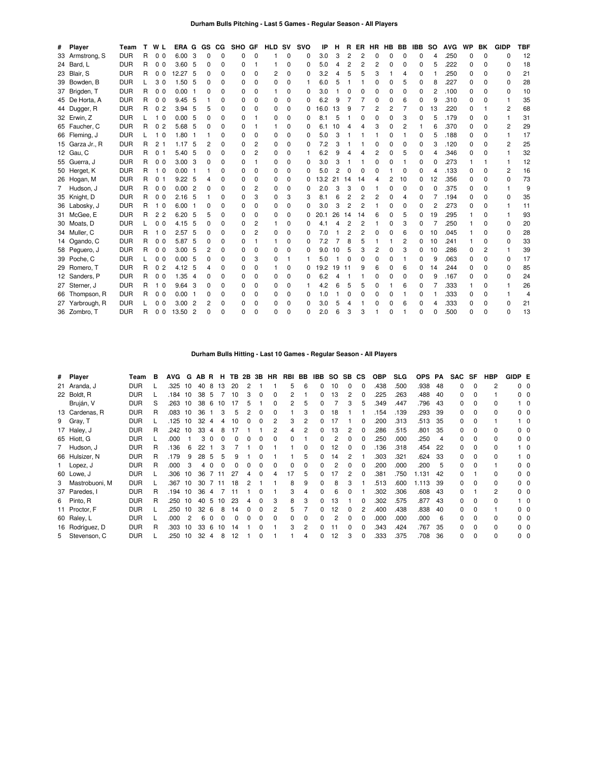## Durham Bulls Pitching - Last 5 Games - Regular Season - All Players

| # | Player | Team | T | W | L | ERA | G | GS | CG | SHO | GF | HLD | SV | SVO | IP | H | R | ER | HR | HB | BB | IBB | SO | AVG | WP | BK | GIDP | TBF |
|---|---|---|---|---|---|---|---|---|---|---|---|---|---|---|---|---|---|---|---|---|---|---|---|---|---|---|---|---|
| 33 | Armstrong, S | DUR | R | 0 | 0 | 6.00 | 3 | 0 | 0 | 0 | 0 | 1 | 0 | 0 | 3.0 | 3 | 2 | 2 | 0 | 0 | 0 | 0 | 4 | .250 | 0 | 0 | 0 | 12 |
| 24 | Bard, L | DUR | R | 0 | 0 | 3.60 | 5 | 0 | 0 | 0 | 1 | 1 | 0 | 0 | 5.0 | 4 | 2 | 2 | 2 | 0 | 0 | 0 | 5 | .222 | 0 | 0 | 0 | 18 |
| 23 | Blair, S | DUR | R | 0 | 0 | 12.27 | 5 | 0 | 0 | 0 | 0 | 2 | 0 | 0 | 3.2 | 4 | 5 | 5 | 3 | 1 | 4 | 0 | 1 | .250 | 0 | 0 | 0 | 21 |
| 39 | Bowden, B | DUR | L | 3 | 0 | 1.50 | 5 | 0 | 0 | 0 | 0 | 0 | 0 | 1 | 6.0 | 5 | 1 | 1 | 0 | 0 | 5 | 0 | 8 | .227 | 0 | 0 | 0 | 28 |
| 37 | Brigden, T | DUR | R | 0 | 0 | 0.00 | 1 | 0 | 0 | 0 | 0 | 1 | 0 | 0 | 3.0 | 1 | 0 | 0 | 0 | 0 | 0 | 0 | 2 | .100 | 0 | 0 | 0 | 10 |
| 45 | De Horta, A | DUR | R | 0 | 0 | 9.45 | 5 | 1 | 0 | 0 | 0 | 0 | 0 | 0 | 6.2 | 9 | 7 | 7 | 0 | 0 | 6 | 0 | 9 | .310 | 0 | 0 | 1 | 35 |
| 44 | Dugger, R | DUR | R | 0 | 2 | 3.94 | 5 | 5 | 0 | 0 | 0 | 0 | 0 | 0 | 16.0 | 13 | 9 | 7 | 2 | 2 | 7 | 0 | 13 | .220 | 0 | 1 | 2 | 68 |
| 32 | Erwin, Z | DUR | L | 1 | 0 | 0.00 | 5 | 0 | 0 | 0 | 1 | 0 | 0 | 0 | 8.1 | 5 | 1 | 0 | 0 | 0 | 3 | 0 | 5 | .179 | 0 | 0 | 1 | 31 |
| 65 | Faucher, C | DUR | R | 0 | 2 | 5.68 | 5 | 0 | 0 | 0 | 1 | 1 | 0 | 0 | 6.1 | 10 | 4 | 4 | 3 | 0 | 2 | 1 | 6 | .370 | 0 | 0 | 2 | 29 |
| 66 | Fleming, J | DUR | L | 1 | 0 | 1.80 | 1 | 1 | 0 | 0 | 0 | 0 | 0 | 0 | 5.0 | 3 | 1 | 1 | 1 | 0 | 1 | 0 | 5 | .188 | 0 | 0 | 1 | 17 |
| 15 | Garza Jr., R | DUR | R | 2 | 1 | 1.17 | 5 | 2 | 0 | 0 | 2 | 0 | 0 | 0 | 7.2 | 3 | 1 | 1 | 0 | 0 | 0 | 0 | 3 | .120 | 0 | 0 | 2 | 25 |
| 12 | Gau, C | DUR | R | 0 | 1 | 5.40 | 5 | 0 | 0 | 0 | 2 | 0 | 0 | 1 | 6.2 | 9 | 4 | 4 | 2 | 0 | 5 | 0 | 4 | .346 | 0 | 0 | 1 | 32 |
| 55 | Guerra, J | DUR | R | 0 | 0 | 3.00 | 3 | 0 | 0 | 0 | 1 | 0 | 0 | 0 | 3.0 | 3 | 1 | 1 | 0 | 0 | 1 | 0 | 0 | .273 | 1 | 1 | 1 | 12 |
| 50 | Herget, K | DUR | R | 1 | 0 | 0.00 | 1 | 1 | 0 | 0 | 0 | 0 | 0 | 0 | 5.0 | 2 | 0 | 0 | 0 | 1 | 0 | 0 | 4 | .133 | 0 | 0 | 2 | 16 |
| 26 | Hogan, M | DUR | R | 0 | 1 | 9.22 | 5 | 4 | 0 | 0 | 0 | 0 | 0 | 0 | 13.2 | 21 | 14 | 14 | 4 | 2 | 10 | 0 | 12 | .356 | 0 | 0 | 0 | 73 |
| 7 | Hudson, J | DUR | R | 0 | 0 | 0.00 | 2 | 0 | 0 | 0 | 2 | 0 | 0 | 0 | 2.0 | 3 | 3 | 0 | 1 | 0 | 0 | 0 | 0 | .375 | 0 | 0 | 1 | 9 |
| 35 | Knight, D | DUR | R | 0 | 0 | 2.16 | 5 | 1 | 0 | 0 | 3 | 0 | 3 | 3 | 8.1 | 6 | 2 | 2 | 2 | 0 | 4 | 0 | 7 | .194 | 0 | 0 | 0 | 35 |
| 36 | Labosky, J | DUR | R | 1 | 0 | 6.00 | 1 | 0 | 0 | 0 | 0 | 0 | 0 | 0 | 3.0 | 3 | 2 | 2 | 1 | 0 | 0 | 0 | 2 | .273 | 0 | 0 | 1 | 11 |
| 31 | McGee, E | DUR | R | 2 | 2 | 6.20 | 5 | 5 | 0 | 0 | 0 | 0 | 0 | 0 | 20.1 | 26 | 14 | 14 | 6 | 0 | 5 | 0 | 19 | .295 | 1 | 0 | 1 | 93 |
| 30 | Moats, D | DUR | L | 0 | 0 | 4.15 | 5 | 0 | 0 | 0 | 2 | 1 | 0 | 0 | 4.1 | 4 | 2 | 2 | 1 | 0 | 3 | 0 | 7 | .250 | 1 | 0 | 0 | 20 |
| 34 | Muller, C | DUR | R | 1 | 0 | 2.57 | 5 | 0 | 0 | 0 | 2 | 0 | 0 | 0 | 7.0 | 1 | 2 | 2 | 0 | 0 | 6 | 0 | 10 | .045 | 1 | 0 | 0 | 28 |
| 14 | Ogando, C | DUR | R | 0 | 0 | 5.87 | 5 | 0 | 0 | 0 | 1 | 1 | 0 | 0 | 7.2 | 7 | 8 | 5 | 1 | 1 | 2 | 0 | 10 | .241 | 1 | 0 | 0 | 33 |
| 58 | Peguero, J | DUR | R | 0 | 0 | 3.00 | 5 | 2 | 0 | 0 | 0 | 0 | 0 | 0 | 9.0 | 10 | 5 | 3 | 2 | 0 | 3 | 0 | 10 | .286 | 0 | 2 | 1 | 39 |
| 39 | Poche, C | DUR | L | 0 | 0 | 0.00 | 5 | 0 | 0 | 0 | 3 | 0 | 1 | 1 | 5.0 | 1 | 0 | 0 | 0 | 0 | 1 | 0 | 9 | .063 | 0 | 0 | 0 | 17 |
| 29 | Romero, T | DUR | R | 0 | 2 | 4.12 | 5 | 4 | 0 | 0 | 0 | 1 | 0 | 0 | 19.2 | 19 | 11 | 9 | 6 | 0 | 6 | 0 | 14 | .244 | 0 | 0 | 0 | 85 |
| 12 | Sanders, P | DUR | R | 0 | 0 | 1.35 | 4 | 0 | 0 | 0 | 0 | 0 | 0 | 0 | 6.2 | 4 | 1 | 1 | 0 | 0 | 0 | 0 | 9 | .167 | 0 | 0 | 0 | 24 |
| 27 | Sterner, J | DUR | R | 1 | 0 | 9.64 | 3 | 0 | 0 | 0 | 0 | 0 | 0 | 1 | 4.2 | 6 | 5 | 5 | 0 | 1 | 6 | 0 | 7 | .333 | 1 | 0 | 1 | 26 |
| 66 | Thompson, R | DUR | R | 0 | 0 | 0.00 | 1 | 0 | 0 | 0 | 0 | 0 | 0 | 0 | 1.0 | 1 | 0 | 0 | 0 | 0 | 1 | 0 | 1 | .333 | 0 | 0 | 1 | 4 |
| 27 | Yarbrough, R | DUR | L | 0 | 0 | 3.00 | 2 | 2 | 0 | 0 | 0 | 0 | 0 | 0 | 3.0 | 5 | 4 | 1 | 0 | 0 | 6 | 0 | 4 | .333 | 0 | 0 | 0 | 21 |
| 36 | Zombro, T | DUR | R | 0 | 0 | 13.50 | 2 | 0 | 0 | 0 | 0 | 0 | 0 | 0 | 2.0 | 6 | 3 | 3 | 1 | 0 | 1 | 0 | 0 | .500 | 0 | 0 | 0 | 13 |

## Durham Bulls Hitting - Last 10 Games - Regular Season - All Players

| # | Player | Team | B | AVG | G | AB | R | H | TB | 2B | 3B | HR | RBI | BB | IBB | SO | SB | CS | OBP | SLG | OPS | PA | SAC | SF | HBP | GIDP | E |
|---|---|---|---|---|---|---|---|---|---|---|---|---|---|---|---|---|---|---|---|---|---|---|---|---|---|---|---|
| 21 | Aranda, J | DUR | L | .325 | 10 | 40 | 8 | 13 | 20 | 2 | 1 | 1 | 5 | 6 | 0 | 10 | 0 | 0 | .438 | .500 | .938 | 48 | 0 | 0 | 2 | 0 | 0 |
| 22 | Boldt, R | DUR | L | .184 | 10 | 38 | 5 | 7 | 10 | 3 | 0 | 0 | 2 | 1 | 0 | 13 | 2 | 0 | .225 | .263 | .488 | 40 | 0 | 0 | 1 | 0 | 0 |
| | Bruján, V | DUR | S | .263 | 10 | 38 | 6 | 10 | 17 | 5 | 1 | 0 | 2 | 5 | 0 | 7 | 3 | 5 | .349 | .447 | .796 | 43 | 0 | 0 | 0 | 1 | 0 |
| 13 | Cardenas, R | DUR | R | .083 | 10 | 36 | 1 | 3 | 5 | 2 | 0 | 0 | 1 | 3 | 0 | 18 | 1 | 1 | .154 | .139 | .293 | 39 | 0 | 0 | 0 | 0 | 0 |
| 9 | Gray, T | DUR | L | .125 | 10 | 32 | 4 | 4 | 10 | 0 | 0 | 2 | 3 | 2 | 0 | 17 | 1 | 0 | .200 | .313 | .513 | 35 | 0 | 0 | 1 | 1 | 0 |
| 17 | Haley, J | DUR | R | .242 | 10 | 33 | 4 | 8 | 17 | 1 | 1 | 2 | 4 | 2 | 0 | 13 | 2 | 0 | .286 | .515 | .801 | 35 | 0 | 0 | 0 | 0 | 0 |
| 65 | Hiott, G | DUR | L | .000 | 1 | 3 | 0 | 0 | 0 | 0 | 0 | 0 | 0 | 1 | 0 | 2 | 0 | 0 | .250 | .000 | .250 | 4 | 0 | 0 | 0 | 0 | 0 |
| 7 | Hudson, J | DUR | R | .136 | 6 | 22 | 1 | 3 | 7 | 1 | 0 | 1 | 1 | 0 | 0 | 12 | 0 | 0 | .136 | .318 | .454 | 22 | 0 | 0 | 0 | 1 | 0 |
| 66 | Hulsizer, N | DUR | R | .179 | 9 | 28 | 5 | 5 | 9 | 1 | 0 | 1 | 1 | 5 | 0 | 14 | 2 | 1 | .303 | .321 | .624 | 33 | 0 | 0 | 0 | 1 | 0 |
| 1 | Lopez, J | DUR | R | .000 | 3 | 4 | 0 | 0 | 0 | 0 | 0 | 0 | 0 | 0 | 0 | 2 | 0 | 0 | .200 | .000 | .200 | 5 | 0 | 0 | 1 | 0 | 0 |
| 60 | Lowe, J | DUR | L | .306 | 10 | 36 | 7 | 11 | 27 | 4 | 0 | 4 | 17 | 5 | 0 | 17 | 2 | 0 | .381 | .750 | 1.131 | 42 | 0 | 1 | 0 | 0 | 0 |
| 3 | Mastrobuoni, M | DUR | L | .367 | 10 | 30 | 7 | 11 | 18 | 2 | 1 | 1 | 8 | 9 | 0 | 8 | 3 | 1 | .513 | .600 | 1.113 | 39 | 0 | 0 | 0 | 0 | 0 |
| 37 | Paredes, I | DUR | R | .194 | 10 | 36 | 4 | 7 | 11 | 1 | 0 | 1 | 3 | 4 | 0 | 6 | 0 | 1 | .302 | .306 | .608 | 43 | 0 | 1 | 2 | 0 | 0 |
| 6 | Pinto, R | DUR | R | .250 | 10 | 40 | 5 | 10 | 23 | 4 | 0 | 3 | 8 | 3 | 0 | 13 | 1 | 0 | .302 | .575 | .877 | 43 | 0 | 0 | 0 | 1 | 0 |
| 11 | Proctor, F | DUR | L | .250 | 10 | 32 | 6 | 8 | 14 | 0 | 0 | 2 | 5 | 7 | 0 | 12 | 0 | 2 | .400 | .438 | .838 | 40 | 0 | 0 | 1 | 0 | 0 |
| 60 | Raley, L | DUR | L | .000 | 2 | 6 | 0 | 0 | 0 | 0 | 0 | 0 | 0 | 0 | 0 | 2 | 0 | 0 | .000 | .000 | .000 | 6 | 0 | 0 | 0 | 0 | 0 |
| 16 | Rodríguez, D | DUR | R | .303 | 10 | 33 | 6 | 10 | 14 | 1 | 0 | 1 | 3 | 2 | 0 | 11 | 0 | 0 | .343 | .424 | .767 | 35 | 0 | 0 | 0 | 0 | 0 |
| 5 | Stevenson, C | DUR | L | .250 | 10 | 32 | 4 | 8 | 12 | 1 | 0 | 1 | 1 | 4 | 0 | 12 | 3 | 0 | .333 | .375 | .708 | 36 | 0 | 0 | 0 | 0 | 0 |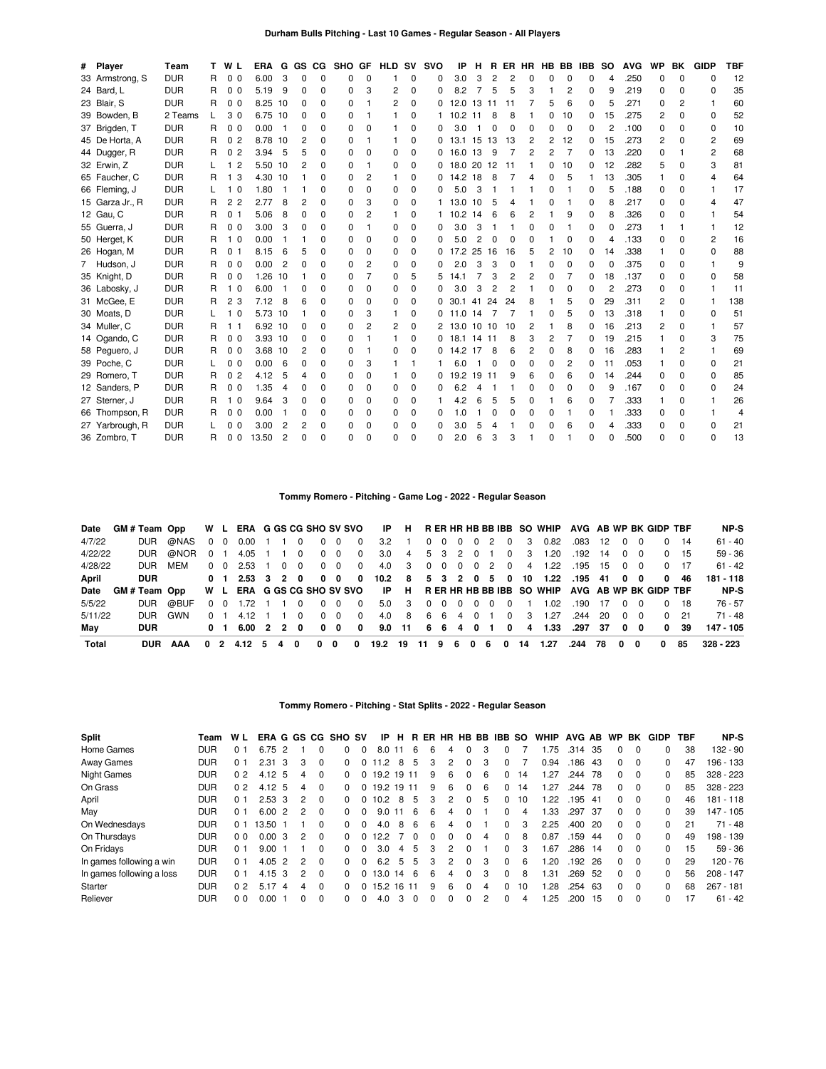## Durham Bulls Pitching - Last 10 Games - Regular Season - All Players

| # | Player | Team | T | W | L | ERA | G | GS | CG | SHO | GF | HLD | SV | SVO | IP | H | R | ER | HR | HB | BB | IBB | SO | AVG | WP | BK | GIDP | TBF |
|---|---|---|---|---|---|---|---|---|---|---|---|---|---|---|---|---|---|---|---|---|---|---|---|---|---|---|---|---|
| 33 | Armstrong, S | DUR | R | 0 | 0 | 6.00 | 3 | 0 | 0 | 0 | 0 | 1 | 0 | 0 | 3.0 | 3 | 2 | 2 | 0 | 0 | 0 | 0 | 4 | .250 | 0 | 0 | 0 | 12 |
| 24 | Bard, L | DUR | R | 0 | 0 | 5.19 | 9 | 0 | 0 | 0 | 3 | 2 | 0 | 0 | 8.2 | 7 | 5 | 5 | 3 | 1 | 2 | 0 | 9 | .219 | 0 | 0 | 0 | 35 |
| 23 | Blair, S | DUR | R | 0 | 0 | 8.25 | 10 | 0 | 0 | 0 | 1 | 2 | 0 | 0 | 12.0 | 13 | 11 | 11 | 7 | 5 | 6 | 0 | 5 | .271 | 0 | 2 | 1 | 60 |
| 39 | Bowden, B | 2 Teams | L | 3 | 0 | 6.75 | 10 | 0 | 0 | 0 | 1 | 1 | 0 | 1 | 10.2 | 11 | 8 | 8 | 1 | 0 | 10 | 0 | 15 | .275 | 2 | 0 | 0 | 52 |
| 37 | Brigden, T | DUR | R | 0 | 0 | 0.00 | 1 | 0 | 0 | 0 | 0 | 1 | 0 | 0 | 3.0 | 1 | 0 | 0 | 0 | 0 | 0 | 0 | 2 | .100 | 0 | 0 | 0 | 10 |
| 45 | De Horta, A | DUR | R | 0 | 2 | 8.78 | 10 | 2 | 0 | 0 | 1 | 1 | 0 | 0 | 13.1 | 15 | 13 | 13 | 2 | 2 | 12 | 0 | 15 | .273 | 2 | 0 | 2 | 69 |
| 44 | Dugger, R | DUR | R | 0 | 2 | 3.94 | 5 | 5 | 0 | 0 | 0 | 0 | 0 | 0 | 16.0 | 13 | 9 | 7 | 2 | 2 | 7 | 0 | 13 | .220 | 0 | 1 | 2 | 68 |
| 32 | Erwin, Z | DUR | L | 1 | 2 | 5.50 | 10 | 2 | 0 | 0 | 1 | 0 | 0 | 0 | 18.0 | 20 | 12 | 11 | 1 | 0 | 10 | 0 | 12 | .282 | 5 | 0 | 3 | 81 |
| 65 | Faucher, C | DUR | R | 1 | 3 | 4.30 | 10 | 1 | 0 | 0 | 2 | 1 | 0 | 0 | 14.2 | 18 | 8 | 7 | 4 | 0 | 5 | 1 | 13 | .305 | 1 | 0 | 4 | 64 |
| 66 | Fleming, J | DUR | L | 1 | 0 | 1.80 | 1 | 1 | 0 | 0 | 0 | 0 | 0 | 0 | 5.0 | 3 | 1 | 1 | 1 | 0 | 1 | 0 | 5 | .188 | 0 | 0 | 1 | 17 |
| 15 | Garza Jr., R | DUR | R | 2 | 2 | 2.77 | 8 | 2 | 0 | 0 | 3 | 0 | 0 | 1 | 13.0 | 10 | 5 | 4 | 1 | 0 | 1 | 0 | 8 | .217 | 0 | 0 | 4 | 47 |
| 12 | Gau, C | DUR | R | 0 | 1 | 5.06 | 8 | 0 | 0 | 0 | 2 | 1 | 0 | 1 | 10.2 | 14 | 6 | 6 | 2 | 1 | 9 | 0 | 8 | .326 | 0 | 0 | 1 | 54 |
| 55 | Guerra, J | DUR | R | 0 | 0 | 3.00 | 3 | 0 | 0 | 0 | 1 | 0 | 0 | 0 | 3.0 | 3 | 1 | 1 | 0 | 0 | 1 | 0 | 0 | .273 | 1 | 1 | 1 | 12 |
| 50 | Herget, K | DUR | R | 1 | 0 | 0.00 | 1 | 1 | 0 | 0 | 0 | 0 | 0 | 0 | 5.0 | 2 | 0 | 0 | 0 | 1 | 0 | 0 | 4 | .133 | 0 | 0 | 2 | 16 |
| 26 | Hogan, M | DUR | R | 0 | 1 | 8.15 | 6 | 5 | 0 | 0 | 0 | 0 | 0 | 0 | 17.2 | 25 | 16 | 16 | 5 | 2 | 10 | 0 | 14 | .338 | 1 | 0 | 0 | 88 |
| 7 | Hudson, J | DUR | R | 0 | 0 | 0.00 | 2 | 0 | 0 | 0 | 2 | 0 | 0 | 0 | 2.0 | 3 | 0 | 0 | 0 | 0 | 0 | 0 | 0 | .375 | 0 | 0 | 1 | 9 |
| 35 | Knight, D | DUR | R | 0 | 0 | 1.26 | 10 | 1 | 0 | 0 | 7 | 0 | 5 | 5 | 14.1 | 7 | 3 | 2 | 2 | 0 | 7 | 0 | 18 | .137 | 0 | 0 | 0 | 58 |
| 36 | Labosky, J | DUR | R | 1 | 0 | 6.00 | 1 | 0 | 0 | 0 | 0 | 0 | 0 | 0 | 3.0 | 3 | 2 | 2 | 1 | 0 | 0 | 0 | 2 | .273 | 0 | 0 | 1 | 11 |
| 31 | McGee, E | DUR | R | 2 | 3 | 7.12 | 8 | 6 | 0 | 0 | 0 | 0 | 0 | 0 | 30.1 | 41 | 24 | 24 | 8 | 1 | 5 | 0 | 29 | .311 | 2 | 0 | 1 | 138 |
| 30 | Moats, D | DUR | L | 1 | 0 | 5.73 | 10 | 1 | 0 | 0 | 3 | 1 | 0 | 0 | 11.0 | 14 | 7 | 7 | 1 | 0 | 5 | 0 | 13 | .318 | 1 | 0 | 0 | 51 |
| 34 | Muller, C | DUR | R | 1 | 1 | 6.92 | 10 | 0 | 0 | 0 | 2 | 2 | 0 | 2 | 13.0 | 10 | 10 | 10 | 2 | 1 | 8 | 0 | 16 | .213 | 2 | 0 | 1 | 57 |
| 14 | Ogando, C | DUR | R | 0 | 0 | 3.93 | 10 | 0 | 0 | 0 | 1 | 1 | 0 | 0 | 18.1 | 14 | 11 | 8 | 3 | 2 | 7 | 0 | 19 | .215 | 1 | 0 | 3 | 75 |
| 58 | Peguero, J | DUR | R | 0 | 0 | 3.68 | 10 | 2 | 0 | 0 | 1 | 0 | 0 | 0 | 14.2 | 17 | 8 | 6 | 2 | 0 | 8 | 0 | 16 | .283 | 1 | 2 | 1 | 69 |
| 39 | Poche, C | DUR | L | 0 | 0 | 0.00 | 6 | 0 | 0 | 0 | 3 | 1 | 1 | 1 | 6.0 | 1 | 0 | 0 | 0 | 0 | 2 | 0 | 11 | .053 | 1 | 0 | 0 | 21 |
| 29 | Romero, T | DUR | R | 0 | 2 | 4.12 | 5 | 4 | 0 | 0 | 0 | 1 | 0 | 0 | 19.2 | 19 | 11 | 9 | 6 | 0 | 6 | 0 | 14 | .244 | 0 | 0 | 0 | 85 |
| 12 | Sanders, P | DUR | R | 0 | 0 | 1.35 | 4 | 0 | 0 | 0 | 0 | 0 | 0 | 0 | 6.2 | 4 | 1 | 1 | 0 | 0 | 0 | 0 | 9 | .167 | 0 | 0 | 0 | 24 |
| 27 | Sterner, J | DUR | R | 1 | 0 | 9.64 | 3 | 0 | 0 | 0 | 0 | 0 | 0 | 1 | 4.2 | 6 | 5 | 5 | 0 | 1 | 6 | 0 | 7 | .333 | 1 | 0 | 1 | 26 |
| 66 | Thompson, R | DUR | R | 0 | 0 | 0.00 | 1 | 0 | 0 | 0 | 0 | 0 | 0 | 0 | 1.0 | 1 | 0 | 0 | 0 | 0 | 1 | 0 | 1 | .333 | 0 | 0 | 1 | 4 |
| 27 | Yarbrough, R | DUR | L | 0 | 0 | 3.00 | 2 | 2 | 0 | 0 | 0 | 0 | 0 | 0 | 3.0 | 5 | 4 | 1 | 0 | 0 | 6 | 0 | 4 | .333 | 0 | 0 | 0 | 21 |
| 36 | Zombro, T | DUR | R | 0 | 0 | 13.50 | 2 | 0 | 0 | 0 | 0 | 0 | 0 | 0 | 2.0 | 6 | 3 | 3 | 1 | 0 | 1 | 0 | 0 | .500 | 0 | 0 | 0 | 13 |

## Tommy Romero - Pitching - Game Log - 2022 - Regular Season

| Date | GM # | Team | Opp | W | L | ERA | G | GS | CG | SHO | SV | SVO | IP | H | R | ER | HR | HB | BB | IBB | SO | WHIP | AVG | AB | WP | BK | GIDP | TBF | NP-S |
|---|---|---|---|---|---|---|---|---|---|---|---|---|---|---|---|---|---|---|---|---|---|---|---|---|---|---|---|---|---|
| 4/7/22 | | DUR | @NAS | 0 | 0 | 0.00 | 1 | 1 | 0 | | 0 | 0 | 3.2 | 1 | 0 | 0 | 0 | 0 | 2 | 0 | 3 | 0.82 | .083 | 12 | 0 | 0 | 0 | 14 | 61 - 40 |
| 4/22/22 | | DUR | @NOR | 0 | 1 | 4.05 | 1 | 1 | 0 | | 0 | 0 | 3.0 | 4 | 5 | 3 | 2 | 0 | 1 | 0 | 3 | 1.20 | .192 | 14 | 0 | 0 | 0 | 15 | 59 - 36 |
| 4/28/22 | | DUR | MEM | 0 | 0 | 2.53 | 1 | 0 | 0 | | 0 | 0 | 4.0 | 3 | 0 | 0 | 0 | 0 | 2 | 0 | 4 | 1.22 | .195 | 15 | 0 | 0 | 0 | 17 | 61 - 42 |
| **April** | | **DUR** | | **0** | **1** | **2.53** | **3** | **2** | **0** | | **0** | **0** | **10.2** | **8** | **5** | **3** | **2** | **0** | **5** | **0** | **10** | **1.22** | **.195** | **41** | **0** | **0** | **0** | **46** | **181 - 118** |
| Date | GM # | Team | Opp | W | L | ERA | G | GS | CG | SHO | SV | SVO | IP | H | R | ER | HR | HB | BB | IBB | SO | WHIP | AVG | AB | WP | BK | GIDP | TBF | NP-S |
| 5/5/22 | | DUR | @BUF | 0 | 0 | 1.72 | 1 | 1 | 0 | | 0 | 0 | 5.0 | 3 | 0 | 0 | 0 | 0 | 0 | 0 | 1 | 1.02 | .190 | 17 | 0 | 0 | 0 | 18 | 76 - 57 |
| 5/11/22 | | DUR | GWN | 0 | 1 | 4.12 | 1 | 1 | 0 | | 0 | 0 | 4.0 | 8 | 6 | 6 | 4 | 0 | 1 | 0 | 3 | 1.27 | .244 | 20 | 0 | 0 | 0 | 21 | 71 - 48 |
| **May** | | **DUR** | | **0** | **1** | **6.00** | **2** | **2** | **0** | | **0** | **0** | **9.0** | **11** | **6** | **6** | **4** | **0** | **1** | **0** | **4** | **1.33** | **.297** | **37** | **0** | **0** | **0** | **39** | **147 - 105** |
| **Total** | | **DUR** | **AAA** | **0** | **2** | **4.12** | **5** | **4** | **0** | | **0** | **0** | **19.2** | **19** | **11** | **9** | **6** | **0** | **6** | **0** | **14** | **1.27** | **.244** | **78** | **0** | **0** | **0** | **85** | **328 - 223** |

## Tommy Romero - Pitching - Stat Splits - 2022 - Regular Season

| Split | Team | W | L | ERA | G | GS | CG | SHO | SV | IP | H | R | ER | HR | HB | BB | IBB | SO | WHIP | AVG | AB | WP | BK | GIDP | TBF | NP-S |
|---|---|---|---|---|---|---|---|---|---|---|---|---|---|---|---|---|---|---|---|---|---|---|---|---|---|---|
| Home Games | DUR | 0 | 1 | 6.75 | 2 | 1 | 0 | 0 | 0 | 8.0 | 11 | 6 | 6 | 4 | 0 | 3 | 0 | 7 | 1.75 | .314 | 35 | 0 | 0 | 0 | 38 | 132 - 90 |
| Away Games | DUR | 0 | 1 | 2.31 | 3 | 3 | 0 | 0 | 0 | 11.2 | 8 | 5 | 3 | 2 | 0 | 3 | 0 | 7 | 0.94 | .186 | 43 | 0 | 0 | 0 | 47 | 196 - 133 |
| Night Games | DUR | 0 | 2 | 4.12 | 5 | 4 | 0 | 0 | 0 | 19.2 | 19 | 11 | 9 | 6 | 0 | 6 | 0 | 14 | 1.27 | .244 | 78 | 0 | 0 | 0 | 85 | 328 - 223 |
| On Grass | DUR | 0 | 2 | 4.12 | 5 | 4 | 0 | 0 | 0 | 19.2 | 19 | 11 | 9 | 6 | 0 | 6 | 0 | 14 | 1.27 | .244 | 78 | 0 | 0 | 0 | 85 | 328 - 223 |
| April | DUR | 0 | 1 | 2.53 | 3 | 2 | 0 | 0 | 0 | 10.2 | 8 | 5 | 3 | 2 | 0 | 5 | 0 | 10 | 1.22 | .195 | 41 | 0 | 0 | 0 | 46 | 181 - 118 |
| May | DUR | 0 | 1 | 6.00 | 2 | 2 | 0 | 0 | 0 | 9.0 | 11 | 6 | 6 | 4 | 0 | 1 | 0 | 4 | 1.33 | .297 | 37 | 0 | 0 | 0 | 39 | 147 - 105 |
| On Wednesdays | DUR | 0 | 1 | 13.50 | 1 | 1 | 0 | 0 | 0 | 4.0 | 8 | 6 | 6 | 4 | 0 | 1 | 0 | 3 | 2.25 | .400 | 20 | 0 | 0 | 0 | 21 | 71 - 48 |
| On Thursdays | DUR | 0 | 0 | 0.00 | 3 | 2 | 0 | 0 | 0 | 12.2 | 7 | 0 | 0 | 0 | 0 | 4 | 0 | 8 | 0.87 | .159 | 44 | 0 | 0 | 0 | 49 | 198 - 139 |
| On Fridays | DUR | 0 | 1 | 9.00 | 1 | 1 | 0 | 0 | 0 | 3.0 | 4 | 5 | 3 | 2 | 0 | 1 | 0 | 3 | 1.67 | .286 | 14 | 0 | 0 | 0 | 15 | 59 - 36 |
| In games following a win | DUR | 0 | 1 | 4.05 | 2 | 2 | 0 | 0 | 0 | 6.2 | 5 | 5 | 3 | 2 | 0 | 3 | 0 | 6 | 1.20 | .192 | 26 | 0 | 0 | 0 | 29 | 120 - 76 |
| In games following a loss | DUR | 0 | 1 | 4.15 | 3 | 2 | 0 | 0 | 0 | 13.0 | 14 | 6 | 6 | 4 | 0 | 3 | 0 | 8 | 1.31 | .269 | 52 | 0 | 0 | 0 | 56 | 208 - 147 |
| Starter | DUR | 0 | 2 | 5.17 | 4 | 4 | 0 | 0 | 0 | 15.2 | 16 | 11 | 9 | 6 | 0 | 4 | 0 | 10 | 1.28 | .254 | 63 | 0 | 0 | 0 | 68 | 267 - 181 |
| Reliever | DUR | 0 | 0 | 0.00 | 1 | 0 | 0 | 0 | 0 | 4.0 | 3 | 0 | 0 | 0 | 0 | 2 | 0 | 4 | 1.25 | .200 | 15 | 0 | 0 | 0 | 17 | 61 - 42 |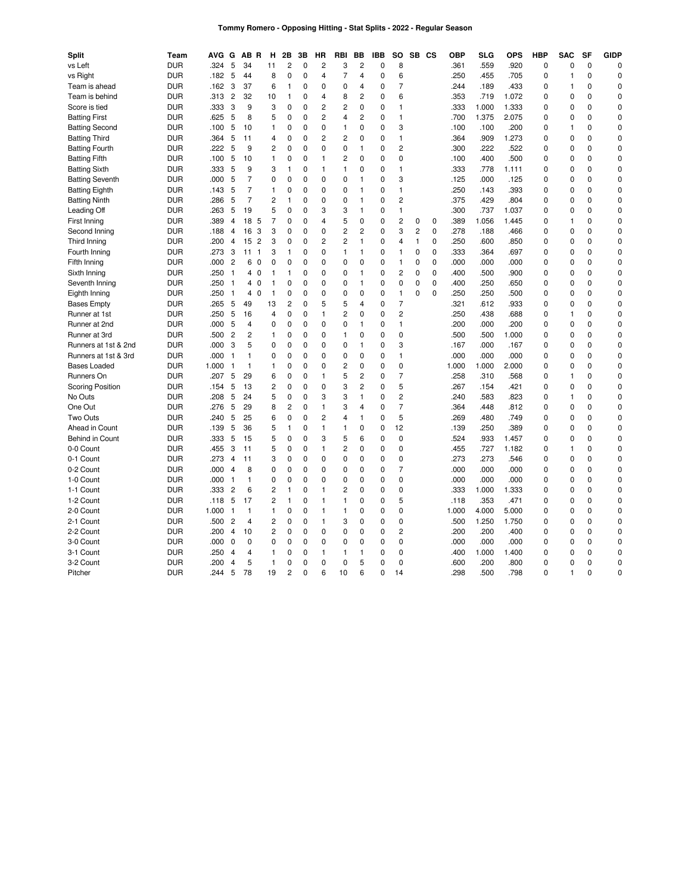# Tommy Romero - Opposing Hitting - Stat Splits - 2022 - Regular Season

| Split | Team | AVG | G | AB | R | H | 2B | 3B | HR | RBI | BB | IBB | SO | SB | CS | OBP | SLG | OPS | HBP | SAC | SF | GIDP |
|---|---|---|---|---|---|---|---|---|---|---|---|---|---|---|---|---|---|---|---|---|---|---|
| vs Left | DUR | .324 | 5 | 34 | | 11 | 2 | 0 | 2 | 3 | 2 | 0 | 8 | | | .361 | .559 | .920 | 0 | 0 | 0 | 0 |
| vs Right | DUR | .182 | 5 | 44 | | 8 | 0 | 0 | 4 | 7 | 4 | 0 | 6 | | | .250 | .455 | .705 | 0 | 1 | 0 | 0 |
| Team is ahead | DUR | .162 | 3 | 37 | | 6 | 1 | 0 | 0 | 0 | 4 | 0 | 7 | | | .244 | .189 | .433 | 0 | 1 | 0 | 0 |
| Team is behind | DUR | .313 | 2 | 32 | | 10 | 1 | 0 | 4 | 8 | 2 | 0 | 6 | | | .353 | .719 | 1.072 | 0 | 0 | 0 | 0 |
| Score is tied | DUR | .333 | 3 | 9 | | 3 | 0 | 0 | 2 | 2 | 0 | 0 | 1 | | | .333 | 1.000 | 1.333 | 0 | 0 | 0 | 0 |
| Batting First | DUR | .625 | 5 | 8 | | 5 | 0 | 0 | 2 | 4 | 2 | 0 | 1 | | | .700 | 1.375 | 2.075 | 0 | 0 | 0 | 0 |
| Batting Second | DUR | .100 | 5 | 10 | | 1 | 0 | 0 | 0 | 1 | 0 | 0 | 3 | | | .100 | .100 | .200 | 0 | 1 | 0 | 0 |
| Batting Third | DUR | .364 | 5 | 11 | | 4 | 0 | 0 | 2 | 2 | 0 | 0 | 1 | | | .364 | .909 | 1.273 | 0 | 0 | 0 | 0 |
| Batting Fourth | DUR | .222 | 5 | 9 | | 2 | 0 | 0 | 0 | 0 | 1 | 0 | 2 | | | .300 | .222 | .522 | 0 | 0 | 0 | 0 |
| Batting Fifth | DUR | .100 | 5 | 10 | | 1 | 0 | 0 | 1 | 2 | 0 | 0 | 0 | | | .100 | .400 | .500 | 0 | 0 | 0 | 0 |
| Batting Sixth | DUR | .333 | 5 | 9 | | 3 | 1 | 0 | 1 | 1 | 0 | 0 | 1 | | | .333 | .778 | 1.111 | 0 | 0 | 0 | 0 |
| Batting Seventh | DUR | .000 | 5 | 7 | | 0 | 0 | 0 | 0 | 0 | 1 | 0 | 3 | | | .125 | .000 | .125 | 0 | 0 | 0 | 0 |
| Batting Eighth | DUR | .143 | 5 | 7 | | 1 | 0 | 0 | 0 | 0 | 1 | 0 | 1 | | | .250 | .143 | .393 | 0 | 0 | 0 | 0 |
| Batting Ninth | DUR | .286 | 5 | 7 | | 2 | 1 | 0 | 0 | 0 | 1 | 0 | 2 | | | .375 | .429 | .804 | 0 | 0 | 0 | 0 |
| Leading Off | DUR | .263 | 5 | 19 | | 5 | 0 | 0 | 3 | 3 | 1 | 0 | 1 | | | .300 | .737 | 1.037 | 0 | 0 | 0 | 0 |
| First Inning | DUR | .389 | 4 | 18 | 5 | 7 | 0 | 0 | 4 | 5 | 0 | 0 | 2 | 0 | 0 | .389 | 1.056 | 1.445 | 0 | 1 | 0 | 0 |
| Second Inning | DUR | .188 | 4 | 16 | 3 | 3 | 0 | 0 | 0 | 2 | 2 | 0 | 3 | 2 | 0 | .278 | .188 | .466 | 0 | 0 | 0 | 0 |
| Third Inning | DUR | .200 | 4 | 15 | 2 | 3 | 0 | 0 | 2 | 2 | 1 | 0 | 4 | 1 | 0 | .250 | .600 | .850 | 0 | 0 | 0 | 0 |
| Fourth Inning | DUR | .273 | 3 | 11 | 1 | 3 | 1 | 0 | 0 | 1 | 1 | 0 | 1 | 0 | 0 | .333 | .364 | .697 | 0 | 0 | 0 | 0 |
| Fifth Inning | DUR | .000 | 2 | 6 | 0 | 0 | 0 | 0 | 0 | 0 | 0 | 0 | 1 | 0 | 0 | .000 | .000 | .000 | 0 | 0 | 0 | 0 |
| Sixth Inning | DUR | .250 | 1 | 4 | 0 | 1 | 1 | 0 | 0 | 0 | 1 | 0 | 2 | 0 | 0 | .400 | .500 | .900 | 0 | 0 | 0 | 0 |
| Seventh Inning | DUR | .250 | 1 | 4 | 0 | 1 | 0 | 0 | 0 | 0 | 1 | 0 | 0 | 0 | 0 | .400 | .250 | .650 | 0 | 0 | 0 | 0 |
| Eighth Inning | DUR | .250 | 1 | 4 | 0 | 1 | 0 | 0 | 0 | 0 | 0 | 0 | 1 | 0 | 0 | .250 | .250 | .500 | 0 | 0 | 0 | 0 |
| Bases Empty | DUR | .265 | 5 | 49 | | 13 | 2 | 0 | 5 | 5 | 4 | 0 | 7 | | | .321 | .612 | .933 | 0 | 0 | 0 | 0 |
| Runner at 1st | DUR | .250 | 5 | 16 | | 4 | 0 | 0 | 1 | 2 | 0 | 0 | 2 | | | .250 | .438 | .688 | 0 | 1 | 0 | 0 |
| Runner at 2nd | DUR | .000 | 5 | 4 | | 0 | 0 | 0 | 0 | 0 | 1 | 0 | 1 | | | .200 | .000 | .200 | 0 | 0 | 0 | 0 |
| Runner at 3rd | DUR | .500 | 2 | 2 | | 1 | 0 | 0 | 0 | 1 | 0 | 0 | 0 | | | .500 | .500 | 1.000 | 0 | 0 | 0 | 0 |
| Runners at 1st & 2nd | DUR | .000 | 3 | 5 | | 0 | 0 | 0 | 0 | 0 | 1 | 0 | 3 | | | .167 | .000 | .167 | 0 | 0 | 0 | 0 |
| Runners at 1st & 3rd | DUR | .000 | 1 | 1 | | 0 | 0 | 0 | 0 | 0 | 0 | 0 | 1 | | | .000 | .000 | .000 | 0 | 0 | 0 | 0 |
| Bases Loaded | DUR | 1.000 | 1 | 1 | | 1 | 0 | 0 | 0 | 2 | 0 | 0 | 0 | | | 1.000 | 1.000 | 2.000 | 0 | 0 | 0 | 0 |
| Runners On | DUR | .207 | 5 | 29 | | 6 | 0 | 0 | 1 | 5 | 2 | 0 | 7 | | | .258 | .310 | .568 | 0 | 1 | 0 | 0 |
| Scoring Position | DUR | .154 | 5 | 13 | | 2 | 0 | 0 | 0 | 3 | 2 | 0 | 5 | | | .267 | .154 | .421 | 0 | 0 | 0 | 0 |
| No Outs | DUR | .208 | 5 | 24 | | 5 | 0 | 0 | 3 | 3 | 1 | 0 | 2 | | | .240 | .583 | .823 | 0 | 1 | 0 | 0 |
| One Out | DUR | .276 | 5 | 29 | | 8 | 2 | 0 | 1 | 3 | 4 | 0 | 7 | | | .364 | .448 | .812 | 0 | 0 | 0 | 0 |
| Two Outs | DUR | .240 | 5 | 25 | | 6 | 0 | 0 | 2 | 4 | 1 | 0 | 5 | | | .269 | .480 | .749 | 0 | 0 | 0 | 0 |
| Ahead in Count | DUR | .139 | 5 | 36 | | 5 | 1 | 0 | 1 | 1 | 0 | 0 | 12 | | | .139 | .250 | .389 | 0 | 0 | 0 | 0 |
| Behind in Count | DUR | .333 | 5 | 15 | | 5 | 0 | 0 | 3 | 5 | 6 | 0 | 0 | | | .524 | .933 | 1.457 | 0 | 0 | 0 | 0 |
| 0-0 Count | DUR | .455 | 3 | 11 | | 5 | 0 | 0 | 1 | 2 | 0 | 0 | 0 | | | .455 | .727 | 1.182 | 0 | 1 | 0 | 0 |
| 0-1 Count | DUR | .273 | 4 | 11 | | 3 | 0 | 0 | 0 | 0 | 0 | 0 | 0 | | | .273 | .273 | .546 | 0 | 0 | 0 | 0 |
| 0-2 Count | DUR | .000 | 4 | 8 | | 0 | 0 | 0 | 0 | 0 | 0 | 0 | 7 | | | .000 | .000 | .000 | 0 | 0 | 0 | 0 |
| 1-0 Count | DUR | .000 | 1 | 1 | | 0 | 0 | 0 | 0 | 0 | 0 | 0 | 0 | | | .000 | .000 | .000 | 0 | 0 | 0 | 0 |
| 1-1 Count | DUR | .333 | 2 | 6 | | 2 | 1 | 0 | 1 | 2 | 0 | 0 | 0 | | | .333 | 1.000 | 1.333 | 0 | 0 | 0 | 0 |
| 1-2 Count | DUR | .118 | 5 | 17 | | 2 | 1 | 0 | 1 | 1 | 0 | 0 | 5 | | | .118 | .353 | .471 | 0 | 0 | 0 | 0 |
| 2-0 Count | DUR | 1.000 | 1 | 1 | | 1 | 0 | 0 | 1 | 1 | 0 | 0 | 0 | | | 1.000 | 4.000 | 5.000 | 0 | 0 | 0 | 0 |
| 2-1 Count | DUR | .500 | 2 | 4 | | 2 | 0 | 0 | 1 | 3 | 0 | 0 | 0 | | | .500 | 1.250 | 1.750 | 0 | 0 | 0 | 0 |
| 2-2 Count | DUR | .200 | 4 | 10 | | 2 | 0 | 0 | 0 | 0 | 0 | 0 | 2 | | | .200 | .200 | .400 | 0 | 0 | 0 | 0 |
| 3-0 Count | DUR | .000 | 0 | 0 | | 0 | 0 | 0 | 0 | 0 | 0 | 0 | 0 | | | .000 | .000 | .000 | 0 | 0 | 0 | 0 |
| 3-1 Count | DUR | .250 | 4 | 4 | | 1 | 0 | 0 | 1 | 1 | 1 | 0 | 0 | | | .400 | 1.000 | 1.400 | 0 | 0 | 0 | 0 |
| 3-2 Count | DUR | .200 | 4 | 5 | | 1 | 0 | 0 | 0 | 0 | 5 | 0 | 0 | | | .600 | .200 | .800 | 0 | 0 | 0 | 0 |
| Pitcher | DUR | .244 | 5 | 78 | | 19 | 2 | 0 | 6 | 10 | 6 | 0 | 14 | | | .298 | .500 | .798 | 0 | 1 | 0 | 0 |